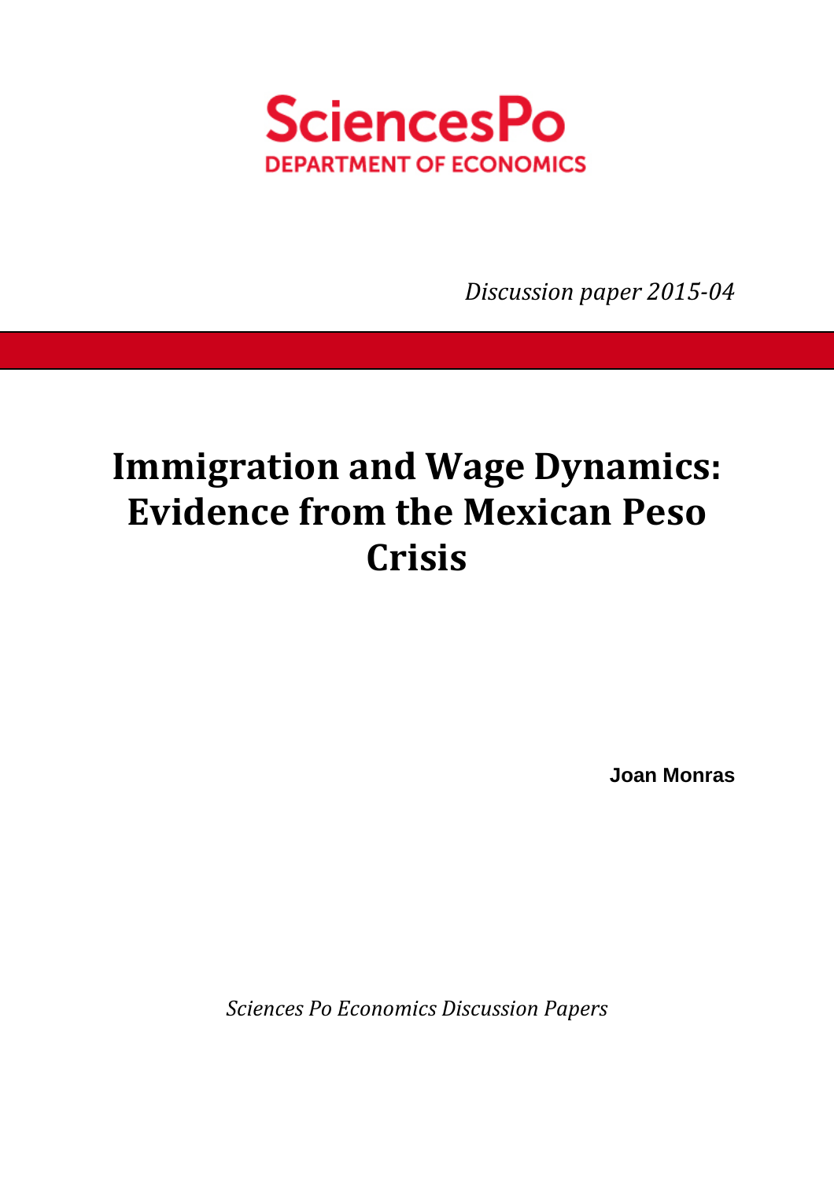SciencesPo

DEPARTMENT OF ECONOMICS

*Discussion paper 2015-04*

# Immigration and Wage Dynamics: Evidence from the Mexican Peso Crisis

**Joan Monras**

*Sciences Po Economics Discussion Papers*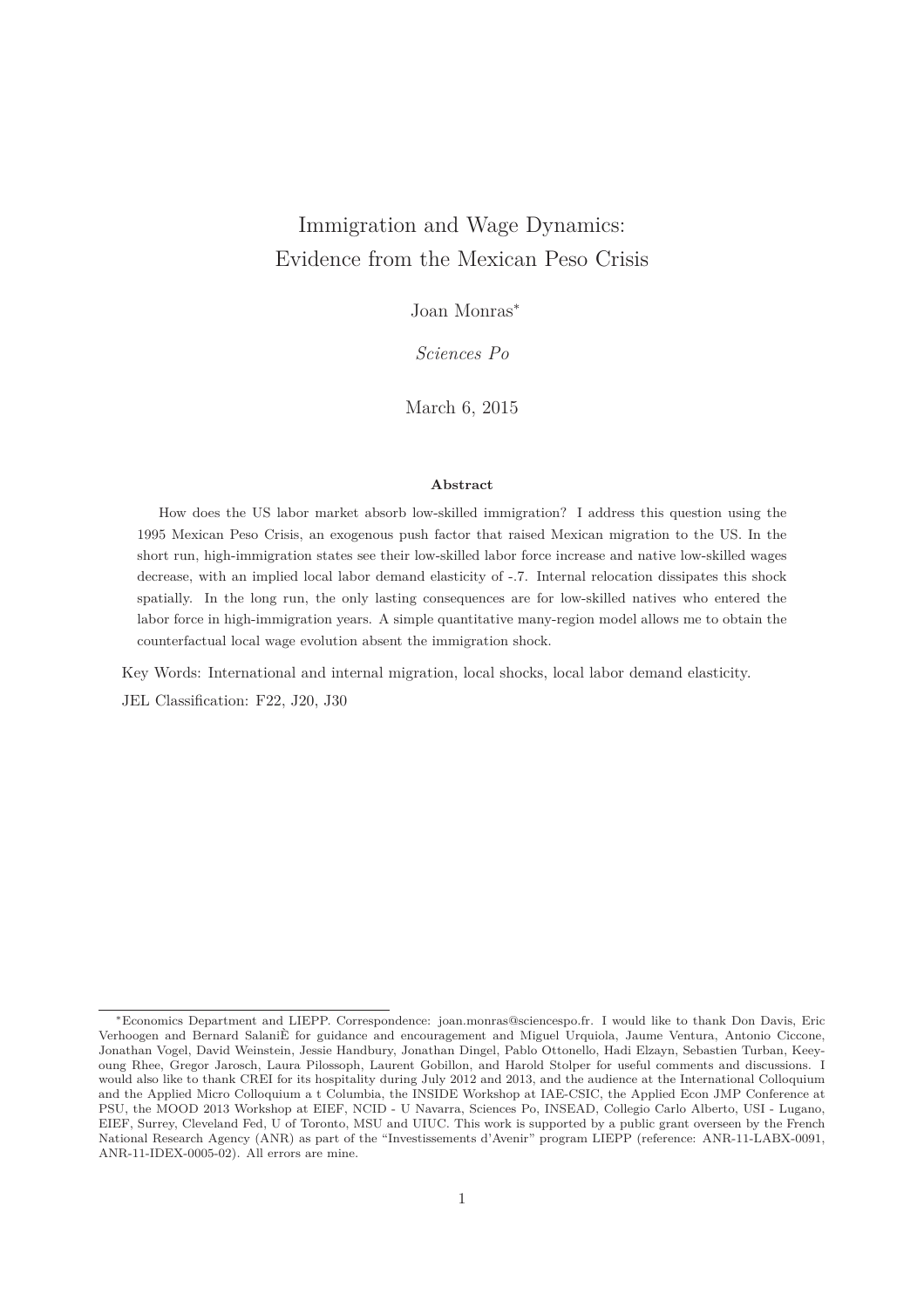# Immigration and Wage Dynamics: Evidence from the Mexican Peso Crisis

Joan Monras[*]

*Sciences Po*

March 6, 2015

**Abstract**

How does the US labor market absorb low-skilled immigration? I address this question using the 1995 Mexican Peso Crisis, an exogenous push factor that raised Mexican migration to the US. In the short run, high-immigration states see their low-skilled labor force increase and native low-skilled wages decrease, with an implied local labor demand elasticity of -.7. Internal relocation dissipates this shock spatially. In the long run, the only lasting consequences are for low-skilled natives who entered the labor force in high-immigration years. A simple quantitative many-region model allows me to obtain the counterfactual local wage evolution absent the immigration shock.

Key Words: International and internal migration, local shocks, local labor demand elasticity.

JEL Classification: F22, J20, J30

---

[*] Economics Department and LIEPP. Correspondence: joan.monras@sciencespo.fr. I would like to thank Don Davis, Eric Verhoogen and Bernard SalaniÈ for guidance and encouragement and Miguel Urquiola, Jaume Ventura, Antonio Ciccone, Jonathan Vogel, David Weinstein, Jessie Handbury, Jonathan Dingel, Pablo Ottonello, Hadi Elzayn, Sebastien Turban, Keeyoung Rhee, Gregor Jarosch, Laura Pilossoph, Laurent Gobillon, and Harold Stolper for useful comments and discussions. I would also like to thank CREI for its hospitality during July 2012 and 2013, and the audience at the International Colloquium and the Applied Micro Colloquium a t Columbia, the INSIDE Workshop at IAE-CSIC, the Applied Econ JMP Conference at PSU, the MOOD 2013 Workshop at EIEF, NCID - U Navarra, Sciences Po, INSEAD, Collegio Carlo Alberto, USI - Lugano, EIEF, Surrey, Cleveland Fed, U of Toronto, MSU and UIUC. This work is supported by a public grant overseen by the French National Research Agency (ANR) as part of the "Investissements d'Avenir" program LIEPP (reference: ANR-11-LABX-0091, ANR-11-IDEX-0005-02). All errors are mine.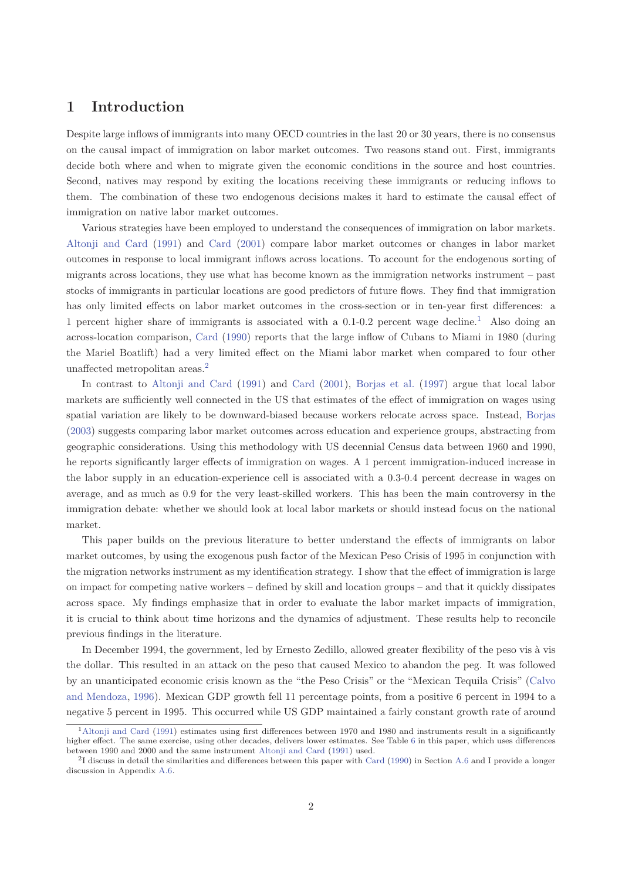# 1 Introduction

Despite large inflows of immigrants into many OECD countries in the last 20 or 30 years, there is no consensus on the causal impact of immigration on labor market outcomes. Two reasons stand out. First, immigrants decide both where and when to migrate given the economic conditions in the source and host countries. Second, natives may respond by exiting the locations receiving these immigrants or reducing inflows to them. The combination of these two endogenous decisions makes it hard to estimate the causal effect of immigration on native labor market outcomes.

Various strategies have been employed to understand the consequences of immigration on labor markets. Altonji and Card (1991) and Card (2001) compare labor market outcomes or changes in labor market outcomes in response to local immigrant inflows across locations. To account for the endogenous sorting of migrants across locations, they use what has become known as the immigration networks instrument – past stocks of immigrants in particular locations are good predictors of future flows. They find that immigration has only limited effects on labor market outcomes in the cross-section or in ten-year first differences: a 1 percent higher share of immigrants is associated with a 0.1-0.2 percent wage decline.[1] Also doing an across-location comparison, Card (1990) reports that the large inflow of Cubans to Miami in 1980 (during the Mariel Boatlift) had a very limited effect on the Miami labor market when compared to four other unaffected metropolitan areas.[2]

In contrast to Altonji and Card (1991) and Card (2001), Borjas et al. (1997) argue that local labor markets are sufficiently well connected in the US that estimates of the effect of immigration on wages using spatial variation are likely to be downward-biased because workers relocate across space. Instead, Borjas (2003) suggests comparing labor market outcomes across education and experience groups, abstracting from geographic considerations. Using this methodology with US decennial Census data between 1960 and 1990, he reports significantly larger effects of immigration on wages. A 1 percent immigration-induced increase in the labor supply in an education-experience cell is associated with a 0.3-0.4 percent decrease in wages on average, and as much as 0.9 for the very least-skilled workers. This has been the main controversy in the immigration debate: whether we should look at local labor markets or should instead focus on the national market.

This paper builds on the previous literature to better understand the effects of immigrants on labor market outcomes, by using the exogenous push factor of the Mexican Peso Crisis of 1995 in conjunction with the migration networks instrument as my identification strategy. I show that the effect of immigration is large on impact for competing native workers – defined by skill and location groups – and that it quickly dissipates across space. My findings emphasize that in order to evaluate the labor market impacts of immigration, it is crucial to think about time horizons and the dynamics of adjustment. These results help to reconcile previous findings in the literature.

In December 1994, the government, led by Ernesto Zedillo, allowed greater flexibility of the peso vis à vis the dollar. This resulted in an attack on the peso that caused Mexico to abandon the peg. It was followed by an unanticipated economic crisis known as the "the Peso Crisis" or the "Mexican Tequila Crisis" (Calvo and Mendoza, 1996). Mexican GDP growth fell 11 percentage points, from a positive 6 percent in 1994 to a negative 5 percent in 1995. This occurred while US GDP maintained a fairly constant growth rate of around

[1] Altonji and Card (1991) estimates using first differences between 1970 and 1980 and instruments result in a significantly higher effect. The same exercise, using other decades, delivers lower estimates. See Table 6 in this paper, which uses differences between 1990 and 2000 and the same instrument Altonji and Card (1991) used.

[2] I discuss in detail the similarities and differences between this paper with Card (1990) in Section A.6 and I provide a longer discussion in Appendix A.6.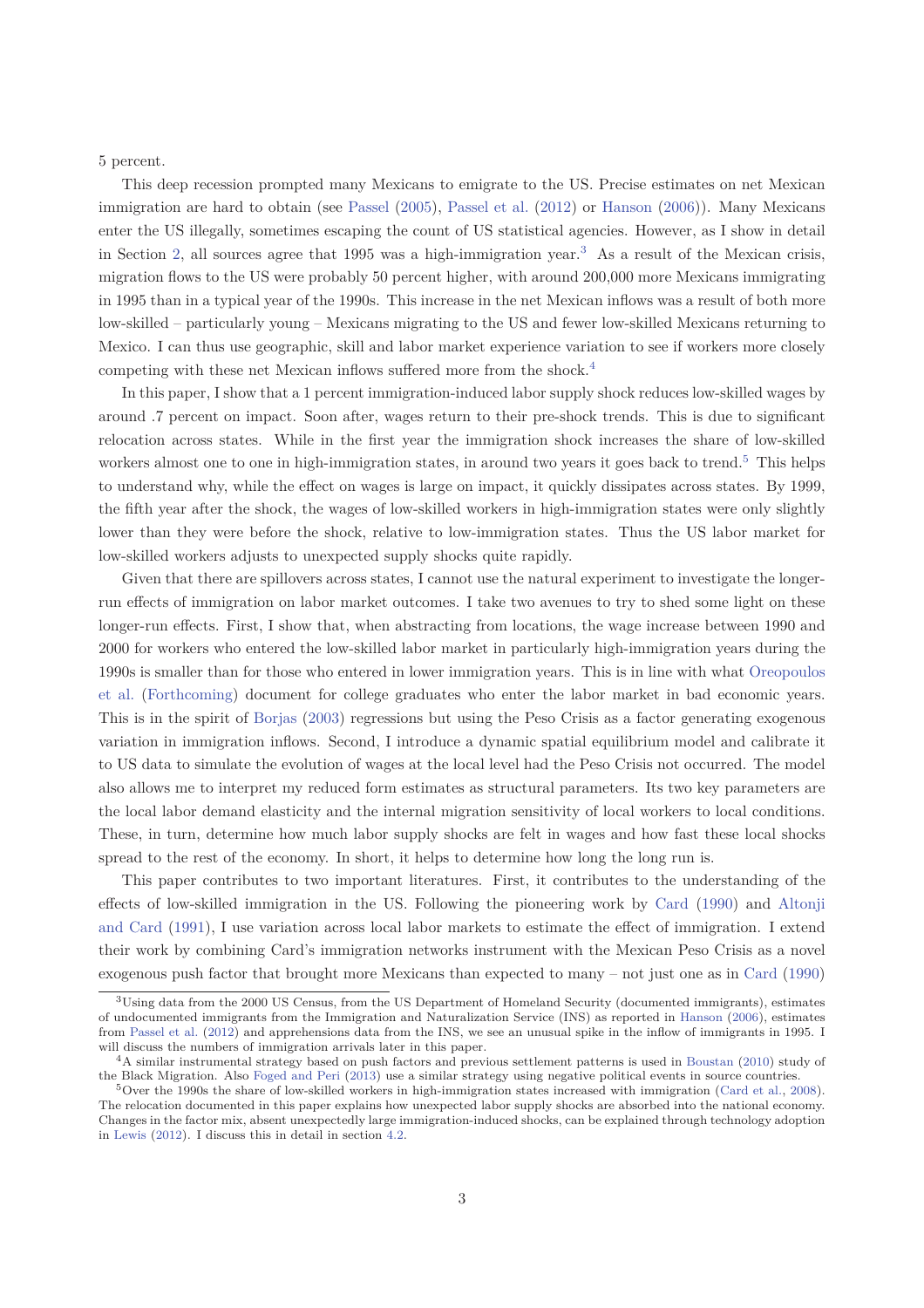5 percent.

This deep recession prompted many Mexicans to emigrate to the US. Precise estimates on net Mexican immigration are hard to obtain (see Passel (2005), Passel et al. (2012) or Hanson (2006)). Many Mexicans enter the US illegally, sometimes escaping the count of US statistical agencies. However, as I show in detail in Section 2, all sources agree that 1995 was a high-immigration year.[3] As a result of the Mexican crisis, migration flows to the US were probably 50 percent higher, with around 200,000 more Mexicans immigrating in 1995 than in a typical year of the 1990s. This increase in the net Mexican inflows was a result of both more low-skilled – particularly young – Mexicans migrating to the US and fewer low-skilled Mexicans returning to Mexico. I can thus use geographic, skill and labor market experience variation to see if workers more closely competing with these net Mexican inflows suffered more from the shock.[4]

In this paper, I show that a 1 percent immigration-induced labor supply shock reduces low-skilled wages by around .7 percent on impact. Soon after, wages return to their pre-shock trends. This is due to significant relocation across states. While in the first year the immigration shock increases the share of low-skilled workers almost one to one in high-immigration states, in around two years it goes back to trend.[5] This helps to understand why, while the effect on wages is large on impact, it quickly dissipates across states. By 1999, the fifth year after the shock, the wages of low-skilled workers in high-immigration states were only slightly lower than they were before the shock, relative to low-immigration states. Thus the US labor market for low-skilled workers adjusts to unexpected supply shocks quite rapidly.

Given that there are spillovers across states, I cannot use the natural experiment to investigate the longer-run effects of immigration on labor market outcomes. I take two avenues to try to shed some light on these longer-run effects. First, I show that, when abstracting from locations, the wage increase between 1990 and 2000 for workers who entered the low-skilled labor market in particularly high-immigration years during the 1990s is smaller than for those who entered in lower immigration years. This is in line with what Oreopoulos et al. (Forthcoming) document for college graduates who enter the labor market in bad economic years. This is in the spirit of Borjas (2003) regressions but using the Peso Crisis as a factor generating exogenous variation in immigration inflows. Second, I introduce a dynamic spatial equilibrium model and calibrate it to US data to simulate the evolution of wages at the local level had the Peso Crisis not occurred. The model also allows me to interpret my reduced form estimates as structural parameters. Its two key parameters are the local labor demand elasticity and the internal migration sensitivity of local workers to local conditions. These, in turn, determine how much labor supply shocks are felt in wages and how fast these local shocks spread to the rest of the economy. In short, it helps to determine how long the long run is.

This paper contributes to two important literatures. First, it contributes to the understanding of the effects of low-skilled immigration in the US. Following the pioneering work by Card (1990) and Altonji and Card (1991), I use variation across local labor markets to estimate the effect of immigration. I extend their work by combining Card's immigration networks instrument with the Mexican Peso Crisis as a novel exogenous push factor that brought more Mexicans than expected to many – not just one as in Card (1990)

---

[3] Using data from the 2000 US Census, from the US Department of Homeland Security (documented immigrants), estimates of undocumented immigrants from the Immigration and Naturalization Service (INS) as reported in Hanson (2006), estimates from Passel et al. (2012) and apprehensions data from the INS, we see an unusual spike in the inflow of immigrants in 1995. I will discuss the numbers of immigration arrivals later in this paper.

[4] A similar instrumental strategy based on push factors and previous settlement patterns is used in Boustan (2010) study of the Black Migration. Also Foged and Peri (2013) use a similar strategy using negative political events in source countries.

[5] Over the 1990s the share of low-skilled workers in high-immigration states increased with immigration (Card et al., 2008). The relocation documented in this paper explains how unexpected labor supply shocks are absorbed into the national economy. Changes in the factor mix, absent unexpectedly large immigration-induced shocks, can be explained through technology adoption in Lewis (2012). I discuss this in detail in section 4.2.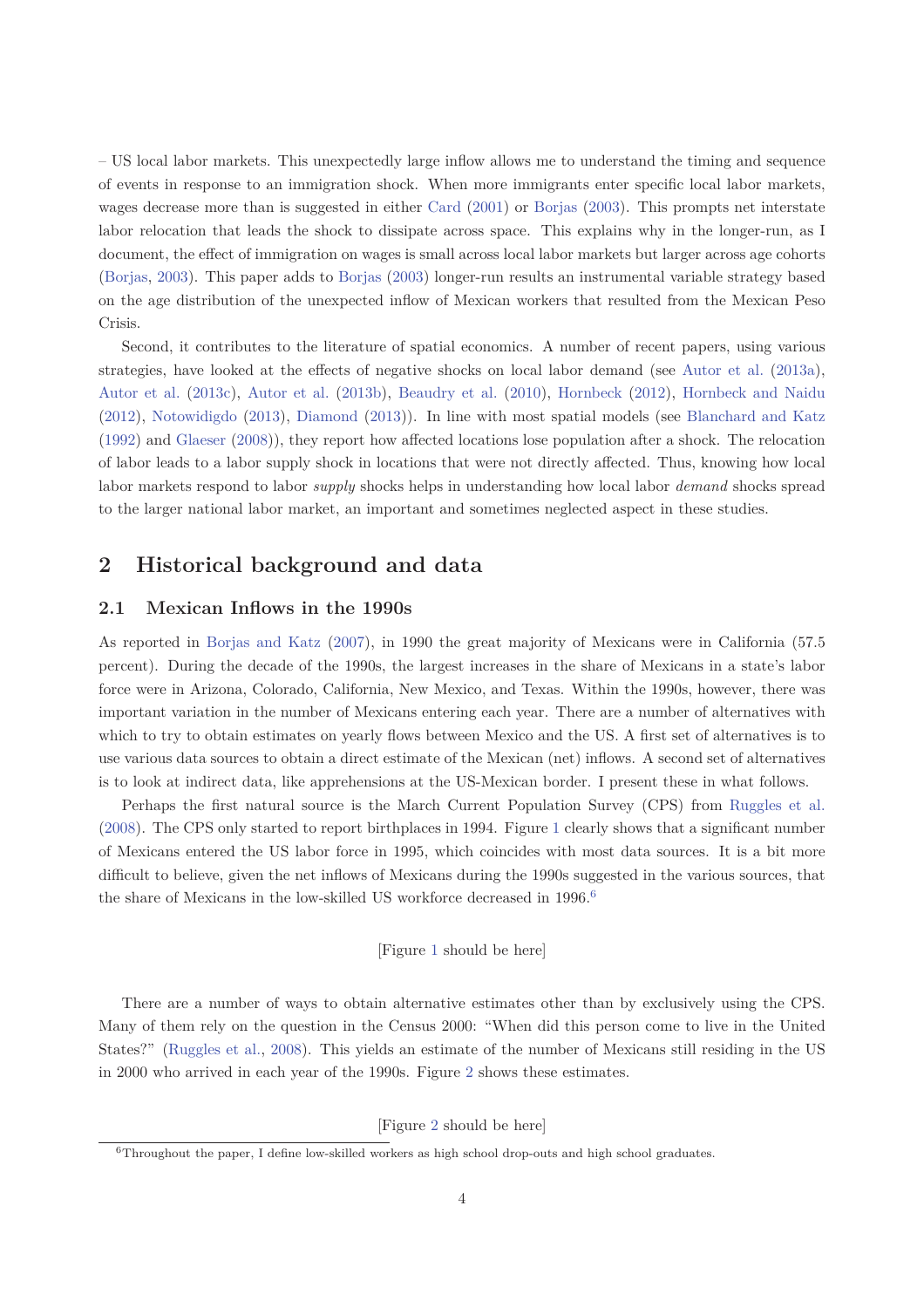– US local labor markets. This unexpectedly large inflow allows me to understand the timing and sequence of events in response to an immigration shock. When more immigrants enter specific local labor markets, wages decrease more than is suggested in either Card (2001) or Borjas (2003). This prompts net interstate labor relocation that leads the shock to dissipate across space. This explains why in the longer-run, as I document, the effect of immigration on wages is small across local labor markets but larger across age cohorts (Borjas, 2003). This paper adds to Borjas (2003) longer-run results an instrumental variable strategy based on the age distribution of the unexpected inflow of Mexican workers that resulted from the Mexican Peso Crisis.

Second, it contributes to the literature of spatial economics. A number of recent papers, using various strategies, have looked at the effects of negative shocks on local labor demand (see Autor et al. (2013a), Autor et al. (2013c), Autor et al. (2013b), Beaudry et al. (2010), Hornbeck (2012), Hornbeck and Naidu (2012), Notowidigdo (2013), Diamond (2013)). In line with most spatial models (see Blanchard and Katz (1992) and Glaeser (2008)), they report how affected locations lose population after a shock. The relocation of labor leads to a labor supply shock in locations that were not directly affected. Thus, knowing how local labor markets respond to labor *supply* shocks helps in understanding how local labor *demand* shocks spread to the larger national labor market, an important and sometimes neglected aspect in these studies.

## 2 Historical background and data

### 2.1 Mexican Inflows in the 1990s

As reported in Borjas and Katz (2007), in 1990 the great majority of Mexicans were in California (57.5 percent). During the decade of the 1990s, the largest increases in the share of Mexicans in a state's labor force were in Arizona, Colorado, California, New Mexico, and Texas. Within the 1990s, however, there was important variation in the number of Mexicans entering each year. There are a number of alternatives with which to try to obtain estimates on yearly flows between Mexico and the US. A first set of alternatives is to use various data sources to obtain a direct estimate of the Mexican (net) inflows. A second set of alternatives is to look at indirect data, like apprehensions at the US-Mexican border. I present these in what follows.

Perhaps the first natural source is the March Current Population Survey (CPS) from Ruggles et al. (2008). The CPS only started to report birthplaces in 1994. Figure 1 clearly shows that a significant number of Mexicans entered the US labor force in 1995, which coincides with most data sources. It is a bit more difficult to believe, given the net inflows of Mexicans during the 1990s suggested in the various sources, that the share of Mexicans in the low-skilled US workforce decreased in 1996.[6]

[Figure 1 should be here]

There are a number of ways to obtain alternative estimates other than by exclusively using the CPS. Many of them rely on the question in the Census 2000: "When did this person come to live in the United States?" (Ruggles et al., 2008). This yields an estimate of the number of Mexicans still residing in the US in 2000 who arrived in each year of the 1990s. Figure 2 shows these estimates.

[Figure 2 should be here]

[6]Throughout the paper, I define low-skilled workers as high school drop-outs and high school graduates.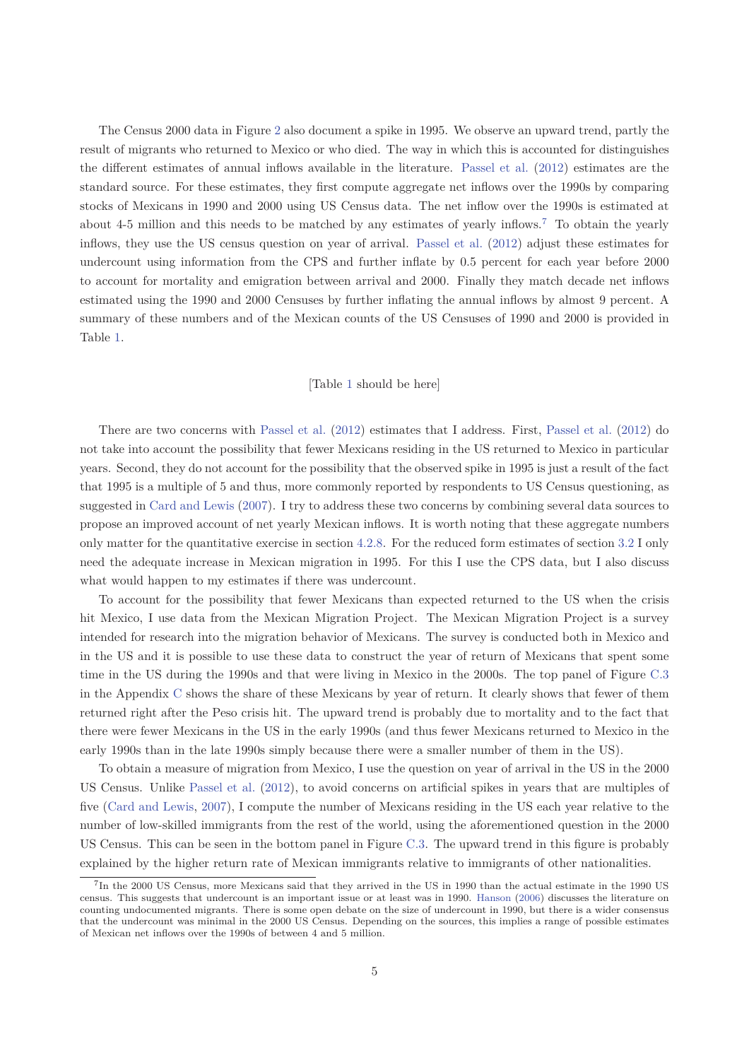The Census 2000 data in Figure 2 also document a spike in 1995. We observe an upward trend, partly the result of migrants who returned to Mexico or who died. The way in which this is accounted for distinguishes the different estimates of annual inflows available in the literature. Passel et al. (2012) estimates are the standard source. For these estimates, they first compute aggregate net inflows over the 1990s by comparing stocks of Mexicans in 1990 and 2000 using US Census data. The net inflow over the 1990s is estimated at about 4-5 million and this needs to be matched by any estimates of yearly inflows.[7] To obtain the yearly inflows, they use the US census question on year of arrival. Passel et al. (2012) adjust these estimates for undercount using information from the CPS and further inflate by 0.5 percent for each year before 2000 to account for mortality and emigration between arrival and 2000. Finally they match decade net inflows estimated using the 1990 and 2000 Censuses by further inflating the annual inflows by almost 9 percent. A summary of these numbers and of the Mexican counts of the US Censuses of 1990 and 2000 is provided in Table 1.

[Table 1 should be here]

There are two concerns with Passel et al. (2012) estimates that I address. First, Passel et al. (2012) do not take into account the possibility that fewer Mexicans residing in the US returned to Mexico in particular years. Second, they do not account for the possibility that the observed spike in 1995 is just a result of the fact that 1995 is a multiple of 5 and thus, more commonly reported by respondents to US Census questioning, as suggested in Card and Lewis (2007). I try to address these two concerns by combining several data sources to propose an improved account of net yearly Mexican inflows. It is worth noting that these aggregate numbers only matter for the quantitative exercise in section 4.2.8. For the reduced form estimates of section 3.2 I only need the adequate increase in Mexican migration in 1995. For this I use the CPS data, but I also discuss what would happen to my estimates if there was undercount.

To account for the possibility that fewer Mexicans than expected returned to the US when the crisis hit Mexico, I use data from the Mexican Migration Project. The Mexican Migration Project is a survey intended for research into the migration behavior of Mexicans. The survey is conducted both in Mexico and in the US and it is possible to use these data to construct the year of return of Mexicans that spent some time in the US during the 1990s and that were living in Mexico in the 2000s. The top panel of Figure C.3 in the Appendix C shows the share of these Mexicans by year of return. It clearly shows that fewer of them returned right after the Peso crisis hit. The upward trend is probably due to mortality and to the fact that there were fewer Mexicans in the US in the early 1990s (and thus fewer Mexicans returned to Mexico in the early 1990s than in the late 1990s simply because there were a smaller number of them in the US).

To obtain a measure of migration from Mexico, I use the question on year of arrival in the US in the 2000 US Census. Unlike Passel et al. (2012), to avoid concerns on artificial spikes in years that are multiples of five (Card and Lewis, 2007), I compute the number of Mexicans residing in the US each year relative to the number of low-skilled immigrants from the rest of the world, using the aforementioned question in the 2000 US Census. This can be seen in the bottom panel in Figure C.3. The upward trend in this figure is probably explained by the higher return rate of Mexican immigrants relative to immigrants of other nationalities.

[7] In the 2000 US Census, more Mexicans said that they arrived in the US in 1990 than the actual estimate in the 1990 US census. This suggests that undercount is an important issue or at least was in 1990. Hanson (2006) discusses the literature on counting undocumented migrants. There is some open debate on the size of undercount in 1990, but there is a wider consensus that the undercount was minimal in the 2000 US Census. Depending on the sources, this implies a range of possible estimates of Mexican net inflows over the 1990s of between 4 and 5 million.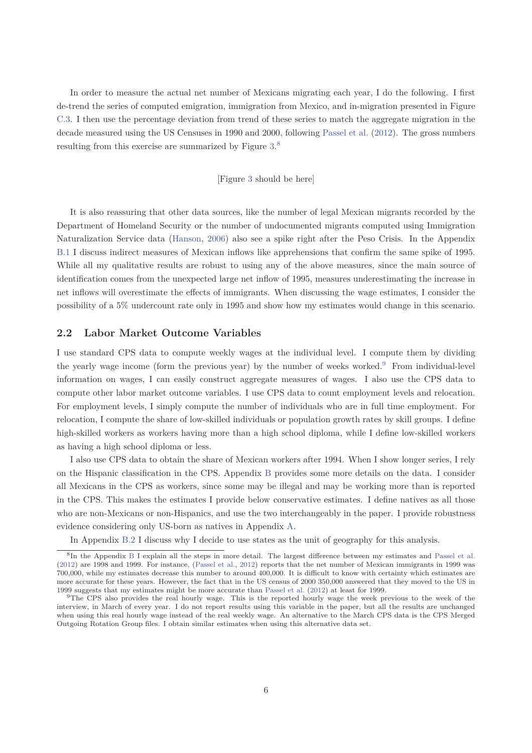In order to measure the actual net number of Mexicans migrating each year, I do the following. I first de-trend the series of computed emigration, immigration from Mexico, and in-migration presented in Figure C.3. I then use the percentage deviation from trend of these series to match the aggregate migration in the decade measured using the US Censuses in 1990 and 2000, following Passel et al. (2012). The gross numbers resulting from this exercise are summarized by Figure 3.[8]

[Figure 3 should be here]

It is also reassuring that other data sources, like the number of legal Mexican migrants recorded by the Department of Homeland Security or the number of undocumented migrants computed using Immigration Naturalization Service data (Hanson, 2006) also see a spike right after the Peso Crisis. In the Appendix B.1 I discuss indirect measures of Mexican inflows like apprehensions that confirm the same spike of 1995. While all my qualitative results are robust to using any of the above measures, since the main source of identification comes from the unexpected large net inflow of 1995, measures underestimating the increase in net inflows will overestimate the effects of immigrants. When discussing the wage estimates, I consider the possibility of a 5% undercount rate only in 1995 and show how my estimates would change in this scenario.

## 2.2 Labor Market Outcome Variables

I use standard CPS data to compute weekly wages at the individual level. I compute them by dividing the yearly wage income (form the previous year) by the number of weeks worked.[9] From individual-level information on wages, I can easily construct aggregate measures of wages. I also use the CPS data to compute other labor market outcome variables. I use CPS data to count employment levels and relocation. For employment levels, I simply compute the number of individuals who are in full time employment. For relocation, I compute the share of low-skilled individuals or population growth rates by skill groups. I define high-skilled workers as workers having more than a high school diploma, while I define low-skilled workers as having a high school diploma or less.

I also use CPS data to obtain the share of Mexican workers after 1994. When I show longer series, I rely on the Hispanic classification in the CPS. Appendix B provides some more details on the data. I consider all Mexicans in the CPS as workers, since some may be illegal and may be working more than is reported in the CPS. This makes the estimates I provide below conservative estimates. I define natives as all those who are non-Mexicans or non-Hispanics, and use the two interchangeably in the paper. I provide robustness evidence considering only US-born as natives in Appendix A.

In Appendix B.2 I discuss why I decide to use states as the unit of geography for this analysis.

---

[8] In the Appendix B I explain all the steps in more detail. The largest difference between my estimates and Passel et al. (2012) are 1998 and 1999. For instance, (Passel et al., 2012) reports that the net number of Mexican immigrants in 1999 was 700,000, while my estimates decrease this number to around 400,000. It is difficult to know with certainty which estimates are more accurate for these years. However, the fact that in the US census of 2000 350,000 answered that they moved to the US in 1999 suggests that my estimates might be more accurate than Passel et al. (2012) at least for 1999.

[9] The CPS also provides the real hourly wage. This is the reported hourly wage the week previous to the week of the interview, in March of every year. I do not report results using this variable in the paper, but all the results are unchanged when using this real hourly wage instead of the real weekly wage. An alternative to the March CPS data is the CPS Merged Outgoing Rotation Group files. I obtain similar estimates when using this alternative data set.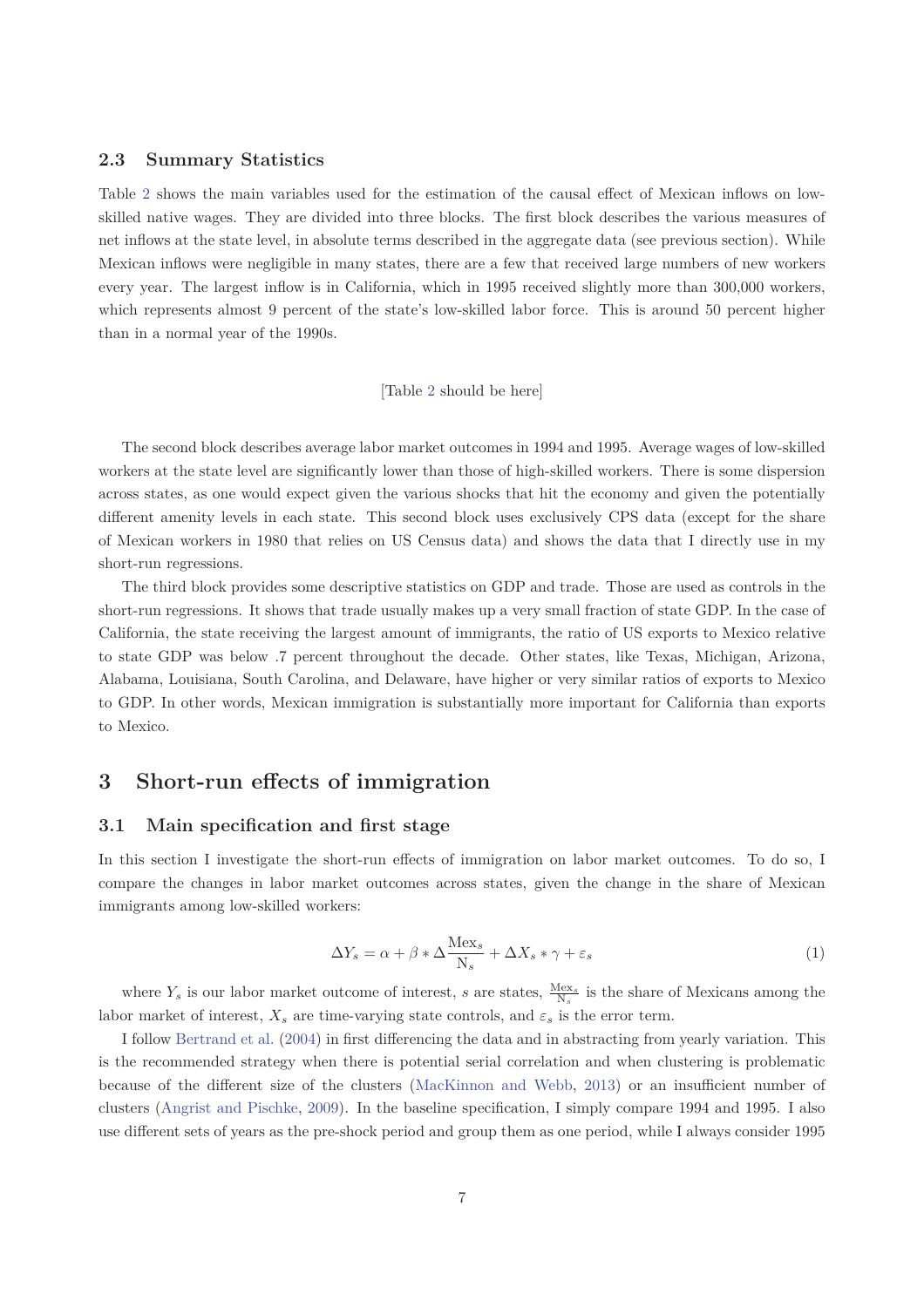### 2.3 Summary Statistics

Table 2 shows the main variables used for the estimation of the causal effect of Mexican inflows on low-skilled native wages. They are divided into three blocks. The first block describes the various measures of net inflows at the state level, in absolute terms described in the aggregate data (see previous section). While Mexican inflows were negligible in many states, there are a few that received large numbers of new workers every year. The largest inflow is in California, which in 1995 received slightly more than 300,000 workers, which represents almost 9 percent of the state's low-skilled labor force. This is around 50 percent higher than in a normal year of the 1990s.

[Table 2 should be here]

The second block describes average labor market outcomes in 1994 and 1995. Average wages of low-skilled workers at the state level are significantly lower than those of high-skilled workers. There is some dispersion across states, as one would expect given the various shocks that hit the economy and given the potentially different amenity levels in each state. This second block uses exclusively CPS data (except for the share of Mexican workers in 1980 that relies on US Census data) and shows the data that I directly use in my short-run regressions.

The third block provides some descriptive statistics on GDP and trade. Those are used as controls in the short-run regressions. It shows that trade usually makes up a very small fraction of state GDP. In the case of California, the state receiving the largest amount of immigrants, the ratio of US exports to Mexico relative to state GDP was below .7 percent throughout the decade. Other states, like Texas, Michigan, Arizona, Alabama, Louisiana, South Carolina, and Delaware, have higher or very similar ratios of exports to Mexico to GDP. In other words, Mexican immigration is substantially more important for California than exports to Mexico.

## 3 Short-run effects of immigration

### 3.1 Main specification and first stage

In this section I investigate the short-run effects of immigration on labor market outcomes. To do so, I compare the changes in labor market outcomes across states, given the change in the share of Mexican immigrants among low-skilled workers:

$$\Delta Y_s = \alpha + \beta * \Delta \frac{\text{Mex}_s}{\text{N}_s} + \Delta X_s * \gamma + \varepsilon_s \tag{1}$$

where $Y_s$ is our labor market outcome of interest, $s$ are states, $\frac{\text{Mex}_s}{\text{N}_s}$ is the share of Mexicans among the labor market of interest, $X_s$ are time-varying state controls, and $\varepsilon_s$ is the error term.

I follow Bertrand et al. (2004) in first differencing the data and in abstracting from yearly variation. This is the recommended strategy when there is potential serial correlation and when clustering is problematic because of the different size of the clusters (MacKinnon and Webb, 2013) or an insufficient number of clusters (Angrist and Pischke, 2009). In the baseline specification, I simply compare 1994 and 1995. I also use different sets of years as the pre-shock period and group them as one period, while I always consider 1995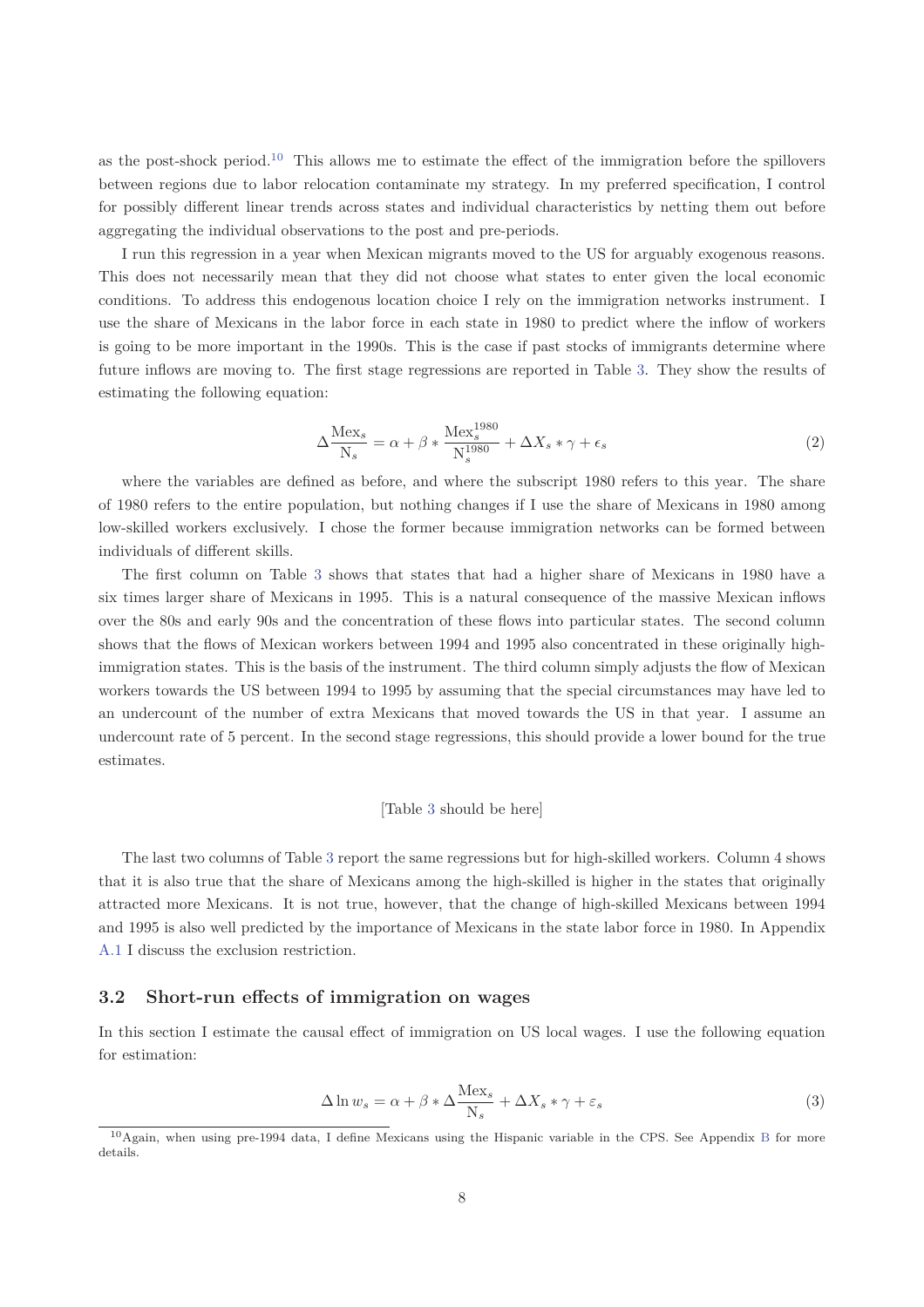as the post-shock period.[10] This allows me to estimate the effect of the immigration before the spillovers between regions due to labor relocation contaminate my strategy. In my preferred specification, I control for possibly different linear trends across states and individual characteristics by netting them out before aggregating the individual observations to the post and pre-periods.

I run this regression in a year when Mexican migrants moved to the US for arguably exogenous reasons. This does not necessarily mean that they did not choose what states to enter given the local economic conditions. To address this endogenous location choice I rely on the immigration networks instrument. I use the share of Mexicans in the labor force in each state in 1980 to predict where the inflow of workers is going to be more important in the 1990s. This is the case if past stocks of immigrants determine where future inflows are moving to. The first stage regressions are reported in Table 3. They show the results of estimating the following equation:

$$\Delta \frac{\text{Mex}_s}{\text{N}_s} = \alpha + \beta * \frac{\text{Mex}_s^{1980}}{\text{N}_s^{1980}} + \Delta X_s * \gamma + \epsilon_s \tag{2}$$

where the variables are defined as before, and where the subscript 1980 refers to this year. The share of 1980 refers to the entire population, but nothing changes if I use the share of Mexicans in 1980 among low-skilled workers exclusively. I chose the former because immigration networks can be formed between individuals of different skills.

The first column on Table 3 shows that states that had a higher share of Mexicans in 1980 have a six times larger share of Mexicans in 1995. This is a natural consequence of the massive Mexican inflows over the 80s and early 90s and the concentration of these flows into particular states. The second column shows that the flows of Mexican workers between 1994 and 1995 also concentrated in these originally high-immigration states. This is the basis of the instrument. The third column simply adjusts the flow of Mexican workers towards the US between 1994 to 1995 by assuming that the special circumstances may have led to an undercount of the number of extra Mexicans that moved towards the US in that year. I assume an undercount rate of 5 percent. In the second stage regressions, this should provide a lower bound for the true estimates.

[Table 3 should be here]

The last two columns of Table 3 report the same regressions but for high-skilled workers. Column 4 shows that it is also true that the share of Mexicans among the high-skilled is higher in the states that originally attracted more Mexicans. It is not true, however, that the change of high-skilled Mexicans between 1994 and 1995 is also well predicted by the importance of Mexicans in the state labor force in 1980. In Appendix A.1 I discuss the exclusion restriction.

### 3.2 Short-run effects of immigration on wages

In this section I estimate the causal effect of immigration on US local wages. I use the following equation for estimation:

$$\Delta \ln w_s = \alpha + \beta * \Delta \frac{\text{Mex}_s}{\text{N}_s} + \Delta X_s * \gamma + \varepsilon_s \tag{3}$$

[10] Again, when using pre-1994 data, I define Mexicans using the Hispanic variable in the CPS. See Appendix B for more details.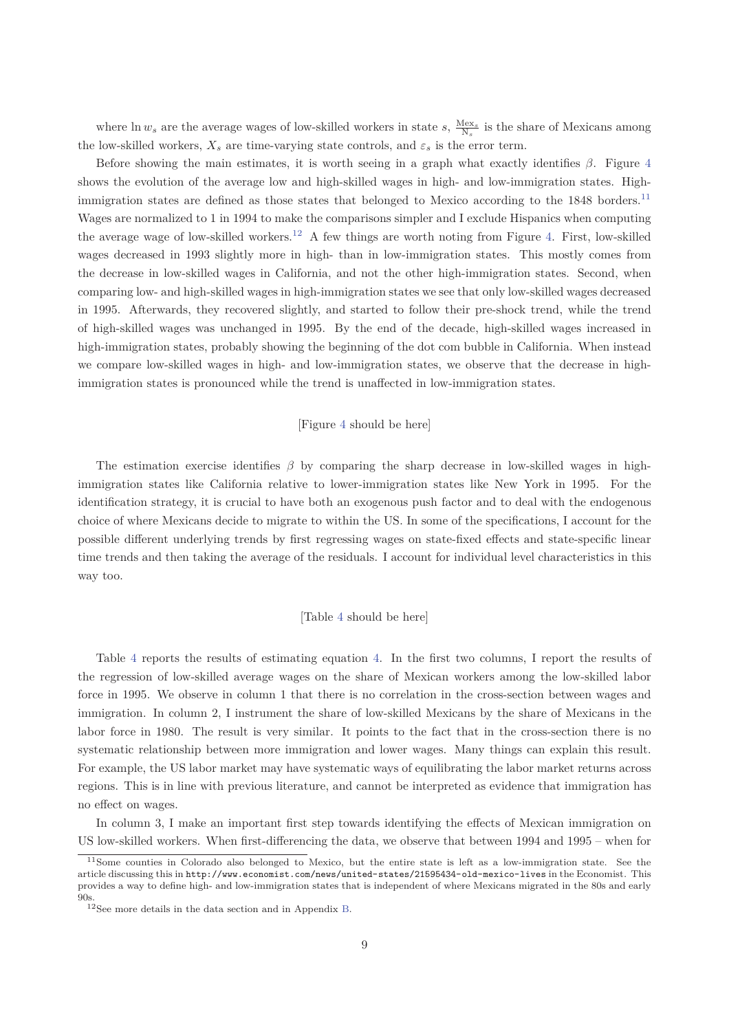where $\ln w_s$ are the average wages of low-skilled workers in state $s$, $\frac{\text{Mex}_s}{\text{N}_s}$ is the share of Mexicans among the low-skilled workers, $X_s$ are time-varying state controls, and $\varepsilon_s$ is the error term.

Before showing the main estimates, it is worth seeing in a graph what exactly identifies $\beta$. Figure 4 shows the evolution of the average low and high-skilled wages in high- and low-immigration states. High-immigration states are defined as those states that belonged to Mexico according to the 1848 borders.[11] Wages are normalized to 1 in 1994 to make the comparisons simpler and I exclude Hispanics when computing the average wage of low-skilled workers.[12] A few things are worth noting from Figure 4. First, low-skilled wages decreased in 1993 slightly more in high- than in low-immigration states. This mostly comes from the decrease in low-skilled wages in California, and not the other high-immigration states. Second, when comparing low- and high-skilled wages in high-immigration states we see that only low-skilled wages decreased in 1995. Afterwards, they recovered slightly, and started to follow their pre-shock trend, while the trend of high-skilled wages was unchanged in 1995. By the end of the decade, high-skilled wages increased in high-immigration states, probably showing the beginning of the dot com bubble in California. When instead we compare low-skilled wages in high- and low-immigration states, we observe that the decrease in high-immigration states is pronounced while the trend is unaffected in low-immigration states.

[Figure 4 should be here]

The estimation exercise identifies $\beta$ by comparing the sharp decrease in low-skilled wages in high-immigration states like California relative to lower-immigration states like New York in 1995. For the identification strategy, it is crucial to have both an exogenous push factor and to deal with the endogenous choice of where Mexicans decide to migrate to within the US. In some of the specifications, I account for the possible different underlying trends by first regressing wages on state-fixed effects and state-specific linear time trends and then taking the average of the residuals. I account for individual level characteristics in this way too.

[Table 4 should be here]

Table 4 reports the results of estimating equation 4. In the first two columns, I report the results of the regression of low-skilled average wages on the share of Mexican workers among the low-skilled labor force in 1995. We observe in column 1 that there is no correlation in the cross-section between wages and immigration. In column 2, I instrument the share of low-skilled Mexicans by the share of Mexicans in the labor force in 1980. The result is very similar. It points to the fact that in the cross-section there is no systematic relationship between more immigration and lower wages. Many things can explain this result. For example, the US labor market may have systematic ways of equilibrating the labor market returns across regions. This is in line with previous literature, and cannot be interpreted as evidence that immigration has no effect on wages.

In column 3, I make an important first step towards identifying the effects of Mexican immigration on US low-skilled workers. When first-differencing the data, we observe that between 1994 and 1995 – when for

[11] Some counties in Colorado also belonged to Mexico, but the entire state is left as a low-immigration state. See the article discussing this in http://www.economist.com/news/united-states/21595434-old-mexico-lives in the Economist. This provides a way to define high- and low-immigration states that is independent of where Mexicans migrated in the 80s and early 90s.

[12] See more details in the data section and in Appendix B.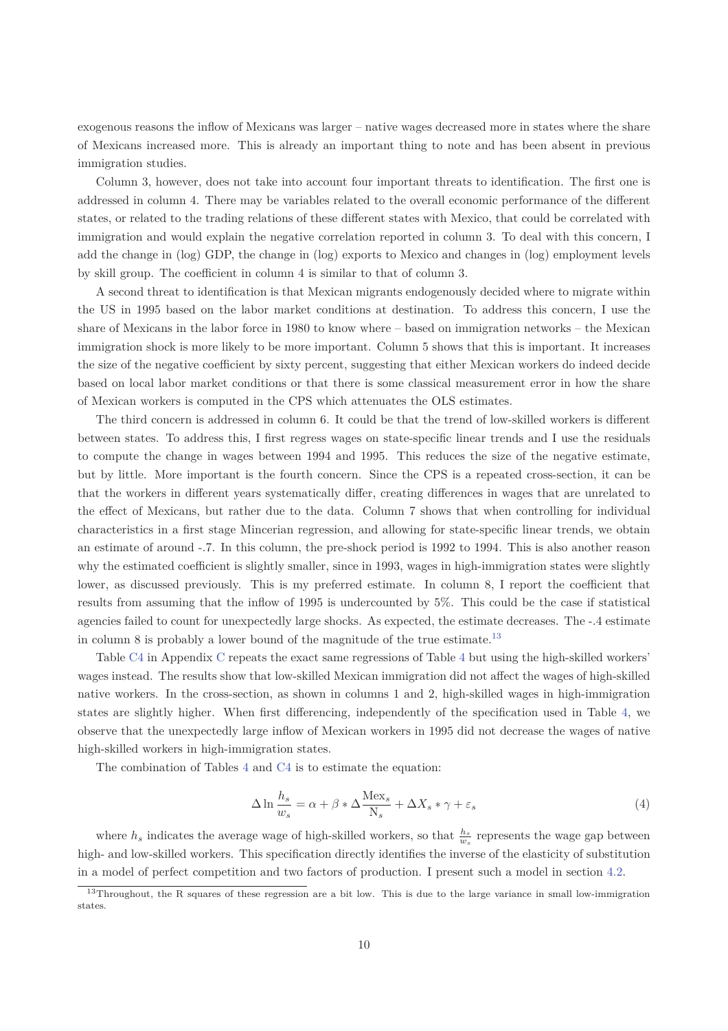exogenous reasons the inflow of Mexicans was larger – native wages decreased more in states where the share of Mexicans increased more. This is already an important thing to note and has been absent in previous immigration studies.

Column 3, however, does not take into account four important threats to identification. The first one is addressed in column 4. There may be variables related to the overall economic performance of the different states, or related to the trading relations of these different states with Mexico, that could be correlated with immigration and would explain the negative correlation reported in column 3. To deal with this concern, I add the change in (log) GDP, the change in (log) exports to Mexico and changes in (log) employment levels by skill group. The coefficient in column 4 is similar to that of column 3.

A second threat to identification is that Mexican migrants endogenously decided where to migrate within the US in 1995 based on the labor market conditions at destination. To address this concern, I use the share of Mexicans in the labor force in 1980 to know where – based on immigration networks – the Mexican immigration shock is more likely to be more important. Column 5 shows that this is important. It increases the size of the negative coefficient by sixty percent, suggesting that either Mexican workers do indeed decide based on local labor market conditions or that there is some classical measurement error in how the share of Mexican workers is computed in the CPS which attenuates the OLS estimates.

The third concern is addressed in column 6. It could be that the trend of low-skilled workers is different between states. To address this, I first regress wages on state-specific linear trends and I use the residuals to compute the change in wages between 1994 and 1995. This reduces the size of the negative estimate, but by little. More important is the fourth concern. Since the CPS is a repeated cross-section, it can be that the workers in different years systematically differ, creating differences in wages that are unrelated to the effect of Mexicans, but rather due to the data. Column 7 shows that when controlling for individual characteristics in a first stage Mincerian regression, and allowing for state-specific linear trends, we obtain an estimate of around -.7. In this column, the pre-shock period is 1992 to 1994. This is also another reason why the estimated coefficient is slightly smaller, since in 1993, wages in high-immigration states were slightly lower, as discussed previously. This is my preferred estimate. In column 8, I report the coefficient that results from assuming that the inflow of 1995 is undercounted by 5%. This could be the case if statistical agencies failed to count for unexpectedly large shocks. As expected, the estimate decreases. The -.4 estimate in column 8 is probably a lower bound of the magnitude of the true estimate.[13]

Table C4 in Appendix C repeats the exact same regressions of Table 4 but using the high-skilled workers' wages instead. The results show that low-skilled Mexican immigration did not affect the wages of high-skilled native workers. In the cross-section, as shown in columns 1 and 2, high-skilled wages in high-immigration states are slightly higher. When first differencing, independently of the specification used in Table 4, we observe that the unexpectedly large inflow of Mexican workers in 1995 did not decrease the wages of native high-skilled workers in high-immigration states.

The combination of Tables 4 and C4 is to estimate the equation:

$$\Delta \ln \frac{h_s}{w_s} = \alpha + \beta * \Delta \frac{\text{Mex}_s}{\text{N}_s} + \Delta X_s * \gamma + \varepsilon_s \tag{4}$$

where $h_s$ indicates the average wage of high-skilled workers, so that $\frac{h_s}{w_s}$ represents the wage gap between high- and low-skilled workers. This specification directly identifies the inverse of the elasticity of substitution in a model of perfect competition and two factors of production. I present such a model in section 4.2.

[13] Throughout, the R squares of these regression are a bit low. This is due to the large variance in small low-immigration states.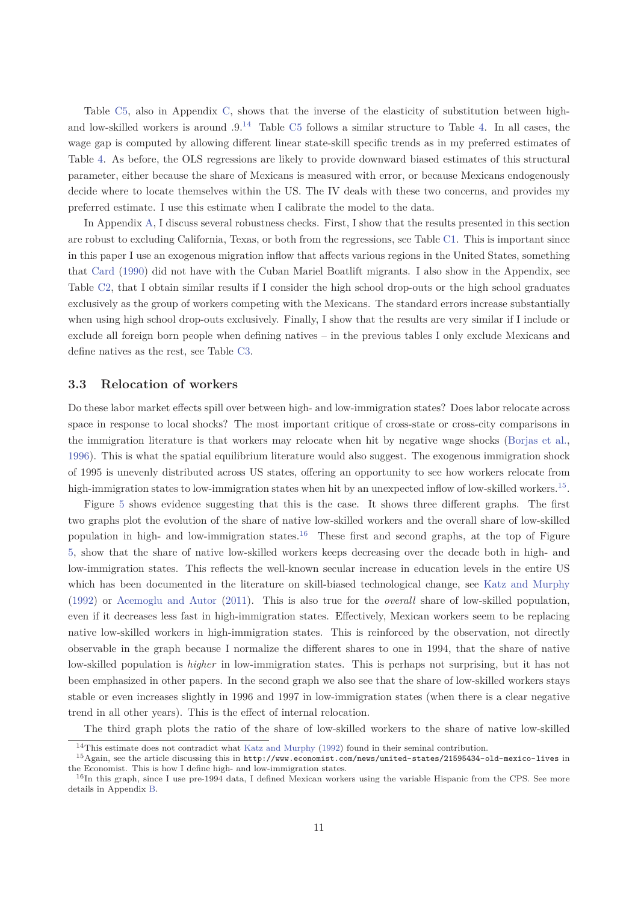Table C5, also in Appendix C, shows that the inverse of the elasticity of substitution between high- and low-skilled workers is around .9.[14] Table C5 follows a similar structure to Table 4. In all cases, the wage gap is computed by allowing different linear state-skill specific trends as in my preferred estimates of Table 4. As before, the OLS regressions are likely to provide downward biased estimates of this structural parameter, either because the share of Mexicans is measured with error, or because Mexicans endogenously decide where to locate themselves within the US. The IV deals with these two concerns, and provides my preferred estimate. I use this estimate when I calibrate the model to the data.

In Appendix A, I discuss several robustness checks. First, I show that the results presented in this section are robust to excluding California, Texas, or both from the regressions, see Table C1. This is important since in this paper I use an exogenous migration inflow that affects various regions in the United States, something that Card (1990) did not have with the Cuban Mariel Boatlift migrants. I also show in the Appendix, see Table C2, that I obtain similar results if I consider the high school drop-outs or the high school graduates exclusively as the group of workers competing with the Mexicans. The standard errors increase substantially when using high school drop-outs exclusively. Finally, I show that the results are very similar if I include or exclude all foreign born people when defining natives – in the previous tables I only exclude Mexicans and define natives as the rest, see Table C3.

### 3.3 Relocation of workers

Do these labor market effects spill over between high- and low-immigration states? Does labor relocate across space in response to local shocks? The most important critique of cross-state or cross-city comparisons in the immigration literature is that workers may relocate when hit by negative wage shocks (Borjas et al., 1996). This is what the spatial equilibrium literature would also suggest. The exogenous immigration shock of 1995 is unevenly distributed across US states, offering an opportunity to see how workers relocate from high-immigration states to low-immigration states when hit by an unexpected inflow of low-skilled workers.[15].

Figure 5 shows evidence suggesting that this is the case. It shows three different graphs. The first two graphs plot the evolution of the share of native low-skilled workers and the overall share of low-skilled population in high- and low-immigration states.[16] These first and second graphs, at the top of Figure 5, show that the share of native low-skilled workers keeps decreasing over the decade both in high- and low-immigration states. This reflects the well-known secular increase in education levels in the entire US which has been documented in the literature on skill-biased technological change, see Katz and Murphy (1992) or Acemoglu and Autor (2011). This is also true for the *overall* share of low-skilled population, even if it decreases less fast in high-immigration states. Effectively, Mexican workers seem to be replacing native low-skilled workers in high-immigration states. This is reinforced by the observation, not directly observable in the graph because I normalize the different shares to one in 1994, that the share of native low-skilled population is *higher* in low-immigration states. This is perhaps not surprising, but it has not been emphasized in other papers. In the second graph we also see that the share of low-skilled workers stays stable or even increases slightly in 1996 and 1997 in low-immigration states (when there is a clear negative trend in all other years). This is the effect of internal relocation.

The third graph plots the ratio of the share of low-skilled workers to the share of native low-skilled

[14] This estimate does not contradict what Katz and Murphy (1992) found in their seminal contribution.

[15] Again, see the article discussing this in http://www.economist.com/news/united-states/21595434-old-mexico-lives in the Economist. This is how I define high- and low-immigration states.

[16] In this graph, since I use pre-1994 data, I defined Mexican workers using the variable Hispanic from the CPS. See more details in Appendix B.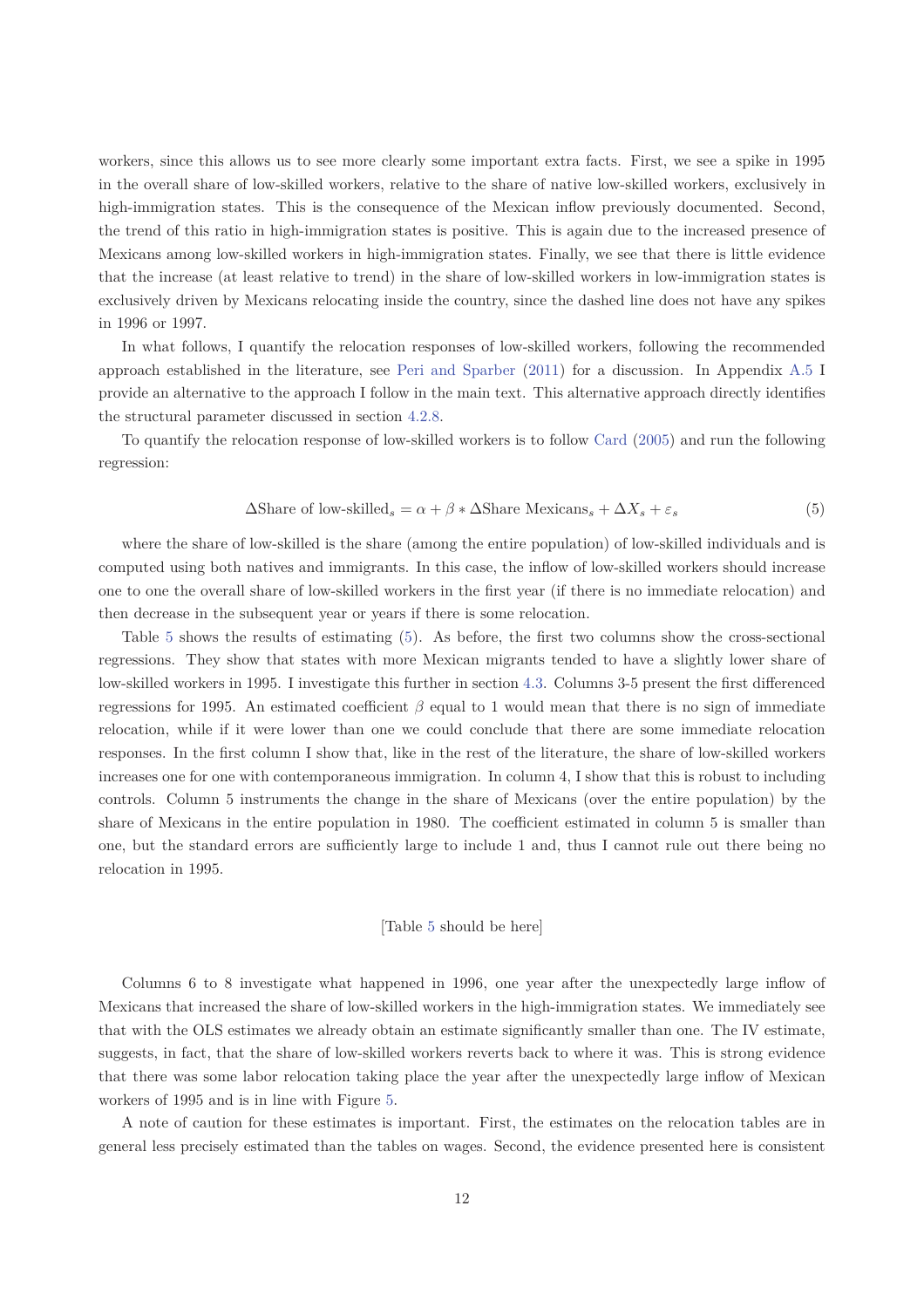workers, since this allows us to see more clearly some important extra facts. First, we see a spike in 1995 in the overall share of low-skilled workers, relative to the share of native low-skilled workers, exclusively in high-immigration states. This is the consequence of the Mexican inflow previously documented. Second, the trend of this ratio in high-immigration states is positive. This is again due to the increased presence of Mexicans among low-skilled workers in high-immigration states. Finally, we see that there is little evidence that the increase (at least relative to trend) in the share of low-skilled workers in low-immigration states is exclusively driven by Mexicans relocating inside the country, since the dashed line does not have any spikes in 1996 or 1997.

In what follows, I quantify the relocation responses of low-skilled workers, following the recommended approach established in the literature, see Peri and Sparber (2011) for a discussion. In Appendix A.5 I provide an alternative to the approach I follow in the main text. This alternative approach directly identifies the structural parameter discussed in section 4.2.8.

To quantify the relocation response of low-skilled workers is to follow Card (2005) and run the following regression:

$$\Delta \text{Share of low-skilled}_s = \alpha + \beta * \Delta \text{Share Mexicans}_s + \Delta X_s + \varepsilon_s \tag{5}$$

where the share of low-skilled is the share (among the entire population) of low-skilled individuals and is computed using both natives and immigrants. In this case, the inflow of low-skilled workers should increase one to one the overall share of low-skilled workers in the first year (if there is no immediate relocation) and then decrease in the subsequent year or years if there is some relocation.

Table 5 shows the results of estimating (5). As before, the first two columns show the cross-sectional regressions. They show that states with more Mexican migrants tended to have a slightly lower share of low-skilled workers in 1995. I investigate this further in section 4.3. Columns 3-5 present the first differenced regressions for 1995. An estimated coefficient $\beta$ equal to 1 would mean that there is no sign of immediate relocation, while if it were lower than one we could conclude that there are some immediate relocation responses. In the first column I show that, like in the rest of the literature, the share of low-skilled workers increases one for one with contemporaneous immigration. In column 4, I show that this is robust to including controls. Column 5 instruments the change in the share of Mexicans (over the entire population) by the share of Mexicans in the entire population in 1980. The coefficient estimated in column 5 is smaller than one, but the standard errors are sufficiently large to include 1 and, thus I cannot rule out there being no relocation in 1995.

[Table 5 should be here]

Columns 6 to 8 investigate what happened in 1996, one year after the unexpectedly large inflow of Mexicans that increased the share of low-skilled workers in the high-immigration states. We immediately see that with the OLS estimates we already obtain an estimate significantly smaller than one. The IV estimate, suggests, in fact, that the share of low-skilled workers reverts back to where it was. This is strong evidence that there was some labor relocation taking place the year after the unexpectedly large inflow of Mexican workers of 1995 and is in line with Figure 5.

A note of caution for these estimates is important. First, the estimates on the relocation tables are in general less precisely estimated than the tables on wages. Second, the evidence presented here is consistent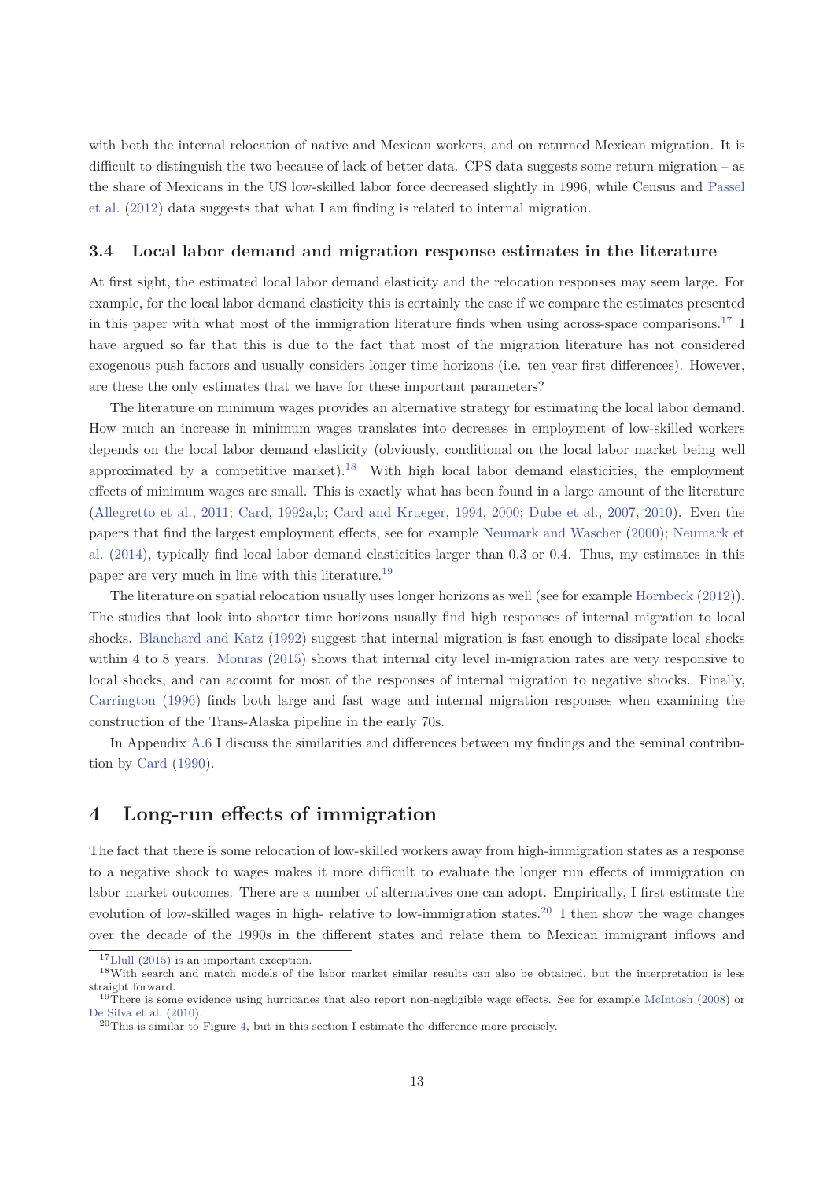with both the internal relocation of native and Mexican workers, and on returned Mexican migration. It is difficult to distinguish the two because of lack of better data. CPS data suggests some return migration – as the share of Mexicans in the US low-skilled labor force decreased slightly in 1996, while Census and Passel et al. (2012) data suggests that what I am finding is related to internal migration.

### 3.4 Local labor demand and migration response estimates in the literature

At first sight, the estimated local labor demand elasticity and the relocation responses may seem large. For example, for the local labor demand elasticity this is certainly the case if we compare the estimates presented in this paper with what most of the immigration literature finds when using across-space comparisons.[17] I have argued so far that this is due to the fact that most of the migration literature has not considered exogenous push factors and usually considers longer time horizons (i.e. ten year first differences). However, are these the only estimates that we have for these important parameters?

The literature on minimum wages provides an alternative strategy for estimating the local labor demand. How much an increase in minimum wages translates into decreases in employment of low-skilled workers depends on the local labor demand elasticity (obviously, conditional on the local labor market being well approximated by a competitive market).[18] With high local labor demand elasticities, the employment effects of minimum wages are small. This is exactly what has been found in a large amount of the literature (Allegretto et al., 2011; Card, 1992a,b; Card and Krueger, 1994, 2000; Dube et al., 2007, 2010). Even the papers that find the largest employment effects, see for example Neumark and Wascher (2000); Neumark et al. (2014), typically find local labor demand elasticities larger than 0.3 or 0.4. Thus, my estimates in this paper are very much in line with this literature.[19]

The literature on spatial relocation usually uses longer horizons as well (see for example Hornbeck (2012)). The studies that look into shorter time horizons usually find high responses of internal migration to local shocks. Blanchard and Katz (1992) suggest that internal migration is fast enough to dissipate local shocks within 4 to 8 years. Monras (2015) shows that internal city level in-migration rates are very responsive to local shocks, and can account for most of the responses of internal migration to negative shocks. Finally, Carrington (1996) finds both large and fast wage and internal migration responses when examining the construction of the Trans-Alaska pipeline in the early 70s.

In Appendix A.6 I discuss the similarities and differences between my findings and the seminal contribution by Card (1990).

## 4 Long-run effects of immigration

The fact that there is some relocation of low-skilled workers away from high-immigration states as a response to a negative shock to wages makes it more difficult to evaluate the longer run effects of immigration on labor market outcomes. There are a number of alternatives one can adopt. Empirically, I first estimate the evolution of low-skilled wages in high- relative to low-immigration states.[20] I then show the wage changes over the decade of the 1990s in the different states and relate them to Mexican immigrant inflows and

[17] Llull (2015) is an important exception.

[18] With search and match models of the labor market similar results can also be obtained, but the interpretation is less straight forward.

[19] There is some evidence using hurricanes that also report non-negligible wage effects. See for example McIntosh (2008) or De Silva et al. (2010).

[20] This is similar to Figure 4, but in this section I estimate the difference more precisely.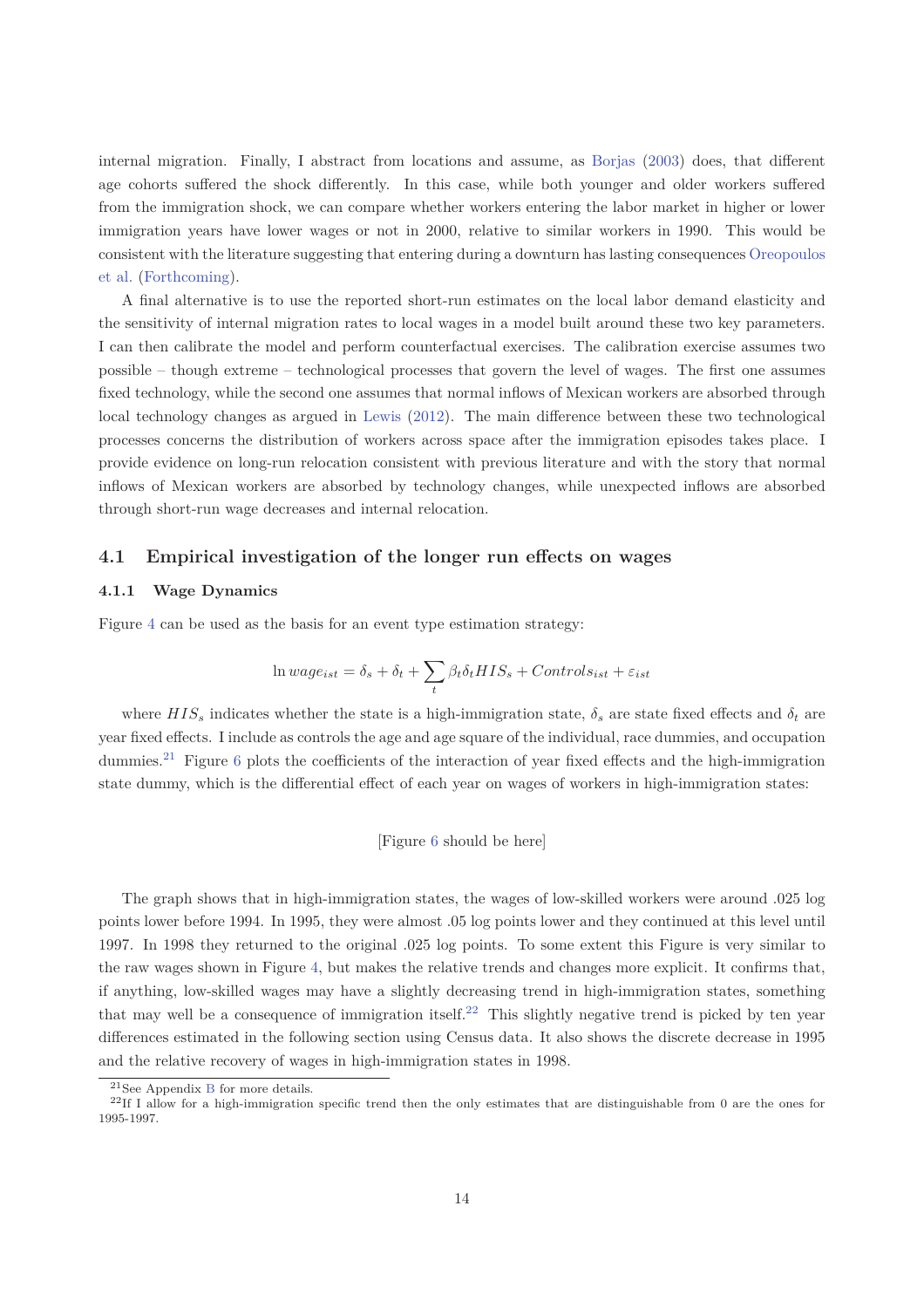internal migration. Finally, I abstract from locations and assume, as Borjas (2003) does, that different age cohorts suffered the shock differently. In this case, while both younger and older workers suffered from the immigration shock, we can compare whether workers entering the labor market in higher or lower immigration years have lower wages or not in 2000, relative to similar workers in 1990. This would be consistent with the literature suggesting that entering during a downturn has lasting consequences Oreopoulos et al. (Forthcoming).

A final alternative is to use the reported short-run estimates on the local labor demand elasticity and the sensitivity of internal migration rates to local wages in a model built around these two key parameters. I can then calibrate the model and perform counterfactual exercises. The calibration exercise assumes two possible – though extreme – technological processes that govern the level of wages. The first one assumes fixed technology, while the second one assumes that normal inflows of Mexican workers are absorbed through local technology changes as argued in Lewis (2012). The main difference between these two technological processes concerns the distribution of workers across space after the immigration episodes takes place. I provide evidence on long-run relocation consistent with previous literature and with the story that normal inflows of Mexican workers are absorbed by technology changes, while unexpected inflows are absorbed through short-run wage decreases and internal relocation.

## 4.1 Empirical investigation of the longer run effects on wages

### 4.1.1 Wage Dynamics

Figure 4 can be used as the basis for an event type estimation strategy:

$$\ln wage_{ist} = \delta_s + \delta_t + \sum_t \beta_t \delta_t HIS_s + Controls_{ist} + \varepsilon_{ist}$$

where $HIS_s$ indicates whether the state is a high-immigration state, $\delta_s$ are state fixed effects and $\delta_t$ are year fixed effects. I include as controls the age and age square of the individual, race dummies, and occupation dummies.[21] Figure 6 plots the coefficients of the interaction of year fixed effects and the high-immigration state dummy, which is the differential effect of each year on wages of workers in high-immigration states:

[Figure 6 should be here]

The graph shows that in high-immigration states, the wages of low-skilled workers were around .025 log points lower before 1994. In 1995, they were almost .05 log points lower and they continued at this level until 1997. In 1998 they returned to the original .025 log points. To some extent this Figure is very similar to the raw wages shown in Figure 4, but makes the relative trends and changes more explicit. It confirms that, if anything, low-skilled wages may have a slightly decreasing trend in high-immigration states, something that may well be a consequence of immigration itself.[22] This slightly negative trend is picked by ten year differences estimated in the following section using Census data. It also shows the discrete decrease in 1995 and the relative recovery of wages in high-immigration states in 1998.

[21] See Appendix B for more details.

[22] If I allow for a high-immigration specific trend then the only estimates that are distinguishable from 0 are the ones for 1995-1997.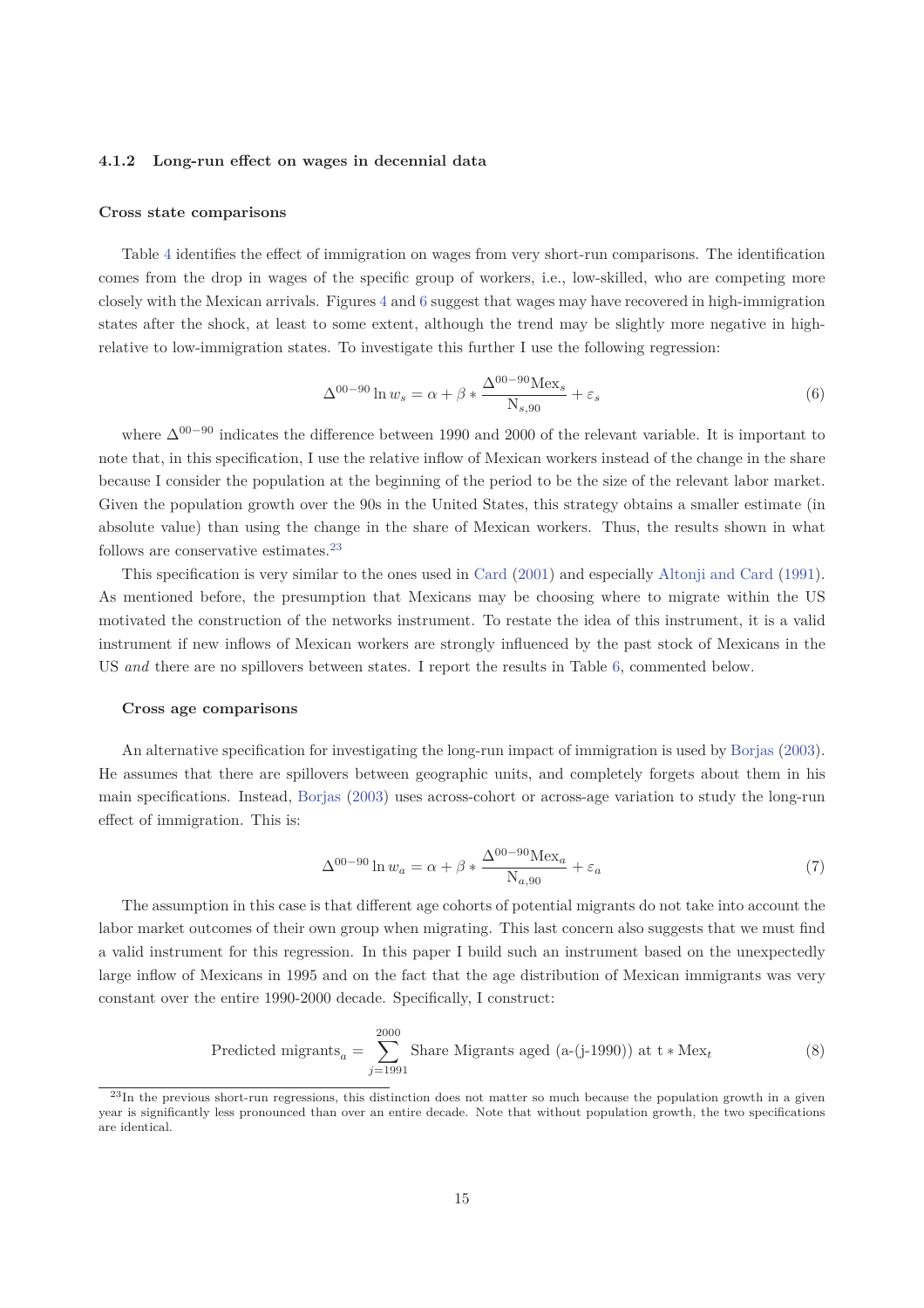### 4.1.2 Long-run effect on wages in decennial data

#### Cross state comparisons

Table 4 identifies the effect of immigration on wages from very short-run comparisons. The identification comes from the drop in wages of the specific group of workers, i.e., low-skilled, who are competing more closely with the Mexican arrivals. Figures 4 and 6 suggest that wages may have recovered in high-immigration states after the shock, at least to some extent, although the trend may be slightly more negative in high-relative to low-immigration states. To investigate this further I use the following regression:

$$\Delta^{00-90} \ln w_s = \alpha + \beta * \frac{\Delta^{00-90}\text{Mex}_s}{\text{N}_{s,90}} + \varepsilon_s \tag{6}$$

where $\Delta^{00-90}$ indicates the difference between 1990 and 2000 of the relevant variable. It is important to note that, in this specification, I use the relative inflow of Mexican workers instead of the change in the share because I consider the population at the beginning of the period to be the size of the relevant labor market. Given the population growth over the 90s in the United States, this strategy obtains a smaller estimate (in absolute value) than using the change in the share of Mexican workers. Thus, the results shown in what follows are conservative estimates.[23]

This specification is very similar to the ones used in Card (2001) and especially Altonji and Card (1991). As mentioned before, the presumption that Mexicans may be choosing where to migrate within the US motivated the construction of the networks instrument. To restate the idea of this instrument, it is a valid instrument if new inflows of Mexican workers are strongly influenced by the past stock of Mexicans in the US *and* there are no spillovers between states. I report the results in Table 6, commented below.

#### Cross age comparisons

An alternative specification for investigating the long-run impact of immigration is used by Borjas (2003). He assumes that there are spillovers between geographic units, and completely forgets about them in his main specifications. Instead, Borjas (2003) uses across-cohort or across-age variation to study the long-run effect of immigration. This is:

$$\Delta^{00-90} \ln w_a = \alpha + \beta * \frac{\Delta^{00-90}\text{Mex}_a}{\text{N}_{a,90}} + \varepsilon_a \tag{7}$$

The assumption in this case is that different age cohorts of potential migrants do not take into account the labor market outcomes of their own group when migrating. This last concern also suggests that we must find a valid instrument for this regression. In this paper I build such an instrument based on the unexpectedly large inflow of Mexicans in 1995 and on the fact that the age distribution of Mexican immigrants was very constant over the entire 1990-2000 decade. Specifically, I construct:

$$\text{Predicted migrants}_a = \sum_{j=1991}^{2000} \text{Share Migrants aged (a-(j-1990)) at t} * \text{Mex}_t \tag{8}$$

[23] In the previous short-run regressions, this distinction does not matter so much because the population growth in a given year is significantly less pronounced than over an entire decade. Note that without population growth, the two specifications are identical.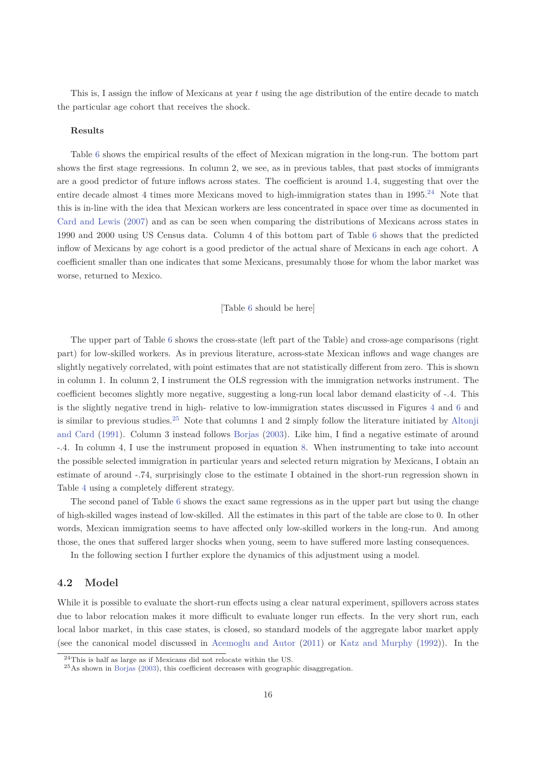This is, I assign the inflow of Mexicans at year $t$ using the age distribution of the entire decade to match the particular age cohort that receives the shock.

**Results**

Table 6 shows the empirical results of the effect of Mexican migration in the long-run. The bottom part shows the first stage regressions. In column 2, we see, as in previous tables, that past stocks of immigrants are a good predictor of future inflows across states. The coefficient is around 1.4, suggesting that over the entire decade almost 4 times more Mexicans moved to high-immigration states than in 1995.[24] Note that this is in-line with the idea that Mexican workers are less concentrated in space over time as documented in Card and Lewis (2007) and as can be seen when comparing the distributions of Mexicans across states in 1990 and 2000 using US Census data. Column 4 of this bottom part of Table 6 shows that the predicted inflow of Mexicans by age cohort is a good predictor of the actual share of Mexicans in each age cohort. A coefficient smaller than one indicates that some Mexicans, presumably those for whom the labor market was worse, returned to Mexico.

[Table 6 should be here]

The upper part of Table 6 shows the cross-state (left part of the Table) and cross-age comparisons (right part) for low-skilled workers. As in previous literature, across-state Mexican inflows and wage changes are slightly negatively correlated, with point estimates that are not statistically different from zero. This is shown in column 1. In column 2, I instrument the OLS regression with the immigration networks instrument. The coefficient becomes slightly more negative, suggesting a long-run local labor demand elasticity of -.4. This is the slightly negative trend in high- relative to low-immigration states discussed in Figures 4 and 6 and is similar to previous studies.[25] Note that columns 1 and 2 simply follow the literature initiated by Altonji and Card (1991). Column 3 instead follows Borjas (2003). Like him, I find a negative estimate of around -.4. In column 4, I use the instrument proposed in equation 8. When instrumenting to take into account the possible selected immigration in particular years and selected return migration by Mexicans, I obtain an estimate of around -.74, surprisingly close to the estimate I obtained in the short-run regression shown in Table 4 using a completely different strategy.

The second panel of Table 6 shows the exact same regressions as in the upper part but using the change of high-skilled wages instead of low-skilled. All the estimates in this part of the table are close to 0. In other words, Mexican immigration seems to have affected only low-skilled workers in the long-run. And among those, the ones that suffered larger shocks when young, seem to have suffered more lasting consequences.

In the following section I further explore the dynamics of this adjustment using a model.

## 4.2 Model

While it is possible to evaluate the short-run effects using a clear natural experiment, spillovers across states due to labor relocation makes it more difficult to evaluate longer run effects. In the very short run, each local labor market, in this case states, is closed, so standard models of the aggregate labor market apply (see the canonical model discussed in Acemoglu and Autor (2011) or Katz and Murphy (1992)). In the

[24] This is half as large as if Mexicans did not relocate within the US.

[25] As shown in Borjas (2003), this coefficient decreases with geographic disaggregation.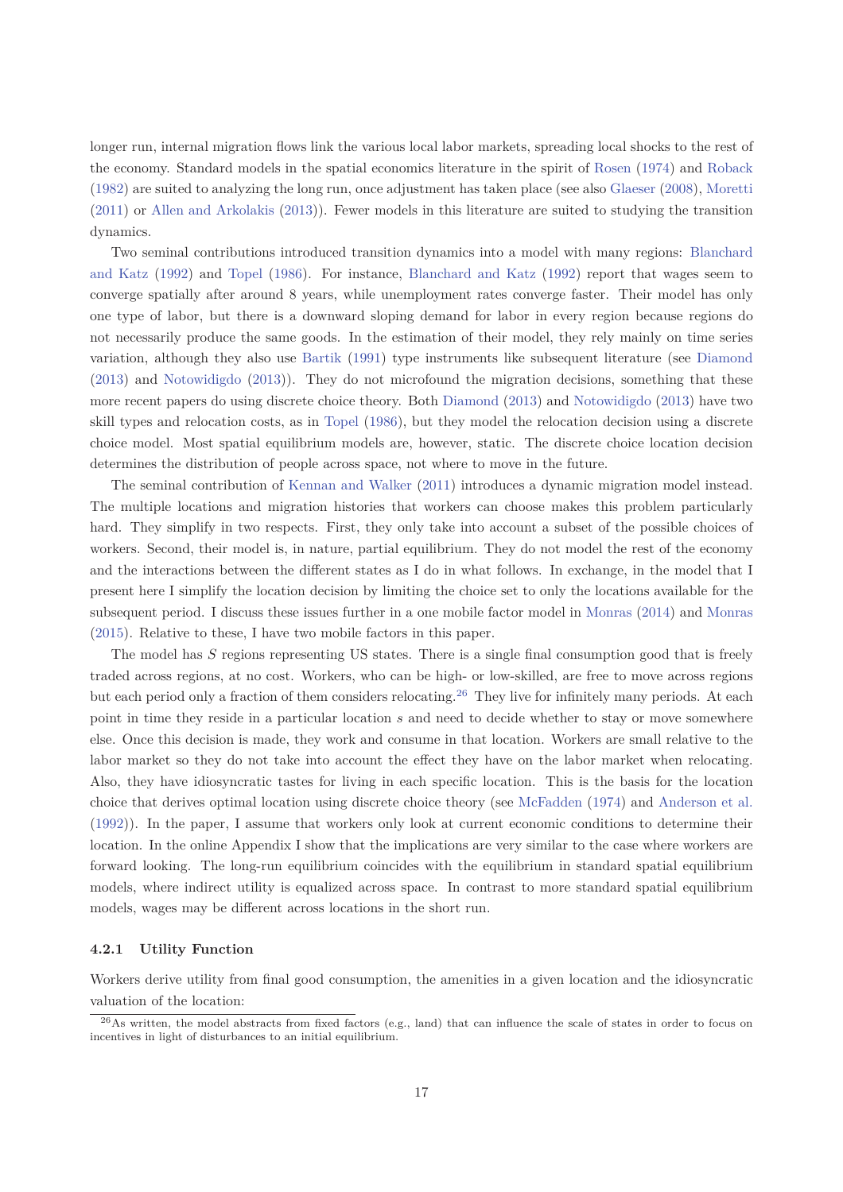longer run, internal migration flows link the various local labor markets, spreading local shocks to the rest of the economy. Standard models in the spatial economics literature in the spirit of Rosen (1974) and Roback (1982) are suited to analyzing the long run, once adjustment has taken place (see also Glaeser (2008), Moretti (2011) or Allen and Arkolakis (2013)). Fewer models in this literature are suited to studying the transition dynamics.

Two seminal contributions introduced transition dynamics into a model with many regions: Blanchard and Katz (1992) and Topel (1986). For instance, Blanchard and Katz (1992) report that wages seem to converge spatially after around 8 years, while unemployment rates converge faster. Their model has only one type of labor, but there is a downward sloping demand for labor in every region because regions do not necessarily produce the same goods. In the estimation of their model, they rely mainly on time series variation, although they also use Bartik (1991) type instruments like subsequent literature (see Diamond (2013) and Notowidigdo (2013)). They do not microfound the migration decisions, something that these more recent papers do using discrete choice theory. Both Diamond (2013) and Notowidigdo (2013) have two skill types and relocation costs, as in Topel (1986), but they model the relocation decision using a discrete choice model. Most spatial equilibrium models are, however, static. The discrete choice location decision determines the distribution of people across space, not where to move in the future.

The seminal contribution of Kennan and Walker (2011) introduces a dynamic migration model instead. The multiple locations and migration histories that workers can choose makes this problem particularly hard. They simplify in two respects. First, they only take into account a subset of the possible choices of workers. Second, their model is, in nature, partial equilibrium. They do not model the rest of the economy and the interactions between the different states as I do in what follows. In exchange, in the model that I present here I simplify the location decision by limiting the choice set to only the locations available for the subsequent period. I discuss these issues further in a one mobile factor model in Monras (2014) and Monras (2015). Relative to these, I have two mobile factors in this paper.

The model has $S$ regions representing US states. There is a single final consumption good that is freely traded across regions, at no cost. Workers, who can be high- or low-skilled, are free to move across regions but each period only a fraction of them considers relocating.[26] They live for infinitely many periods. At each point in time they reside in a particular location $s$ and need to decide whether to stay or move somewhere else. Once this decision is made, they work and consume in that location. Workers are small relative to the labor market so they do not take into account the effect they have on the labor market when relocating. Also, they have idiosyncratic tastes for living in each specific location. This is the basis for the location choice that derives optimal location using discrete choice theory (see McFadden (1974) and Anderson et al. (1992)). In the paper, I assume that workers only look at current economic conditions to determine their location. In the online Appendix I show that the implications are very similar to the case where workers are forward looking. The long-run equilibrium coincides with the equilibrium in standard spatial equilibrium models, where indirect utility is equalized across space. In contrast to more standard spatial equilibrium models, wages may be different across locations in the short run.

#### 4.2.1 Utility Function

Workers derive utility from final good consumption, the amenities in a given location and the idiosyncratic valuation of the location:

[26] As written, the model abstracts from fixed factors (e.g., land) that can influence the scale of states in order to focus on incentives in light of disturbances to an initial equilibrium.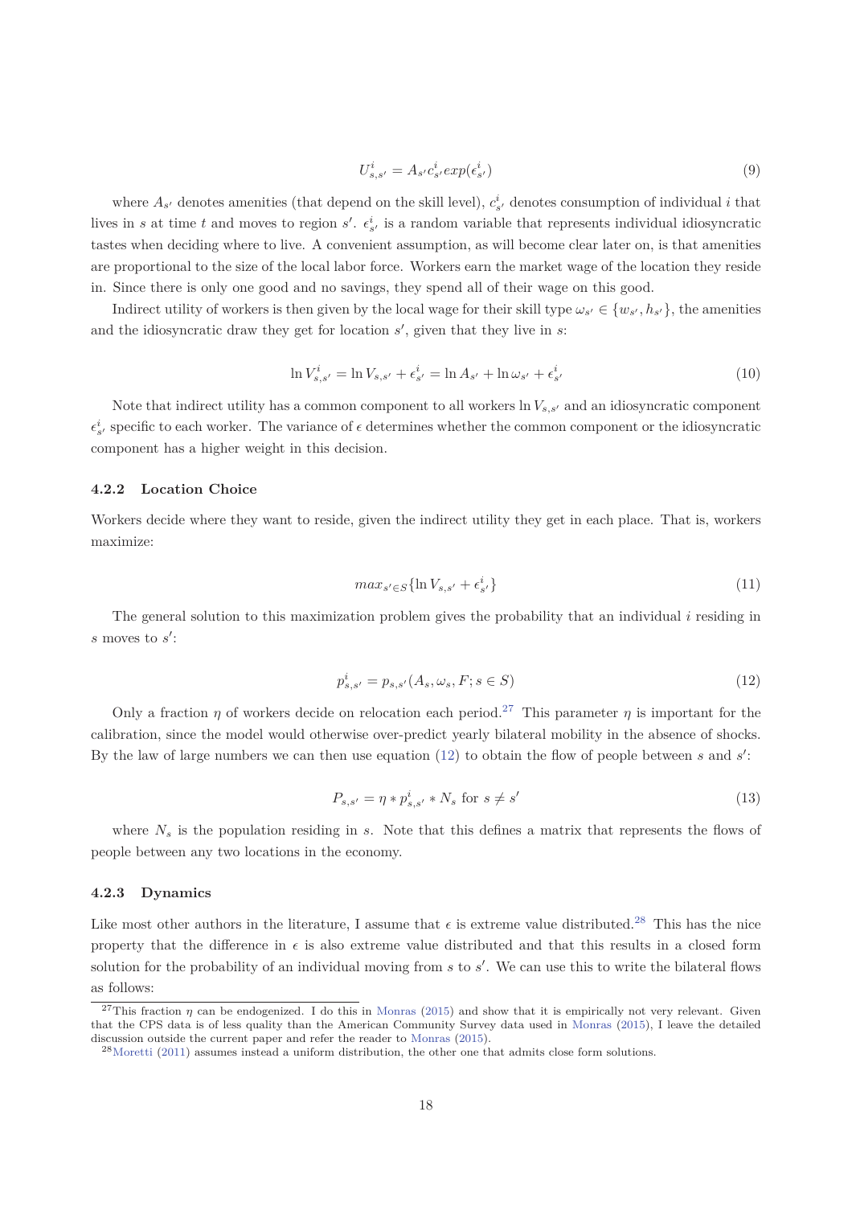$$U^i_{s,s'} = A_{s'} c^i_{s'} exp(\epsilon^i_{s'}) \tag{9}$$

where $A_{s'}$ denotes amenities (that depend on the skill level), $c^i_{s'}$ denotes consumption of individual $i$ that lives in $s$ at time $t$ and moves to region $s'$. $\epsilon^i_{s'}$ is a random variable that represents individual idiosyncratic tastes when deciding where to live. A convenient assumption, as will become clear later on, is that amenities are proportional to the size of the local labor force. Workers earn the market wage of the location they reside in. Since there is only one good and no savings, they spend all of their wage on this good.

Indirect utility of workers is then given by the local wage for their skill type $\omega_{s'} \in \{w_{s'}, h_{s'}\}$, the amenities and the idiosyncratic draw they get for location $s'$, given that they live in $s$:

$$\ln V^i_{s,s'} = \ln V_{s,s'} + \epsilon^i_{s'} = \ln A_{s'} + \ln \omega_{s'} + \epsilon^i_{s'} \tag{10}$$

Note that indirect utility has a common component to all workers $\ln V_{s,s'}$ and an idiosyncratic component $\epsilon^i_{s'}$ specific to each worker. The variance of $\epsilon$ determines whether the common component or the idiosyncratic component has a higher weight in this decision.

### 4.2.2 Location Choice

Workers decide where they want to reside, given the indirect utility they get in each place. That is, workers maximize:

$$max_{s' \in S}\{\ln V_{s,s'} + \epsilon^i_{s'}\} \tag{11}$$

The general solution to this maximization problem gives the probability that an individual $i$ residing in $s$ moves to $s'$:

$$p^i_{s,s'} = p_{s,s'}(A_s, \omega_s, F; s \in S) \tag{12}$$

Only a fraction $\eta$ of workers decide on relocation each period.[27] This parameter $\eta$ is important for the calibration, since the model would otherwise over-predict yearly bilateral mobility in the absence of shocks. By the law of large numbers we can then use equation (12) to obtain the flow of people between $s$ and $s'$:

$$P_{s,s'} = \eta * p^i_{s,s'} * N_s \text{ for } s \neq s' \tag{13}$$

where $N_s$ is the population residing in $s$. Note that this defines a matrix that represents the flows of people between any two locations in the economy.

### 4.2.3 Dynamics

Like most other authors in the literature, I assume that $\epsilon$ is extreme value distributed.[28] This has the nice property that the difference in $\epsilon$ is also extreme value distributed and that this results in a closed form solution for the probability of an individual moving from $s$ to $s'$. We can use this to write the bilateral flows as follows:

[27] This fraction $\eta$ can be endogenized. I do this in Monras (2015) and show that it is empirically not very relevant. Given that the CPS data is of less quality than the American Community Survey data used in Monras (2015), I leave the detailed discussion outside the current paper and refer the reader to Monras (2015).

[28] Moretti (2011) assumes instead a uniform distribution, the other one that admits close form solutions.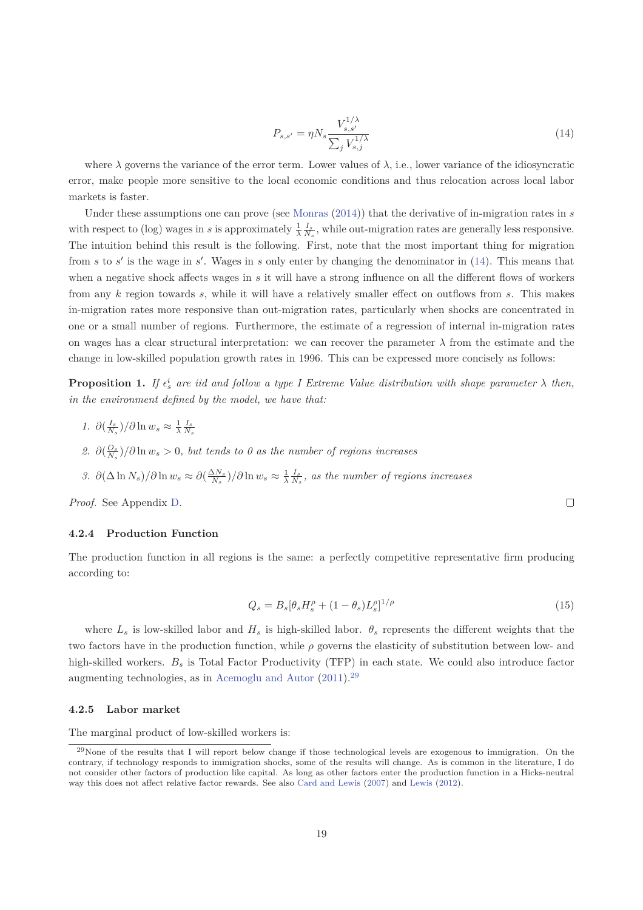$$P_{s,s'} = \eta N_s \frac{V_{s,s'}^{1/\lambda}}{\sum_j V_{s,j}^{1/\lambda}} \tag{14}$$

where $\lambda$ governs the variance of the error term. Lower values of $\lambda$, i.e., lower variance of the idiosyncratic error, make people more sensitive to the local economic conditions and thus relocation across local labor markets is faster.

Under these assumptions one can prove (see Monras (2014)) that the derivative of in-migration rates in $s$ with respect to (log) wages in $s$ is approximately $\frac{1}{\lambda}\frac{I_s}{N_s}$, while out-migration rates are generally less responsive. The intuition behind this result is the following. First, note that the most important thing for migration from $s$ to $s'$ is the wage in $s'$. Wages in $s$ only enter by changing the denominator in (14). This means that when a negative shock affects wages in $s$ it will have a strong influence on all the different flows of workers from any $k$ region towards $s$, while it will have a relatively smaller effect on outflows from $s$. This makes in-migration rates more responsive than out-migration rates, particularly when shocks are concentrated in one or a small number of regions. Furthermore, the estimate of a regression of internal in-migration rates on wages has a clear structural interpretation: we can recover the parameter $\lambda$ from the estimate and the change in low-skilled population growth rates in 1996. This can be expressed more concisely as follows:

**Proposition 1.** *If $\epsilon_s^i$ are iid and follow a type I Extreme Value distribution with shape parameter $\lambda$ then, in the environment defined by the model, we have that:*

1. $\partial(\frac{I_s}{N_s})/\partial \ln w_s \approx \frac{1}{\lambda}\frac{I_s}{N_s}$
2. $\partial(\frac{O_s}{N_s})/\partial \ln w_s > 0$*, but tends to 0 as the number of regions increases*
3. $\partial(\Delta \ln N_s)/\partial \ln w_s \approx \partial(\frac{\Delta N_s}{N_s})/\partial \ln w_s \approx \frac{1}{\lambda}\frac{I_s}{N_s}$*, as the number of regions increases*

*Proof.* See Appendix D. ∎

### 4.2.4 Production Function

The production function in all regions is the same: a perfectly competitive representative firm producing according to:

$$Q_s = B_s[\theta_s H_s^\rho + (1-\theta_s)L_s^\rho]^{1/\rho} \tag{15}$$

where $L_s$ is low-skilled labor and $H_s$ is high-skilled labor. $\theta_s$ represents the different weights that the two factors have in the production function, while $\rho$ governs the elasticity of substitution between low- and high-skilled workers. $B_s$ is Total Factor Productivity (TFP) in each state. We could also introduce factor augmenting technologies, as in Acemoglu and Autor (2011).[29]

### 4.2.5 Labor market

The marginal product of low-skilled workers is:

[29] None of the results that I will report below change if those technological levels are exogenous to immigration. On the contrary, if technology responds to immigration shocks, some of the results will change. As is common in the literature, I do not consider other factors of production like capital. As long as other factors enter the production function in a Hicks-neutral way this does not affect relative factor rewards. See also Card and Lewis (2007) and Lewis (2012).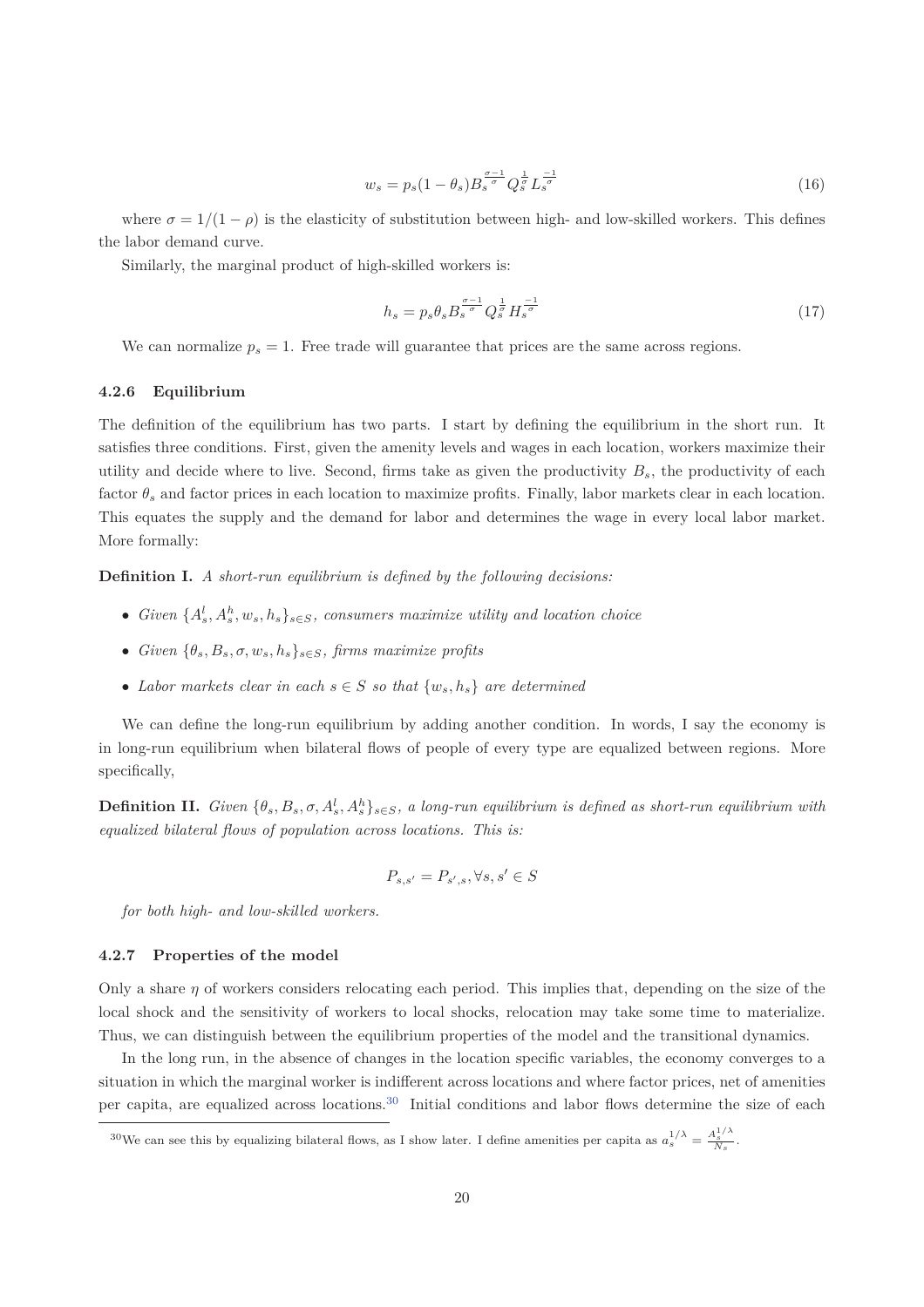$$w_s = p_s(1-\theta_s)B_s^{\frac{\sigma-1}{\sigma}} Q_s^{\frac{1}{\sigma}} L_s^{\frac{-1}{\sigma}} \tag{16}$$

where $\sigma = 1/(1-\rho)$ is the elasticity of substitution between high- and low-skilled workers. This defines the labor demand curve.

Similarly, the marginal product of high-skilled workers is:

$$h_s = p_s\theta_s B_s^{\frac{\sigma-1}{\sigma}} Q_s^{\frac{1}{\sigma}} H_s^{\frac{-1}{\sigma}} \tag{17}$$

We can normalize $p_s = 1$. Free trade will guarantee that prices are the same across regions.

#### 4.2.6 Equilibrium

The definition of the equilibrium has two parts. I start by defining the equilibrium in the short run. It satisfies three conditions. First, given the amenity levels and wages in each location, workers maximize their utility and decide where to live. Second, firms take as given the productivity $B_s$, the productivity of each factor $\theta_s$ and factor prices in each location to maximize profits. Finally, labor markets clear in each location. This equates the supply and the demand for labor and determines the wage in every local labor market. More formally:

**Definition I.** *A short-run equilibrium is defined by the following decisions:*

- *Given $\{A_s^l, A_s^h, w_s, h_s\}_{s\in S}$, consumers maximize utility and location choice*
- *Given $\{\theta_s, B_s, \sigma, w_s, h_s\}_{s\in S}$, firms maximize profits*
- *Labor markets clear in each $s \in S$ so that $\{w_s, h_s\}$ are determined*

We can define the long-run equilibrium by adding another condition. In words, I say the economy is in long-run equilibrium when bilateral flows of people of every type are equalized between regions. More specifically,

**Definition II.** *Given $\{\theta_s, B_s, \sigma, A_s^l, A_s^h\}_{s\in S}$, a long-run equilibrium is defined as short-run equilibrium with equalized bilateral flows of population across locations. This is:*

$$P_{s,s'} = P_{s',s}, \forall s, s' \in S$$

*for both high- and low-skilled workers.*

#### 4.2.7 Properties of the model

Only a share $\eta$ of workers considers relocating each period. This implies that, depending on the size of the local shock and the sensitivity of workers to local shocks, relocation may take some time to materialize. Thus, we can distinguish between the equilibrium properties of the model and the transitional dynamics.

In the long run, in the absence of changes in the location specific variables, the economy converges to a situation in which the marginal worker is indifferent across locations and where factor prices, net of amenities per capita, are equalized across locations.[30] Initial conditions and labor flows determine the size of each

[30] We can see this by equalizing bilateral flows, as I show later. I define amenities per capita as $a_s^{1/\lambda} = \frac{A_s^{1/\lambda}}{N_s}$.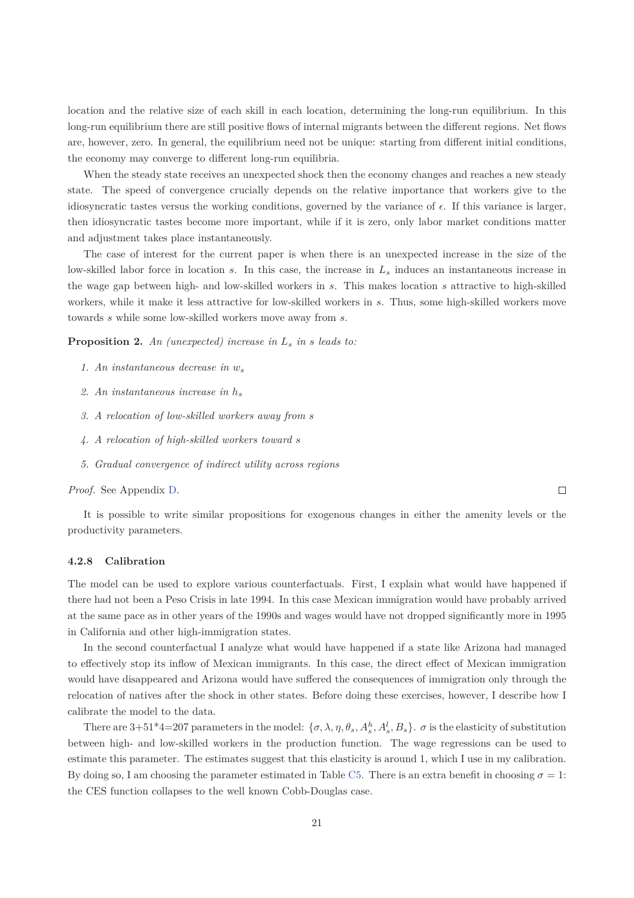location and the relative size of each skill in each location, determining the long-run equilibrium. In this long-run equilibrium there are still positive flows of internal migrants between the different regions. Net flows are, however, zero. In general, the equilibrium need not be unique: starting from different initial conditions, the economy may converge to different long-run equilibria.

When the steady state receives an unexpected shock then the economy changes and reaches a new steady state. The speed of convergence crucially depends on the relative importance that workers give to the idiosyncratic tastes versus the working conditions, governed by the variance of $\epsilon$. If this variance is larger, then idiosyncratic tastes become more important, while if it is zero, only labor market conditions matter and adjustment takes place instantaneously.

The case of interest for the current paper is when there is an unexpected increase in the size of the low-skilled labor force in location $s$. In this case, the increase in $L_s$ induces an instantaneous increase in the wage gap between high- and low-skilled workers in $s$. This makes location $s$ attractive to high-skilled workers, while it make it less attractive for low-skilled workers in $s$. Thus, some high-skilled workers move towards $s$ while some low-skilled workers move away from $s$.

**Proposition 2.** *An (unexpected) increase in $L_s$ in $s$ leads to:*

1. *An instantaneous decrease in $w_s$*
2. *An instantaneous increase in $h_s$*
3. *A relocation of low-skilled workers away from $s$*
4. *A relocation of high-skilled workers toward $s$*
5. *Gradual convergence of indirect utility across regions*

*Proof.* See Appendix D. □

It is possible to write similar propositions for exogenous changes in either the amenity levels or the productivity parameters.

#### 4.2.8 Calibration

The model can be used to explore various counterfactuals. First, I explain what would have happened if there had not been a Peso Crisis in late 1994. In this case Mexican immigration would have probably arrived at the same pace as in other years of the 1990s and wages would have not dropped significantly more in 1995 in California and other high-immigration states.

In the second counterfactual I analyze what would have happened if a state like Arizona had managed to effectively stop its inflow of Mexican immigrants. In this case, the direct effect of Mexican immigration would have disappeared and Arizona would have suffered the consequences of immigration only through the relocation of natives after the shock in other states. Before doing these exercises, however, I describe how I calibrate the model to the data.

There are 3+51*4=207 parameters in the model: $\{\sigma, \lambda, \eta, \theta_s, A_s^h, A_s^l, B_s\}$. $\sigma$ is the elasticity of substitution between high- and low-skilled workers in the production function. The wage regressions can be used to estimate this parameter. The estimates suggest that this elasticity is around 1, which I use in my calibration. By doing so, I am choosing the parameter estimated in Table C5. There is an extra benefit in choosing $\sigma = 1$: the CES function collapses to the well known Cobb-Douglas case.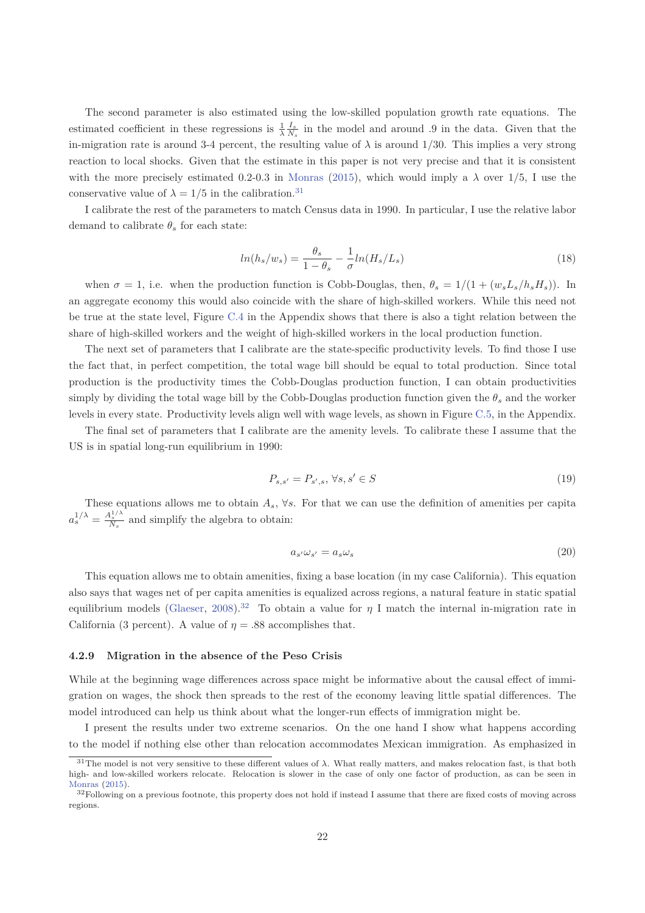The second parameter is also estimated using the low-skilled population growth rate equations. The estimated coefficient in these regressions is $\frac{1}{\lambda}\frac{I_s}{N_s}$ in the model and around .9 in the data. Given that the in-migration rate is around 3-4 percent, the resulting value of $\lambda$ is around 1/30. This implies a very strong reaction to local shocks. Given that the estimate in this paper is not very precise and that it is consistent with the more precisely estimated 0.2-0.3 in Monras (2015), which would imply a $\lambda$ over 1/5, I use the conservative value of $\lambda = 1/5$ in the calibration.[31]

I calibrate the rest of the parameters to match Census data in 1990. In particular, I use the relative labor demand to calibrate $\theta_s$ for each state:

$$ln(h_s/w_s) = \frac{\theta_s}{1-\theta_s} - \frac{1}{\sigma} ln(H_s/L_s) \tag{18}$$

when $\sigma = 1$, i.e. when the production function is Cobb-Douglas, then, $\theta_s = 1/(1 + (w_s L_s/h_s H_s))$. In an aggregate economy this would also coincide with the share of high-skilled workers. While this need not be true at the state level, Figure C.4 in the Appendix shows that there is also a tight relation between the share of high-skilled workers and the weight of high-skilled workers in the local production function.

The next set of parameters that I calibrate are the state-specific productivity levels. To find those I use the fact that, in perfect competition, the total wage bill should be equal to total production. Since total production is the productivity times the Cobb-Douglas production function, I can obtain productivities simply by dividing the total wage bill by the Cobb-Douglas production function given the $\theta_s$ and the worker levels in every state. Productivity levels align well with wage levels, as shown in Figure C.5, in the Appendix.

The final set of parameters that I calibrate are the amenity levels. To calibrate these I assume that the US is in spatial long-run equilibrium in 1990:

$$P_{s,s'} = P_{s',s}, \; \forall s, s' \in S \tag{19}$$

These equations allows me to obtain $A_s$, $\forall s$. For that we can use the definition of amenities per capita $a_s^{1/\lambda} = \frac{A_s^{1/\lambda}}{N_s}$ and simplify the algebra to obtain:

$$a_{s'}\omega_{s'} = a_s \omega_s \tag{20}$$

This equation allows me to obtain amenities, fixing a base location (in my case California). This equation also says that wages net of per capita amenities is equalized across regions, a natural feature in static spatial equilibrium models (Glaeser, 2008).[32] To obtain a value for $\eta$ I match the internal in-migration rate in California (3 percent). A value of $\eta = .88$ accomplishes that.

#### 4.2.9 Migration in the absence of the Peso Crisis

While at the beginning wage differences across space might be informative about the causal effect of immigration on wages, the shock then spreads to the rest of the economy leaving little spatial differences. The model introduced can help us think about what the longer-run effects of immigration might be.

I present the results under two extreme scenarios. On the one hand I show what happens according to the model if nothing else other than relocation accommodates Mexican immigration. As emphasized in

[31] The model is not very sensitive to these different values of $\lambda$. What really matters, and makes relocation fast, is that both high- and low-skilled workers relocate. Relocation is slower in the case of only one factor of production, as can be seen in Monras (2015).

[32] Following on a previous footnote, this property does not hold if instead I assume that there are fixed costs of moving across regions.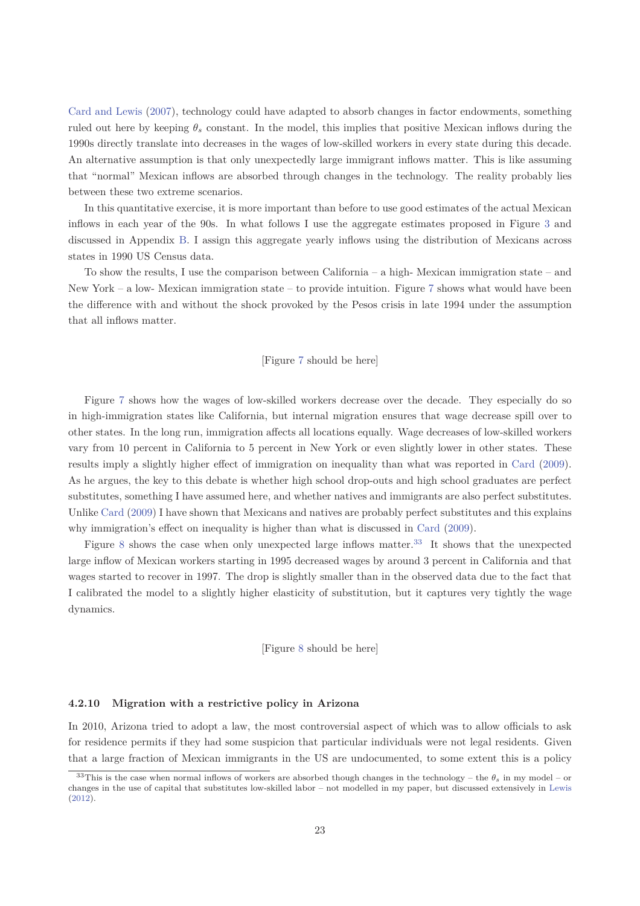Card and Lewis (2007), technology could have adapted to absorb changes in factor endowments, something ruled out here by keeping $\theta_s$ constant. In the model, this implies that positive Mexican inflows during the 1990s directly translate into decreases in the wages of low-skilled workers in every state during this decade. An alternative assumption is that only unexpectedly large immigrant inflows matter. This is like assuming that "normal" Mexican inflows are absorbed through changes in the technology. The reality probably lies between these two extreme scenarios.

In this quantitative exercise, it is more important than before to use good estimates of the actual Mexican inflows in each year of the 90s. In what follows I use the aggregate estimates proposed in Figure 3 and discussed in Appendix B. I assign this aggregate yearly inflows using the distribution of Mexicans across states in 1990 US Census data.

To show the results, I use the comparison between California – a high- Mexican immigration state – and New York – a low- Mexican immigration state – to provide intuition. Figure 7 shows what would have been the difference with and without the shock provoked by the Pesos crisis in late 1994 under the assumption that all inflows matter.

[Figure 7 should be here]

Figure 7 shows how the wages of low-skilled workers decrease over the decade. They especially do so in high-immigration states like California, but internal migration ensures that wage decrease spill over to other states. In the long run, immigration affects all locations equally. Wage decreases of low-skilled workers vary from 10 percent in California to 5 percent in New York or even slightly lower in other states. These results imply a slightly higher effect of immigration on inequality than what was reported in Card (2009). As he argues, the key to this debate is whether high school drop-outs and high school graduates are perfect substitutes, something I have assumed here, and whether natives and immigrants are also perfect substitutes. Unlike Card (2009) I have shown that Mexicans and natives are probably perfect substitutes and this explains why immigration's effect on inequality is higher than what is discussed in Card (2009).

Figure 8 shows the case when only unexpected large inflows matter.[33] It shows that the unexpected large inflow of Mexican workers starting in 1995 decreased wages by around 3 percent in California and that wages started to recover in 1997. The drop is slightly smaller than in the observed data due to the fact that I calibrated the model to a slightly higher elasticity of substitution, but it captures very tightly the wage dynamics.

[Figure 8 should be here]

#### 4.2.10 Migration with a restrictive policy in Arizona

In 2010, Arizona tried to adopt a law, the most controversial aspect of which was to allow officials to ask for residence permits if they had some suspicion that particular individuals were not legal residents. Given that a large fraction of Mexican immigrants in the US are undocumented, to some extent this is a policy

[33] This is the case when normal inflows of workers are absorbed though changes in the technology – the $\theta_s$ in my model – or changes in the use of capital that substitutes low-skilled labor – not modelled in my paper, but discussed extensively in Lewis (2012).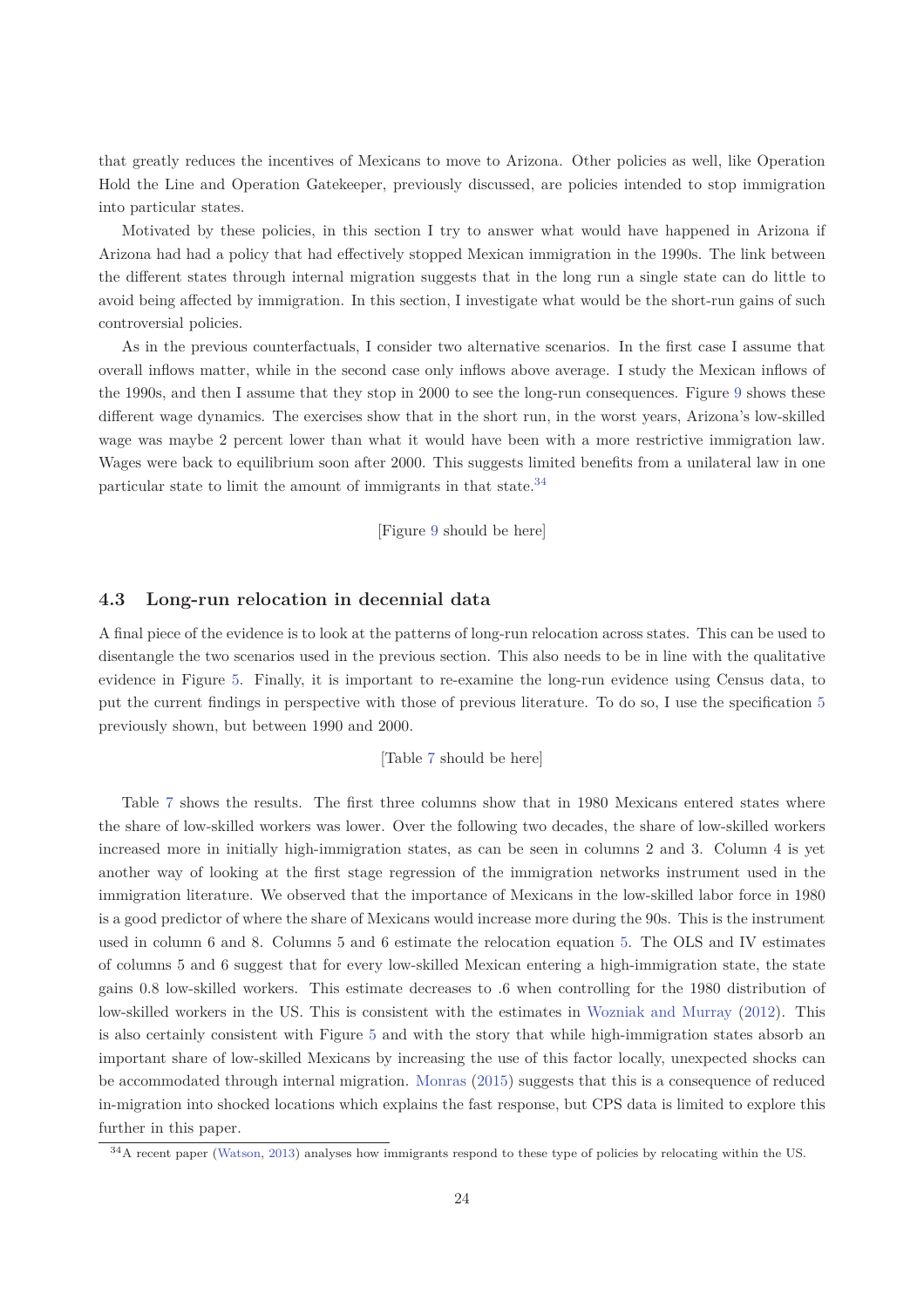that greatly reduces the incentives of Mexicans to move to Arizona. Other policies as well, like Operation Hold the Line and Operation Gatekeeper, previously discussed, are policies intended to stop immigration into particular states.

Motivated by these policies, in this section I try to answer what would have happened in Arizona if Arizona had had a policy that had effectively stopped Mexican immigration in the 1990s. The link between the different states through internal migration suggests that in the long run a single state can do little to avoid being affected by immigration. In this section, I investigate what would be the short-run gains of such controversial policies.

As in the previous counterfactuals, I consider two alternative scenarios. In the first case I assume that overall inflows matter, while in the second case only inflows above average. I study the Mexican inflows of the 1990s, and then I assume that they stop in 2000 to see the long-run consequences. Figure 9 shows these different wage dynamics. The exercises show that in the short run, in the worst years, Arizona's low-skilled wage was maybe 2 percent lower than what it would have been with a more restrictive immigration law. Wages were back to equilibrium soon after 2000. This suggests limited benefits from a unilateral law in one particular state to limit the amount of immigrants in that state.[34]

[Figure 9 should be here]

### 4.3 Long-run relocation in decennial data

A final piece of the evidence is to look at the patterns of long-run relocation across states. This can be used to disentangle the two scenarios used in the previous section. This also needs to be in line with the qualitative evidence in Figure 5. Finally, it is important to re-examine the long-run evidence using Census data, to put the current findings in perspective with those of previous literature. To do so, I use the specification 5 previously shown, but between 1990 and 2000.

[Table 7 should be here]

Table 7 shows the results. The first three columns show that in 1980 Mexicans entered states where the share of low-skilled workers was lower. Over the following two decades, the share of low-skilled workers increased more in initially high-immigration states, as can be seen in columns 2 and 3. Column 4 is yet another way of looking at the first stage regression of the immigration networks instrument used in the immigration literature. We observed that the importance of Mexicans in the low-skilled labor force in 1980 is a good predictor of where the share of Mexicans would increase more during the 90s. This is the instrument used in column 6 and 8. Columns 5 and 6 estimate the relocation equation 5. The OLS and IV estimates of columns 5 and 6 suggest that for every low-skilled Mexican entering a high-immigration state, the state gains 0.8 low-skilled workers. This estimate decreases to .6 when controlling for the 1980 distribution of low-skilled workers in the US. This is consistent with the estimates in Wozniak and Murray (2012). This is also certainly consistent with Figure 5 and with the story that while high-immigration states absorb an important share of low-skilled Mexicans by increasing the use of this factor locally, unexpected shocks can be accommodated through internal migration. Monras (2015) suggests that this is a consequence of reduced in-migration into shocked locations which explains the fast response, but CPS data is limited to explore this further in this paper.

[34] A recent paper (Watson, 2013) analyses how immigrants respond to these type of policies by relocating within the US.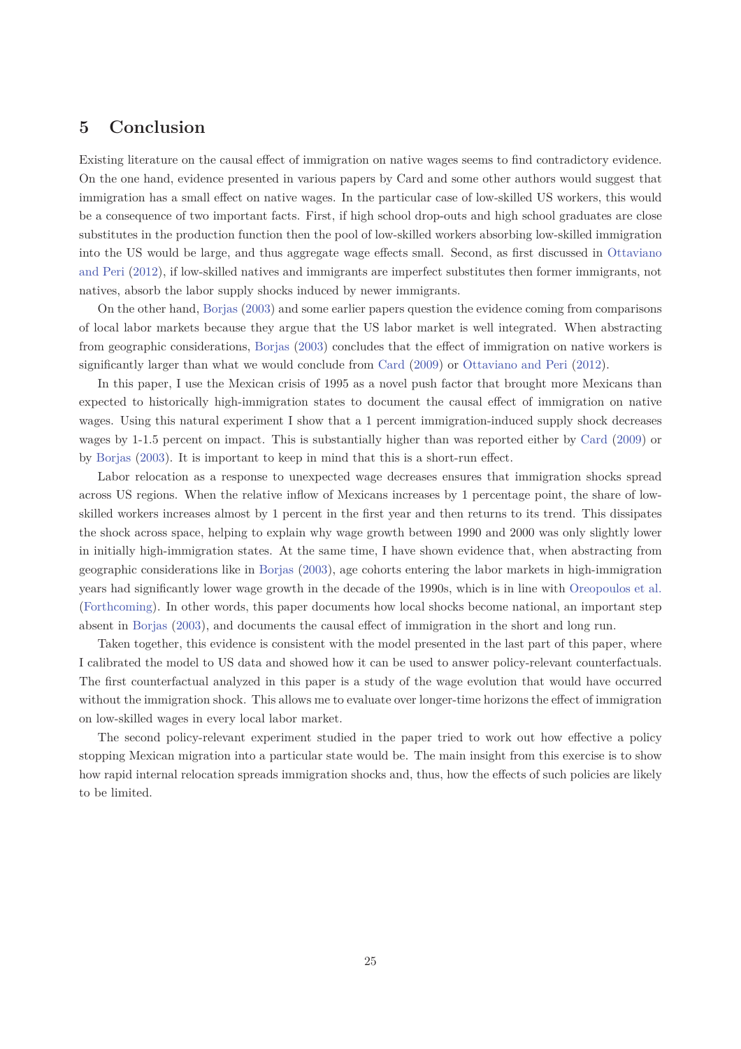## 5 Conclusion

Existing literature on the causal effect of immigration on native wages seems to find contradictory evidence. On the one hand, evidence presented in various papers by Card and some other authors would suggest that immigration has a small effect on native wages. In the particular case of low-skilled US workers, this would be a consequence of two important facts. First, if high school drop-outs and high school graduates are close substitutes in the production function then the pool of low-skilled workers absorbing low-skilled immigration into the US would be large, and thus aggregate wage effects small. Second, as first discussed in Ottaviano and Peri (2012), if low-skilled natives and immigrants are imperfect substitutes then former immigrants, not natives, absorb the labor supply shocks induced by newer immigrants.

On the other hand, Borjas (2003) and some earlier papers question the evidence coming from comparisons of local labor markets because they argue that the US labor market is well integrated. When abstracting from geographic considerations, Borjas (2003) concludes that the effect of immigration on native workers is significantly larger than what we would conclude from Card (2009) or Ottaviano and Peri (2012).

In this paper, I use the Mexican crisis of 1995 as a novel push factor that brought more Mexicans than expected to historically high-immigration states to document the causal effect of immigration on native wages. Using this natural experiment I show that a 1 percent immigration-induced supply shock decreases wages by 1-1.5 percent on impact. This is substantially higher than was reported either by Card (2009) or by Borjas (2003). It is important to keep in mind that this is a short-run effect.

Labor relocation as a response to unexpected wage decreases ensures that immigration shocks spread across US regions. When the relative inflow of Mexicans increases by 1 percentage point, the share of low-skilled workers increases almost by 1 percent in the first year and then returns to its trend. This dissipates the shock across space, helping to explain why wage growth between 1990 and 2000 was only slightly lower in initially high-immigration states. At the same time, I have shown evidence that, when abstracting from geographic considerations like in Borjas (2003), age cohorts entering the labor markets in high-immigration years had significantly lower wage growth in the decade of the 1990s, which is in line with Oreopoulos et al. (Forthcoming). In other words, this paper documents how local shocks become national, an important step absent in Borjas (2003), and documents the causal effect of immigration in the short and long run.

Taken together, this evidence is consistent with the model presented in the last part of this paper, where I calibrated the model to US data and showed how it can be used to answer policy-relevant counterfactuals. The first counterfactual analyzed in this paper is a study of the wage evolution that would have occurred without the immigration shock. This allows me to evaluate over longer-time horizons the effect of immigration on low-skilled wages in every local labor market.

The second policy-relevant experiment studied in the paper tried to work out how effective a policy stopping Mexican migration into a particular state would be. The main insight from this exercise is to show how rapid internal relocation spreads immigration shocks and, thus, how the effects of such policies are likely to be limited.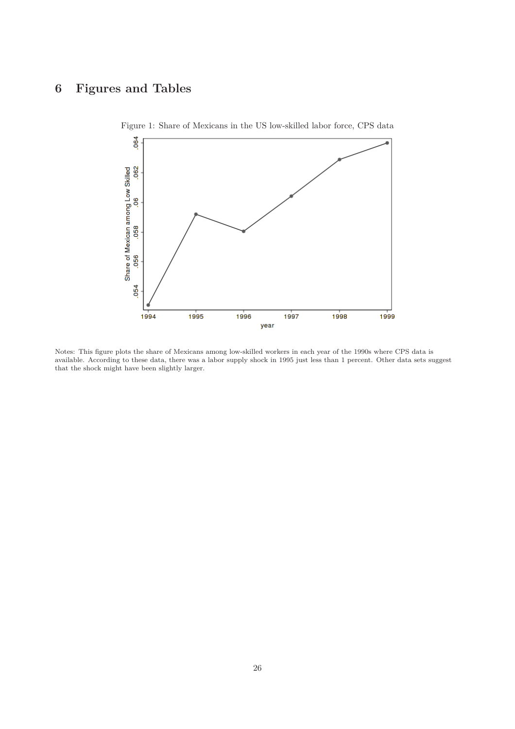# 6 Figures and Tables

Figure 1: Share of Mexicans in the US low-skilled labor force, CPS data

Notes: This figure plots the share of Mexicans among low-skilled workers in each year of the 1990s where CPS data is available. According to these data, there was a labor supply shock in 1995 just less than 1 percent. Other data sets suggest that the shock might have been slightly larger.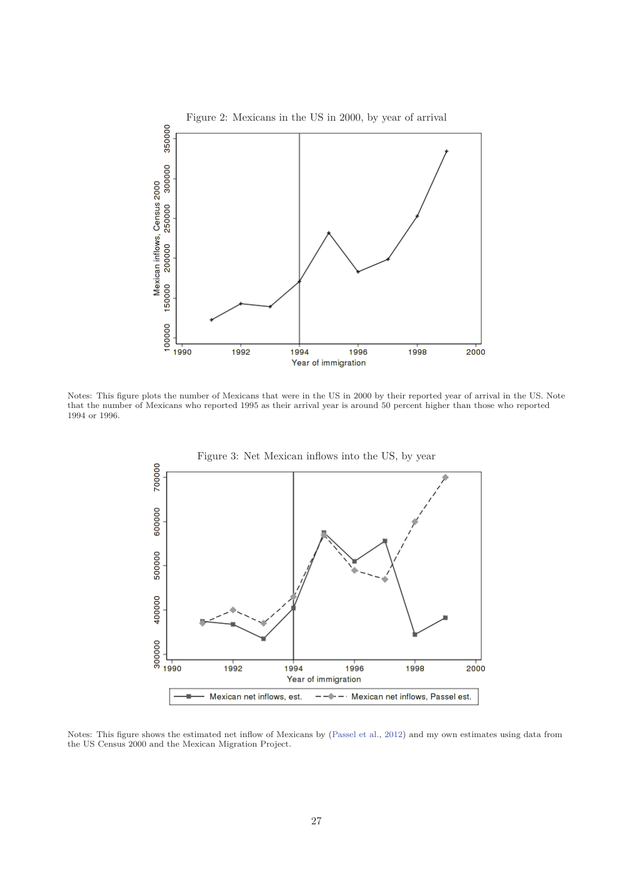Figure 2: Mexicans in the US in 2000, by year of arrival

Notes: This figure plots the number of Mexicans that were in the US in 2000 by their reported year of arrival in the US. Note that the number of Mexicans who reported 1995 as their arrival year is around 50 percent higher than those who reported 1994 or 1996.

Figure 3: Net Mexican inflows into the US, by year

Notes: This figure shows the estimated net inflow of Mexicans by (Passel et al., 2012) and my own estimates using data from the US Census 2000 and the Mexican Migration Project.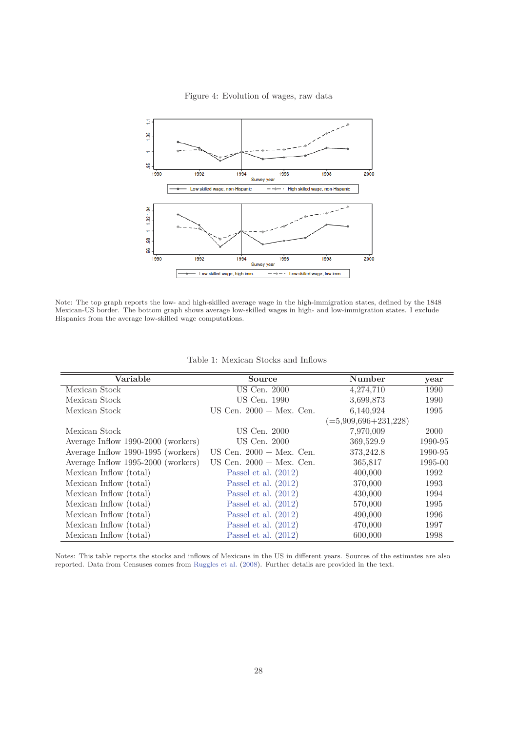Figure 4: Evolution of wages, raw data

Note: The top graph reports the low- and high-skilled average wage in the high-immigration states, defined by the 1848 Mexican-US border. The bottom graph shows average low-skilled wages in high- and low-immigration states. I exclude Hispanics from the average low-skilled wage computations.

Table 1: Mexican Stocks and Inflows

| Variable | Source | Number | year |
|---|---|---|---|
| Mexican Stock | US Cen. 2000 | 4,274,710 | 1990 |
| Mexican Stock | US Cen. 1990 | 3,699,873 | 1990 |
| Mexican Stock | US Cen. 2000 + Mex. Cen. | 6,140,924 | 1995 |
| | | (=5,909,696+231,228) | |
| Mexican Stock | US Cen. 2000 | 7,970,009 | 2000 |
| Average Inflow 1990-2000 (workers) | US Cen. 2000 | 369,529.9 | 1990-95 |
| Average Inflow 1990-1995 (workers) | US Cen. 2000 + Mex. Cen. | 373,242.8 | 1990-95 |
| Average Inflow 1995-2000 (workers) | US Cen. 2000 + Mex. Cen. | 365,817 | 1995-00 |
| Mexican Inflow (total) | Passel et al. (2012) | 400,000 | 1992 |
| Mexican Inflow (total) | Passel et al. (2012) | 370,000 | 1993 |
| Mexican Inflow (total) | Passel et al. (2012) | 430,000 | 1994 |
| Mexican Inflow (total) | Passel et al. (2012) | 570,000 | 1995 |
| Mexican Inflow (total) | Passel et al. (2012) | 490,000 | 1996 |
| Mexican Inflow (total) | Passel et al. (2012) | 470,000 | 1997 |
| Mexican Inflow (total) | Passel et al. (2012) | 600,000 | 1998 |

Notes: This table reports the stocks and inflows of Mexicans in the US in different years. Sources of the estimates are also reported. Data from Censuses comes from Ruggles et al. (2008). Further details are provided in the text.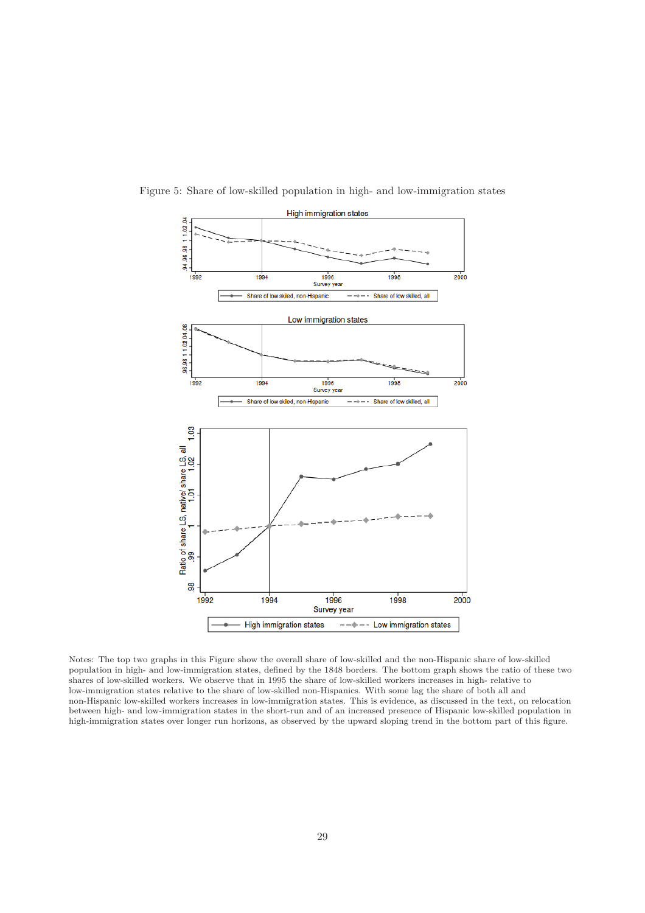Figure 5: Share of low-skilled population in high- and low-immigration states

Notes: The top two graphs in this Figure show the overall share of low-skilled and the non-Hispanic share of low-skilled population in high- and low-immigration states, defined by the 1848 borders. The bottom graph shows the ratio of these two shares of low-skilled workers. We observe that in 1995 the share of low-skilled workers increases in high- relative to low-immigration states relative to the share of low-skilled non-Hispanics. With some lag the share of both all and non-Hispanic low-skilled workers increases in low-immigration states. This is evidence, as discussed in the text, on relocation between high- and low-immigration states in the short-run and of an increased presence of Hispanic low-skilled population in high-immigration states over longer run horizons, as observed by the upward sloping trend in the bottom part of this figure.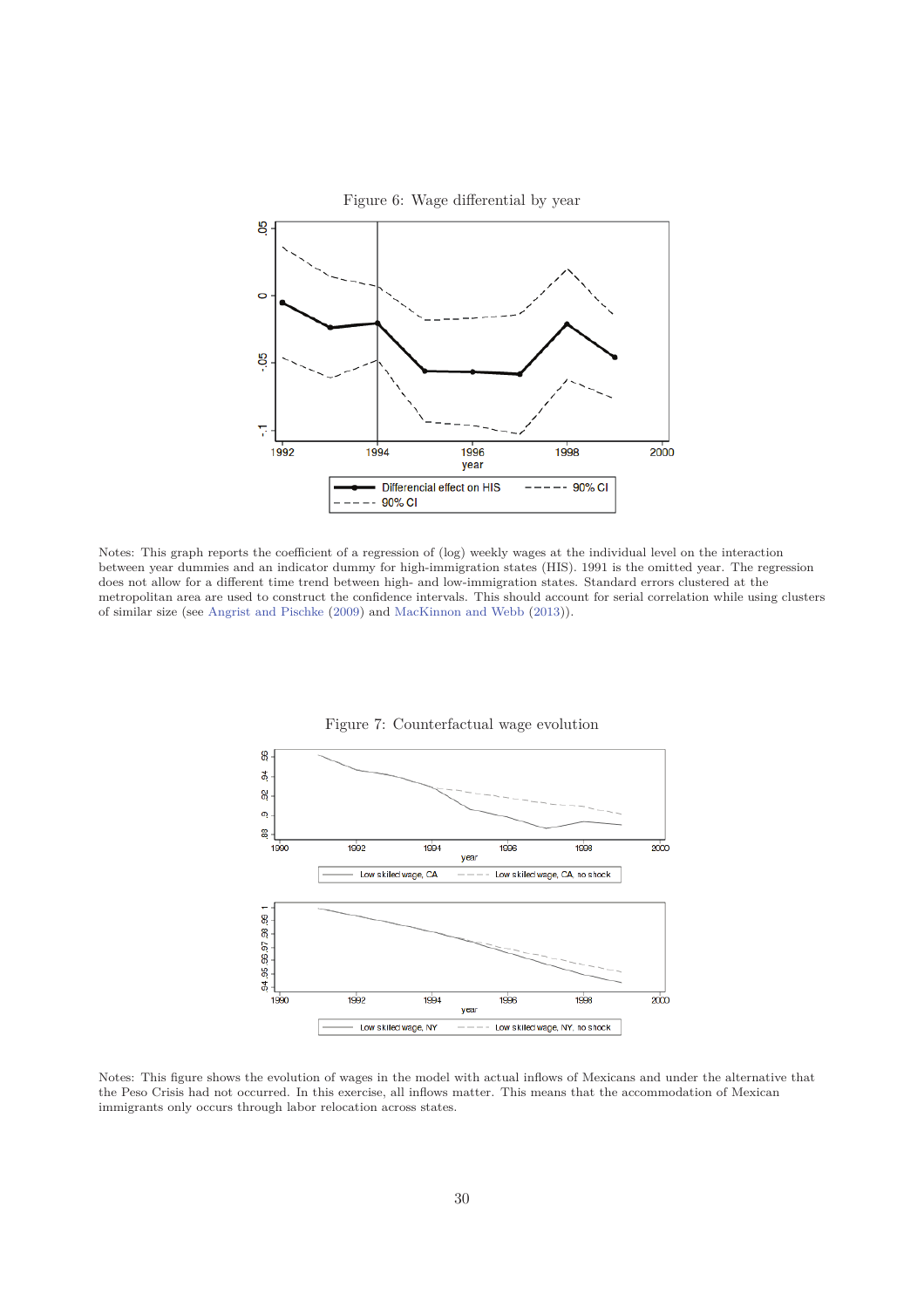Figure 6: Wage differential by year

Notes: This graph reports the coefficient of a regression of (log) weekly wages at the individual level on the interaction between year dummies and an indicator dummy for high-immigration states (HIS). 1991 is the omitted year. The regression does not allow for a different time trend between high- and low-immigration states. Standard errors clustered at the metropolitan area are used to construct the confidence intervals. This should account for serial correlation while using clusters of similar size (see Angrist and Pischke (2009) and MacKinnon and Webb (2013)).

Figure 7: Counterfactual wage evolution

Notes: This figure shows the evolution of wages in the model with actual inflows of Mexicans and under the alternative that the Peso Crisis had not occurred. In this exercise, all inflows matter. This means that the accommodation of Mexican immigrants only occurs through labor relocation across states.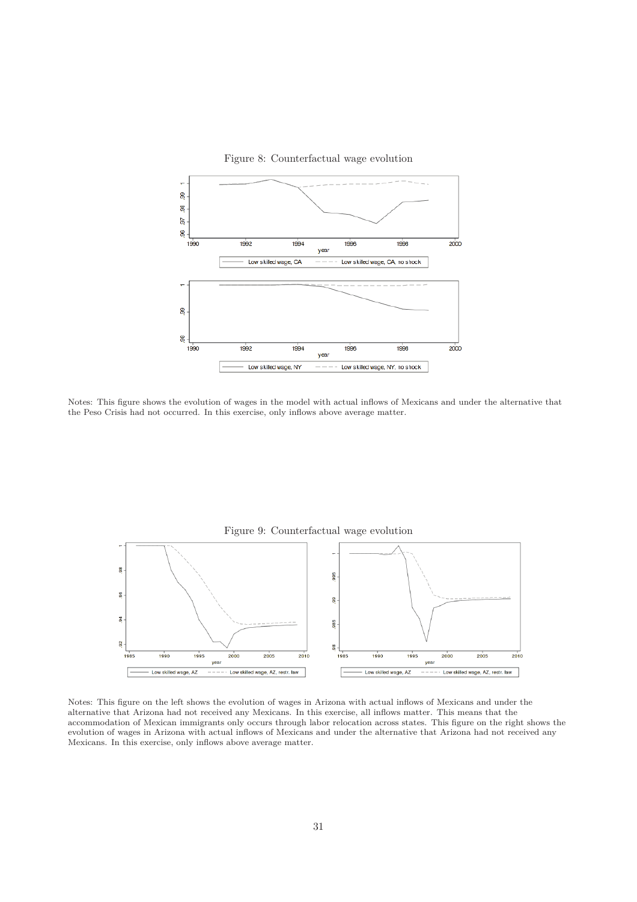Figure 8: Counterfactual wage evolution

Notes: This figure shows the evolution of wages in the model with actual inflows of Mexicans and under the alternative that the Peso Crisis had not occurred. In this exercise, only inflows above average matter.

Figure 9: Counterfactual wage evolution

Notes: This figure on the left shows the evolution of wages in Arizona with actual inflows of Mexicans and under the alternative that Arizona had not received any Mexicans. In this exercise, all inflows matter. This means that the accommodation of Mexican immigrants only occurs through labor relocation across states. This figure on the right shows the evolution of wages in Arizona with actual inflows of Mexicans and under the alternative that Arizona had not received any Mexicans. In this exercise, only inflows above average matter.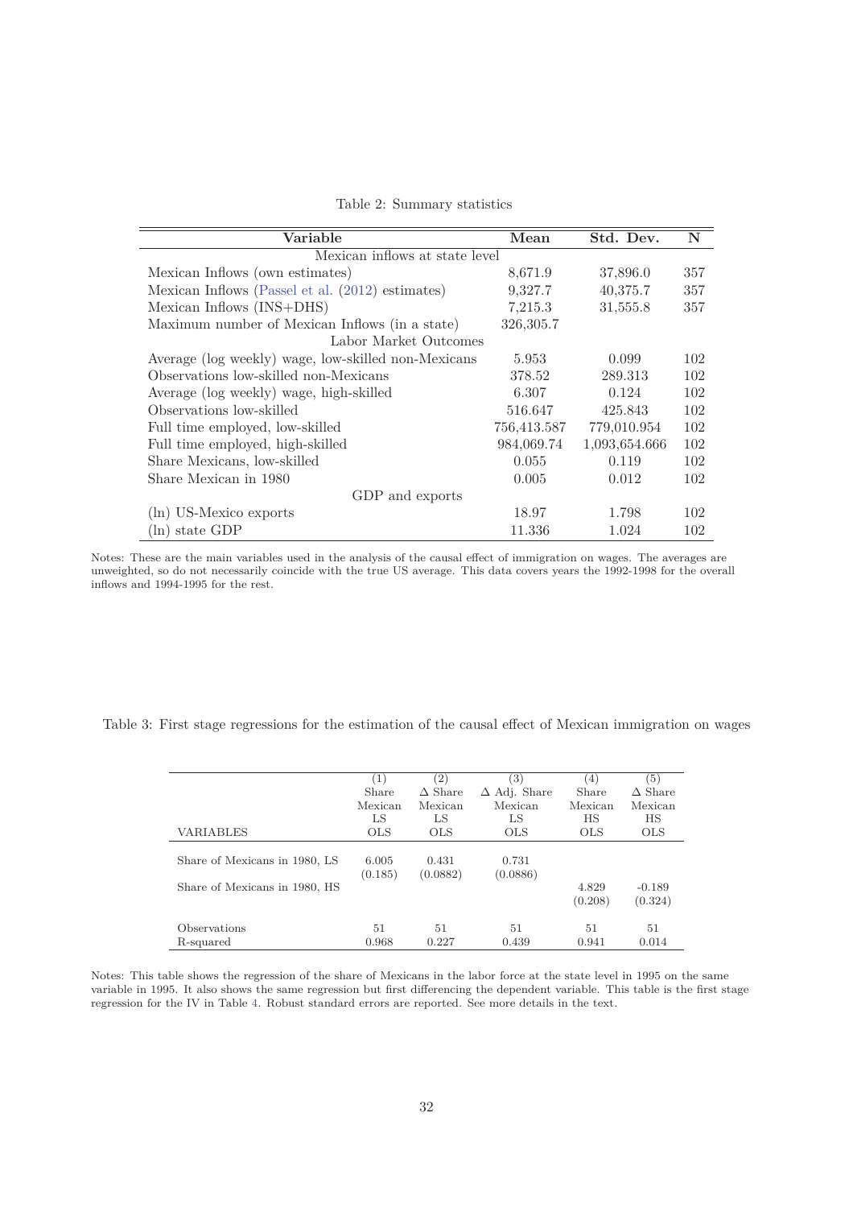Table 2: Summary statistics

| Variable | Mean | Std. Dev. | N |
|---|---|---|---|
| Mexican inflows at state level | | | |
| Mexican Inflows (own estimates) | 8,671.9 | 37,896.0 | 357 |
| Mexican Inflows (Passel et al. (2012) estimates) | 9,327.7 | 40,375.7 | 357 |
| Mexican Inflows (INS+DHS) | 7,215.3 | 31,555.8 | 357 |
| Maximum number of Mexican Inflows (in a state) | 326,305.7 | | |
| Labor Market Outcomes | | | |
| Average (log weekly) wage, low-skilled non-Mexicans | 5.953 | 0.099 | 102 |
| Observations low-skilled non-Mexicans | 378.52 | 289.313 | 102 |
| Average (log weekly) wage, high-skilled | 6.307 | 0.124 | 102 |
| Observations low-skilled | 516.647 | 425.843 | 102 |
| Full time employed, low-skilled | 756,413.587 | 779,010.954 | 102 |
| Full time employed, high-skilled | 984,069.74 | 1,093,654.666 | 102 |
| Share Mexicans, low-skilled | 0.055 | 0.119 | 102 |
| Share Mexican in 1980 | 0.005 | 0.012 | 102 |
| GDP and exports | | | |
| (ln) US-Mexico exports | 18.97 | 1.798 | 102 |
| (ln) state GDP | 11.336 | 1.024 | 102 |

Notes: These are the main variables used in the analysis of the causal effect of immigration on wages. The averages are unweighted, so do not necessarily coincide with the true US average. This data covers years the 1992-1998 for the overall inflows and 1994-1995 for the rest.

Table 3: First stage regressions for the estimation of the causal effect of Mexican immigration on wages

| | (1) | (2) | (3) | (4) | (5) |
|---|---|---|---|---|---|
| | Share Mexican LS | $\Delta$ Share Mexican LS | $\Delta$ Adj. Share Mexican LS | Share Mexican HS | $\Delta$ Share Mexican HS |
| VARIABLES | OLS | OLS | OLS | OLS | OLS |
| Share of Mexicans in 1980, LS | 6.005 | 0.431 | 0.731 | | |
| | (0.185) | (0.0882) | (0.0886) | | |
| Share of Mexicans in 1980, HS | | | | 4.829 | -0.189 |
| | | | | (0.208) | (0.324) |
| Observations | 51 | 51 | 51 | 51 | 51 |
| R-squared | 0.968 | 0.227 | 0.439 | 0.941 | 0.014 |

Notes: This table shows the regression of the share of Mexicans in the labor force at the state level in 1995 on the same variable in 1995. It also shows the same regression but first differencing the dependent variable. This table is the first stage regression for the IV in Table 4. Robust standard errors are reported. See more details in the text.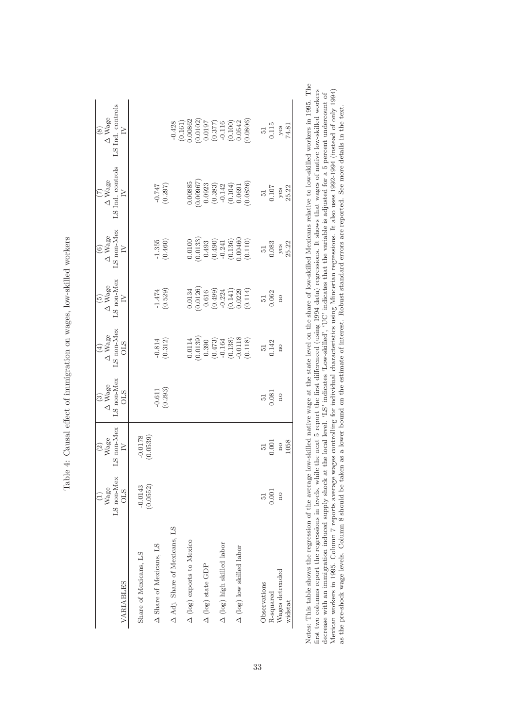Table 4: Causal effect of immigration on wages, low-skilled workers

| VARIABLES | (1) Wage LS non-Mex OLS | (2) Wage LS non-Mex IV | (3) Δ Wage LS non-Mex OLS | (4) Δ Wage LS non-Mex OLS | (5) Δ Wage LS non-Mex IV | (6) Δ Wage LS non-Mex IV | (7) Δ Wage LS Ind. controls IV | (8) Δ Wage LS Ind. controls IV |
|---|---|---|---|---|---|---|---|---|
| Share of Mexicans, LS | -0.0143 | -0.0178 | | | | | | |
| | (0.0552) | (0.0539) | | | | | | |
| Δ Share of Mexicans, LS | | | -0.611 | -0.814 | -1.474 | -1.355 | -0.747 | |
| | | | (0.293) | (0.312) | (0.529) | (0.460) | (0.297) | |
| Δ Adj. Share of Mexicans, LS | | | | | | | | -0.428 |
| | | | | | | | | (0.161) |
| Δ (log) exports to Mexico | | | | 0.0114 | 0.0134 | 0.0100 | 0.00885 | 0.00862 |
| | | | | (0.0139) | (0.0126) | (0.0133) | (0.00967) | (0.0102) |
| Δ (log) state GDP | | | | 0.390 | 0.616 | 0.493 | 0.0923 | 0.0197 |
| | | | | (0.473) | (0.499) | (0.490) | (0.383) | (0.377) |
| Δ (log) high skilled labor | | | | -0.164 | -0.224 | -0.241 | -0.142 | -0.116 |
| | | | | (0.138) | (0.141) | (0.136) | (0.104) | (0.100) |
| Δ (log) low skilled labor | | | | -0.0118 | 0.0229 | 0.00460 | 0.0691 | 0.0542 |
| | | | | (0.118) | (0.114) | (0.110) | (0.0826) | (0.0806) |
| Observations | 51 | 51 | 51 | 51 | 51 | 51 | 51 | 51 |
| R-squared | 0.001 | 0.001 | 0.081 | 0.142 | 0.062 | 0.083 | 0.107 | 0.115 |
| Wages detrended | no | no | no | no | no | yes | yes | yes |
| widstat | | 1058 | | | | 25.22 | 25.22 | 74.81 |

Notes: This table shows the regression of the average low-skilled native wage at the state level on the share of low-skilled Mexicans relative to low-skilled workers in 1995. The first two columns report the regressions in levels, while the next 5 report the first differenced (using 1994 data) regressions. It shows that wages of native low-skilled workers decrease with an immigration induced supply shock at the local level. 'LS' indicates 'Low-skilled', 'UC' indicates that the variable is adjusted for a 5 percent undercount of Mexican workers in 1995. Column 7 reports average wages controlling for individual characteristics using Mincerian regressions. It also uses 1992-1994 (instead of only 1994) as the pre-shock wage levels. Column 8 should be taken as a lower bound on the estimate of interest. Robust standard errors are reported. See more details in the text.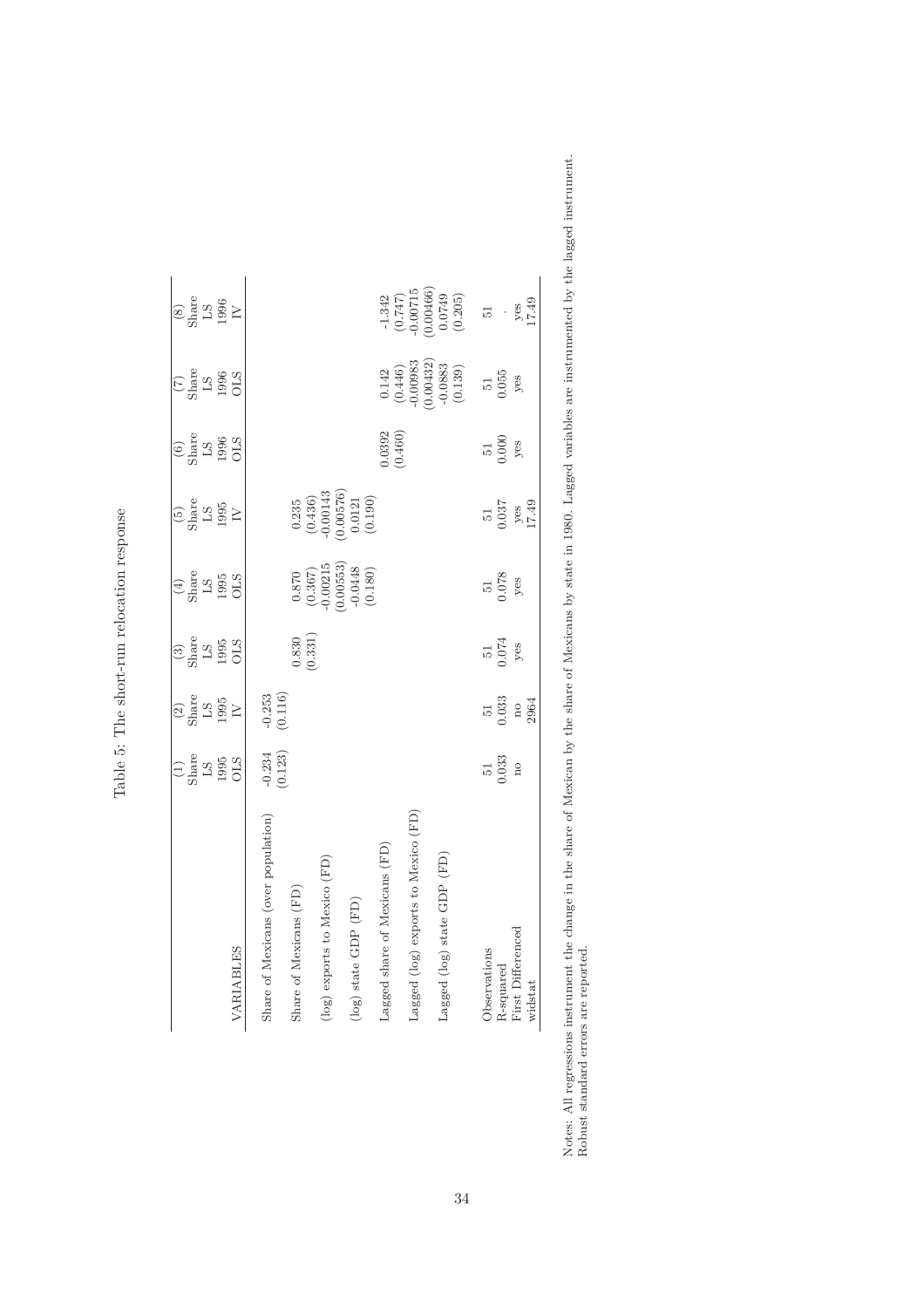Table 5: The short-run relocation response

| | (1) | (2) | (3) | (4) | (5) | (6) | (7) | (8) |
|---|---|---|---|---|---|---|---|---|
| | Share | Share | Share | Share | Share | Share | Share | Share |
| | LS | LS | LS | LS | LS | LS | LS | LS |
| | 1995 | 1995 | 1995 | 1995 | 1995 | 1996 | 1996 | 1996 |
| VARIABLES | OLS | IV | OLS | OLS | IV | OLS | OLS | IV |
| Share of Mexicans (over population) | -0.234 | -0.253 | | | | | | |
| | (0.123) | (0.116) | | | | | | |
| Share of Mexicans (FD) | | | 0.830 | 0.870 | 0.235 | | | |
| | | | (0.331) | (0.367) | (0.436) | | | |
| (log) exports to Mexico (FD) | | | | -0.00215 | -0.00143 | | | |
| | | | | (0.00553) | (0.00576) | | | |
| (log) state GDP (FD) | | | | -0.0448 | 0.0121 | | | |
| | | | | (0.180) | (0.190) | | | |
| Lagged share of Mexicans (FD) | | | | | | 0.0392 | 0.142 | -1.342 |
| | | | | | | (0.460) | (0.446) | (0.747) |
| Lagged (log) exports to Mexico (FD) | | | | | | | -0.00983 | -0.00715 |
| | | | | | | | (0.00432) | (0.00466) |
| Lagged (log) state GDP (FD) | | | | | | | -0.0883 | 0.0749 |
| | | | | | | | (0.139) | (0.205) |
| Observations | 51 | 51 | 51 | 51 | 51 | 51 | 51 | 51 |
| R-squared | 0.033 | 0.033 | 0.074 | 0.078 | 0.037 | 0.000 | 0.055 | . |
| First Differenced | no | no | yes | yes | yes | yes | yes | yes |
| widstat | | 2964 | | | 17.49 | | | 17.49 |

Notes: All regressions instrument the change in the share of Mexican by the share of Mexicans by state in 1980. Lagged variables are instrumented by the lagged instrument. Robust standard errors are reported.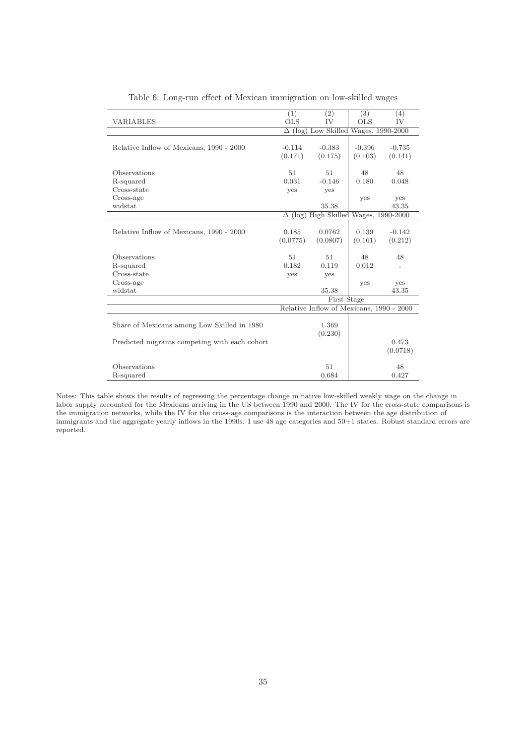Table 6: Long-run effect of Mexican immigration on low-skilled wages

| VARIABLES | (1) OLS | (2) IV | (3) OLS | (4) IV |
|---|---|---|---|---|
| | $\Delta$ (log) Low Skilled Wages, 1990-2000 | | | |
| Relative Inflow of Mexicans, 1990 - 2000 | -0.114 | -0.383 | -0.396 | -0.735 |
| | (0.171) | (0.175) | (0.103) | (0.141) |
| Observations | 51 | 51 | 48 | 48 |
| R-squared | 0.031 | -0.146 | 0.180 | 0.048 |
| Cross-state | yes | yes | | |
| Cross-age | | | yes | yes |
| widstat | | 35.38 | | 43.35 |
| | $\Delta$ (log) High Skilled Wages, 1990-2000 | | | |
| Relative Inflow of Mexicans, 1990 - 2000 | 0.185 | 0.0762 | 0.139 | -0.142 |
| | (0.0775) | (0.0807) | (0.161) | (0.212) |
| Observations | 51 | 51 | 48 | 48 |
| R-squared | 0.182 | 0.119 | 0.012 | . |
| Cross-state | yes | yes | | |
| Cross-age | | | yes | yes |
| widstat | | 35.38 | | 43.35 |
| | First Stage | | | |
| | Relative Inflow of Mexicans, 1990 - 2000 | | | |
| Share of Mexicans among Low Skilled in 1980 | | 1.369 | | |
| | | (0.230) | | |
| Predicted migrants competing with each cohort | | | | 0.473 |
| | | | | (0.0718) |
| Observations | | 51 | | 48 |
| R-squared | | 0.684 | | 0.427 |

Notes: This table shows the results of regressing the percentage change in native low-skilled weekly wage on the change in labor supply accounted for the Mexicans arriving in the US between 1990 and 2000. The IV for the cross-state comparisons is the immigration networks, while the IV for the cross-age comparisons is the interaction between the age distribution of immigrants and the aggregate yearly inflows in the 1990s. I use 48 age categories and 50+1 states. Robust standard errors are reported.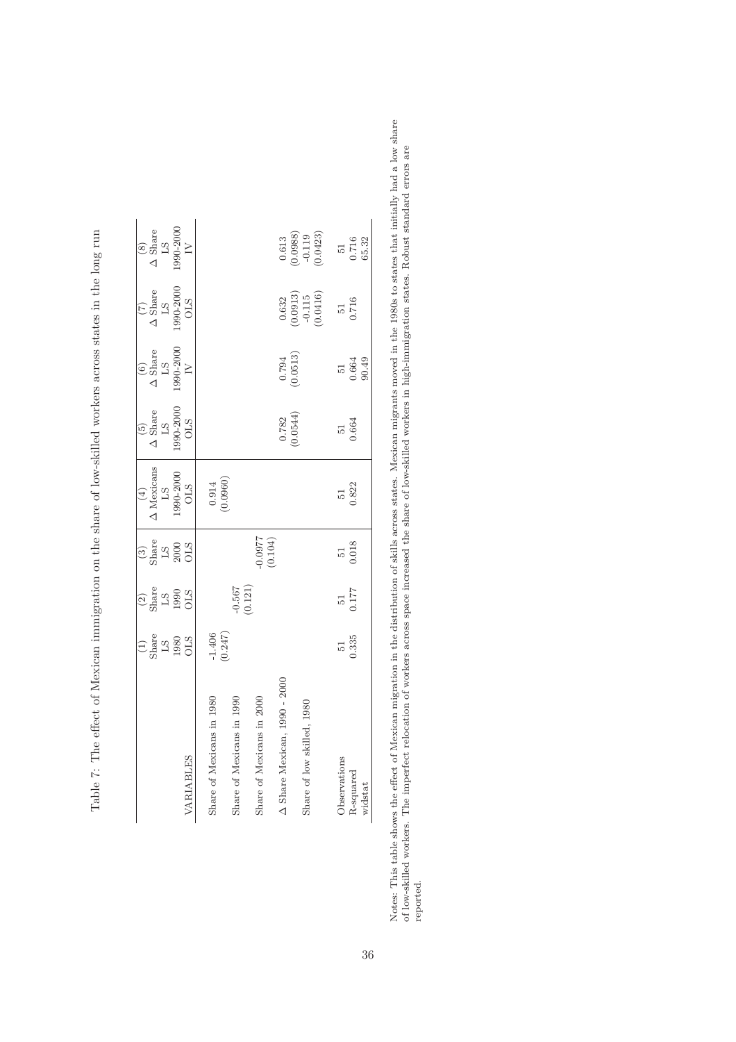Table 7: The effect of Mexican immigration on the share of low-skilled workers across states in the long run

| | (1) | (2) | (3) | (4) | (5) | (6) | (7) | (8) |
|---|---|---|---|---|---|---|---|---|
| | Share | Share | Share | Δ Mexicans | Δ Share | Δ Share | Δ Share | Δ Share |
| | LS | LS | LS | LS | LS | LS | LS | LS |
| | 1980 | 1990 | 2000 | 1990-2000 | 1990-2000 | 1990-2000 | 1990-2000 | 1990-2000 |
| VARIABLES | OLS | OLS | OLS | OLS | OLS | IV | OLS | IV |
| Share of Mexicans in 1980 | -1.406 | | | 0.914 | | | | |
| | (0.247) | | | (0.0960) | | | | |
| Share of Mexicans in 1990 | | -0.567 | | | | | | |
| | | (0.121) | | | | | | |
| Share of Mexicans in 2000 | | | -0.0977 | | | | | |
| | | | (0.104) | | | | | |
| Δ Share Mexican, 1990 - 2000 | | | | | 0.782 | 0.794 | 0.632 | 0.613 |
| | | | | | (0.0544) | (0.0513) | (0.0913) | (0.0988) |
| Share of low skilled, 1980 | | | | | | | -0.115 | -0.119 |
| | | | | | | | (0.0416) | (0.0423) |
| Observations | 51 | 51 | 51 | 51 | 51 | 51 | 51 | 51 |
| R-squared | 0.335 | 0.177 | 0.018 | 0.822 | 0.664 | 0.664 | 0.716 | 0.716 |
| widstat | | | | | | 90.49 | | 65.32 |

Notes: This table shows the effect of Mexican migration in the distribution of skills across states. Mexican migrants moved in the 1980s to states that initially had a low share of low-skilled workers. The imperfect relocation of workers across space increased the share of low-skilled workers in high-immigration states. Robust standard errors are reported.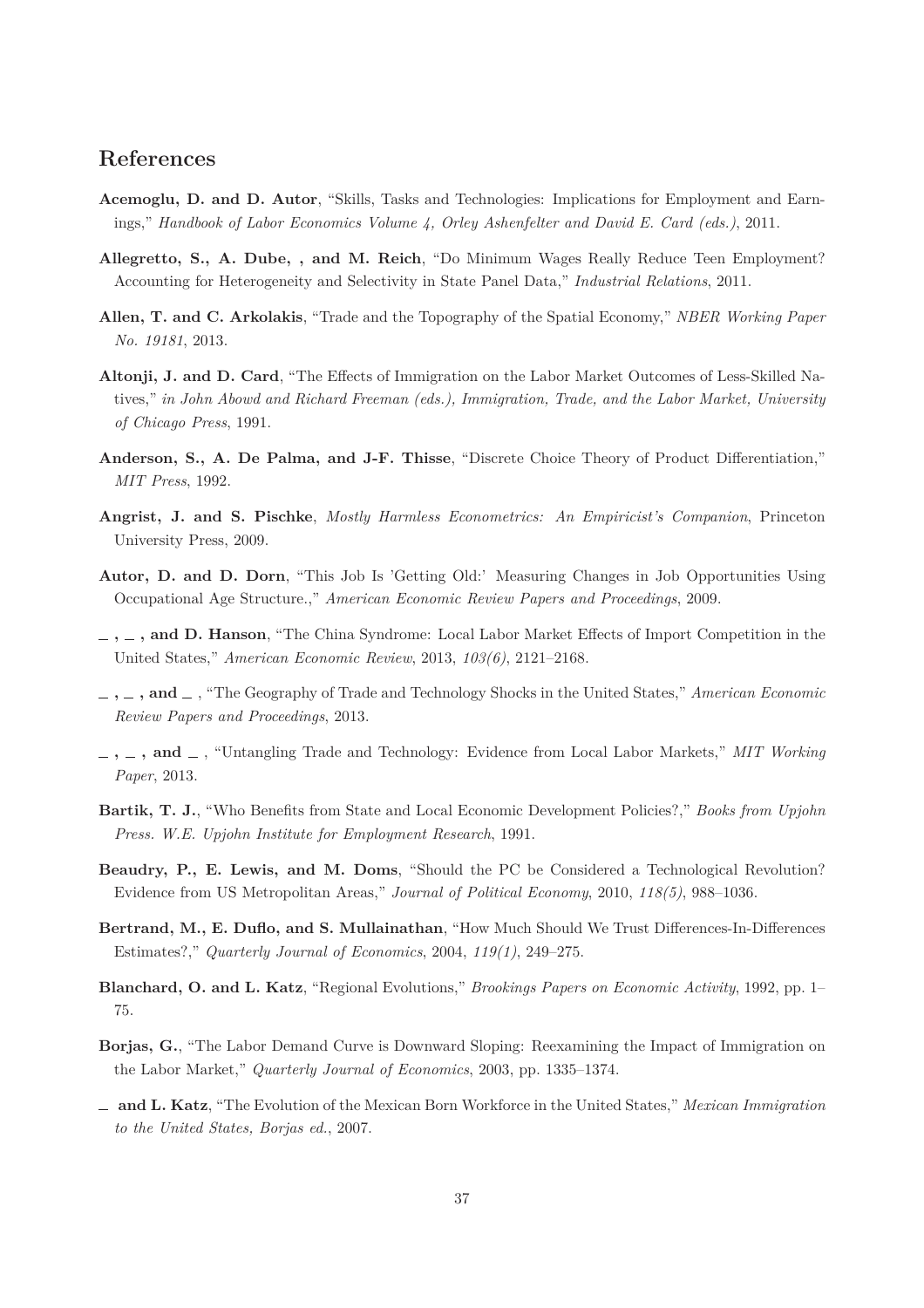## References

**Acemoglu, D. and D. Autor**, "Skills, Tasks and Technologies: Implications for Employment and Earnings," *Handbook of Labor Economics Volume 4, Orley Ashenfelter and David E. Card (eds.)*, 2011.

**Allegretto, S., A. Dube, , and M. Reich**, "Do Minimum Wages Really Reduce Teen Employment? Accounting for Heterogeneity and Selectivity in State Panel Data," *Industrial Relations*, 2011.

**Allen, T. and C. Arkolakis**, "Trade and the Topography of the Spatial Economy," *NBER Working Paper No. 19181*, 2013.

**Altonji, J. and D. Card**, "The Effects of Immigration on the Labor Market Outcomes of Less-Skilled Natives," *in John Abowd and Richard Freeman (eds.), Immigration, Trade, and the Labor Market, University of Chicago Press*, 1991.

**Anderson, S., A. De Palma, and J-F. Thisse**, "Discrete Choice Theory of Product Differentiation," *MIT Press*, 1992.

**Angrist, J. and S. Pischke**, *Mostly Harmless Econometrics: An Empiricist's Companion*, Princeton University Press, 2009.

**Autor, D. and D. Dorn**, "This Job Is 'Getting Old:' Measuring Changes in Job Opportunities Using Occupational Age Structure.," *American Economic Review Papers and Proceedings*, 2009.

**_ , _ , and D. Hanson**, "The China Syndrome: Local Labor Market Effects of Import Competition in the United States," *American Economic Review*, 2013, *103(6)*, 2121–2168.

**_ , _ , and _** , "The Geography of Trade and Technology Shocks in the United States," *American Economic Review Papers and Proceedings*, 2013.

**_ , _ , and _** , "Untangling Trade and Technology: Evidence from Local Labor Markets," *MIT Working Paper*, 2013.

**Bartik, T. J.**, "Who Benefits from State and Local Economic Development Policies?," *Books from Upjohn Press. W.E. Upjohn Institute for Employment Research*, 1991.

**Beaudry, P., E. Lewis, and M. Doms**, "Should the PC be Considered a Technological Revolution? Evidence from US Metropolitan Areas," *Journal of Political Economy*, 2010, *118(5)*, 988–1036.

**Bertrand, M., E. Duflo, and S. Mullainathan**, "How Much Should We Trust Differences-In-Differences Estimates?," *Quarterly Journal of Economics*, 2004, *119(1)*, 249–275.

**Blanchard, O. and L. Katz**, "Regional Evolutions," *Brookings Papers on Economic Activity*, 1992, pp. 1–75.

**Borjas, G.**, "The Labor Demand Curve is Downward Sloping: Reexamining the Impact of Immigration on the Labor Market," *Quarterly Journal of Economics*, 2003, pp. 1335–1374.

**_ and L. Katz**, "The Evolution of the Mexican Born Workforce in the United States," *Mexican Immigration to the United States, Borjas ed.*, 2007.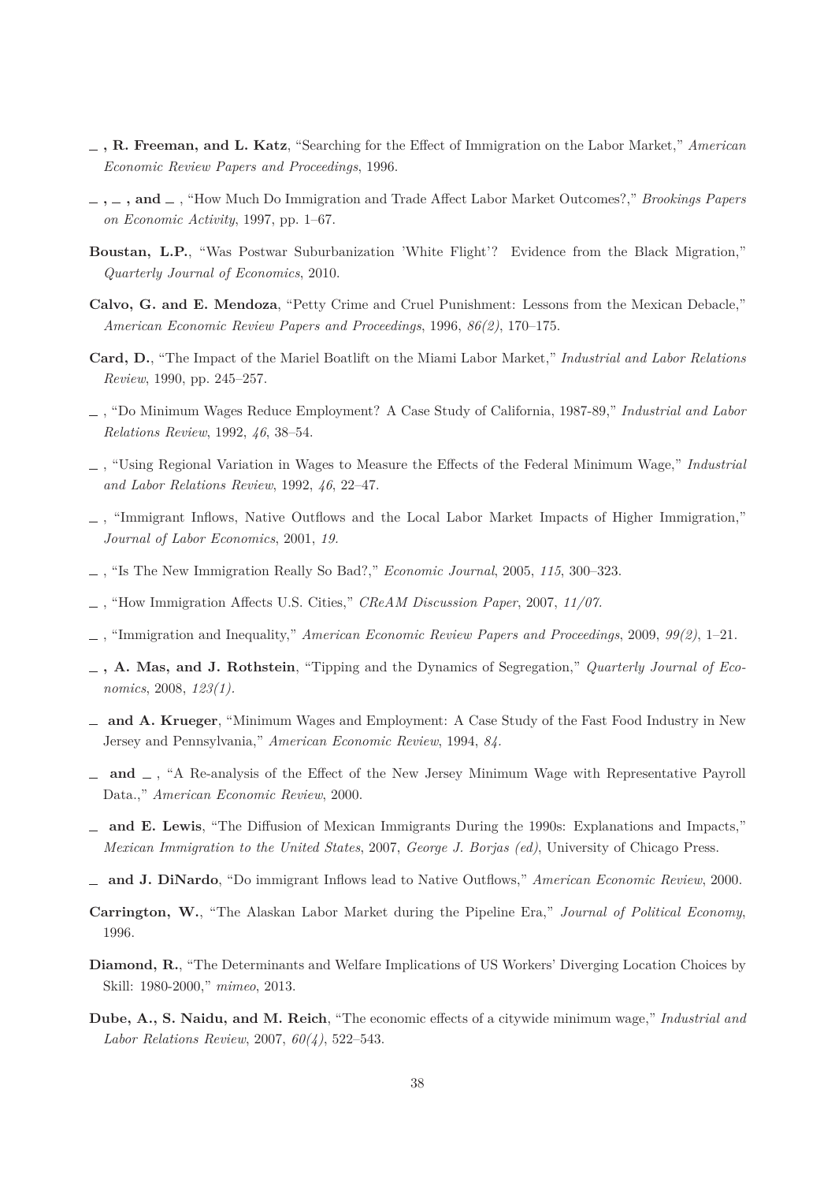_ **, R. Freeman, and L. Katz**, "Searching for the Effect of Immigration on the Labor Market," *American Economic Review Papers and Proceedings*, 1996.

_ **,** _ **, and** _ , "How Much Do Immigration and Trade Affect Labor Market Outcomes?," *Brookings Papers on Economic Activity*, 1997, pp. 1–67.

**Boustan, L.P.**, "Was Postwar Suburbanization 'White Flight'? Evidence from the Black Migration," *Quarterly Journal of Economics*, 2010.

**Calvo, G. and E. Mendoza**, "Petty Crime and Cruel Punishment: Lessons from the Mexican Debacle," *American Economic Review Papers and Proceedings*, 1996, *86(2)*, 170–175.

**Card, D.**, "The Impact of the Mariel Boatlift on the Miami Labor Market," *Industrial and Labor Relations Review*, 1990, pp. 245–257.

_ , "Do Minimum Wages Reduce Employment? A Case Study of California, 1987-89," *Industrial and Labor Relations Review*, 1992, *46*, 38–54.

_ , "Using Regional Variation in Wages to Measure the Effects of the Federal Minimum Wage," *Industrial and Labor Relations Review*, 1992, *46*, 22–47.

_ , "Immigrant Inflows, Native Outflows and the Local Labor Market Impacts of Higher Immigration," *Journal of Labor Economics*, 2001, *19.*

_ , "Is The New Immigration Really So Bad?," *Economic Journal*, 2005, *115*, 300–323.

_ , "How Immigration Affects U.S. Cities," *CReAM Discussion Paper*, 2007, *11/07.*

_ , "Immigration and Inequality," *American Economic Review Papers and Proceedings*, 2009, *99(2)*, 1–21.

_ **, A. Mas, and J. Rothstein**, "Tipping and the Dynamics of Segregation," *Quarterly Journal of Economics*, 2008, *123(1).*

_ **and A. Krueger**, "Minimum Wages and Employment: A Case Study of the Fast Food Industry in New Jersey and Pennsylvania," *American Economic Review*, 1994, *84.*

_ **and** _ , "A Re-analysis of the Effect of the New Jersey Minimum Wage with Representative Payroll Data.," *American Economic Review*, 2000.

_ **and E. Lewis**, "The Diffusion of Mexican Immigrants During the 1990s: Explanations and Impacts," *Mexican Immigration to the United States*, 2007, *George J. Borjas (ed)*, University of Chicago Press.

_ **and J. DiNardo**, "Do immigrant Inflows lead to Native Outflows," *American Economic Review*, 2000.

**Carrington, W.**, "The Alaskan Labor Market during the Pipeline Era," *Journal of Political Economy*, 1996.

**Diamond, R.**, "The Determinants and Welfare Implications of US Workers' Diverging Location Choices by Skill: 1980-2000," *mimeo*, 2013.

**Dube, A., S. Naidu, and M. Reich**, "The economic effects of a citywide minimum wage," *Industrial and Labor Relations Review*, 2007, *60(4)*, 522–543.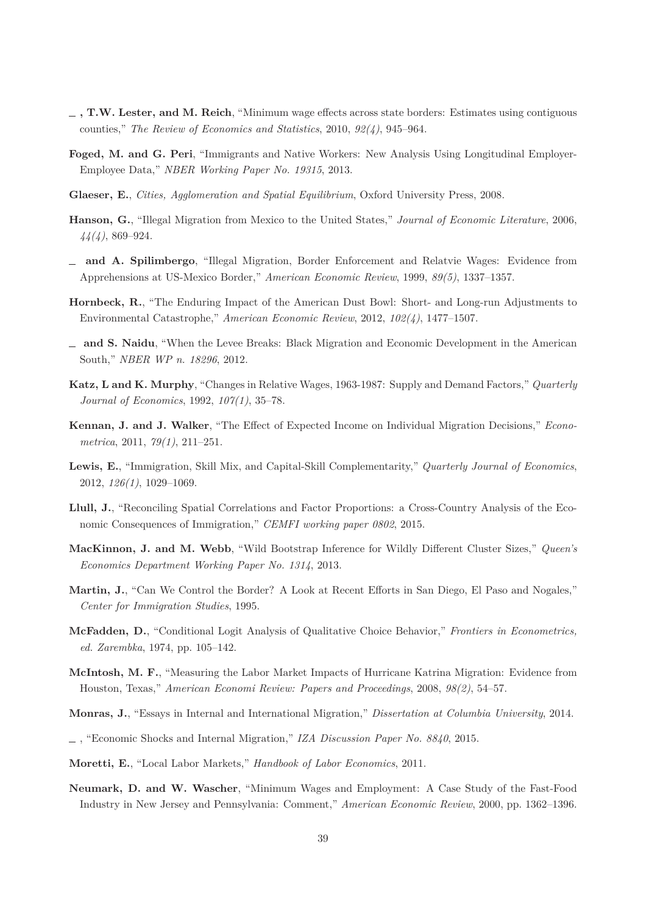— , **T.W. Lester, and M. Reich**, "Minimum wage effects across state borders: Estimates using contiguous counties," *The Review of Economics and Statistics*, 2010, *92(4)*, 945–964.

**Foged, M. and G. Peri**, "Immigrants and Native Workers: New Analysis Using Longitudinal Employer-Employee Data," *NBER Working Paper No. 19315*, 2013.

**Glaeser, E.**, *Cities, Agglomeration and Spatial Equilibrium*, Oxford University Press, 2008.

**Hanson, G.**, "Illegal Migration from Mexico to the United States," *Journal of Economic Literature*, 2006, *44(4)*, 869–924.

— **and A. Spilimbergo**, "Illegal Migration, Border Enforcement and Relatvie Wages: Evidence from Apprehensions at US-Mexico Border," *American Economic Review*, 1999, *89(5)*, 1337–1357.

**Hornbeck, R.**, "The Enduring Impact of the American Dust Bowl: Short- and Long-run Adjustments to Environmental Catastrophe," *American Economic Review*, 2012, *102(4)*, 1477–1507.

— **and S. Naidu**, "When the Levee Breaks: Black Migration and Economic Development in the American South," *NBER WP n. 18296*, 2012.

**Katz, L and K. Murphy**, "Changes in Relative Wages, 1963-1987: Supply and Demand Factors," *Quarterly Journal of Economics*, 1992, *107(1)*, 35–78.

**Kennan, J. and J. Walker**, "The Effect of Expected Income on Individual Migration Decisions," *Econometrica*, 2011, *79(1)*, 211–251.

**Lewis, E.**, "Immigration, Skill Mix, and Capital-Skill Complementarity," *Quarterly Journal of Economics*, 2012, *126(1)*, 1029–1069.

**Llull, J.**, "Reconciling Spatial Correlations and Factor Proportions: a Cross-Country Analysis of the Economic Consequences of Immigration," *CEMFI working paper 0802*, 2015.

**MacKinnon, J. and M. Webb**, "Wild Bootstrap Inference for Wildly Different Cluster Sizes," *Queen's Economics Department Working Paper No. 1314*, 2013.

**Martin, J.**, "Can We Control the Border? A Look at Recent Efforts in San Diego, El Paso and Nogales," *Center for Immigration Studies*, 1995.

**McFadden, D.**, "Conditional Logit Analysis of Qualitative Choice Behavior," *Frontiers in Econometrics, ed. Zarembka*, 1974, pp. 105–142.

**McIntosh, M. F.**, "Measuring the Labor Market Impacts of Hurricane Katrina Migration: Evidence from Houston, Texas," *American Economi Review: Papers and Proceedings*, 2008, *98(2)*, 54–57.

**Monras, J.**, "Essays in Internal and International Migration," *Dissertation at Columbia University*, 2014.

— , "Economic Shocks and Internal Migration," *IZA Discussion Paper No. 8840*, 2015.

**Moretti, E.**, "Local Labor Markets," *Handbook of Labor Economics*, 2011.

**Neumark, D. and W. Wascher**, "Minimum Wages and Employment: A Case Study of the Fast-Food Industry in New Jersey and Pennsylvania: Comment," *American Economic Review*, 2000, pp. 1362–1396.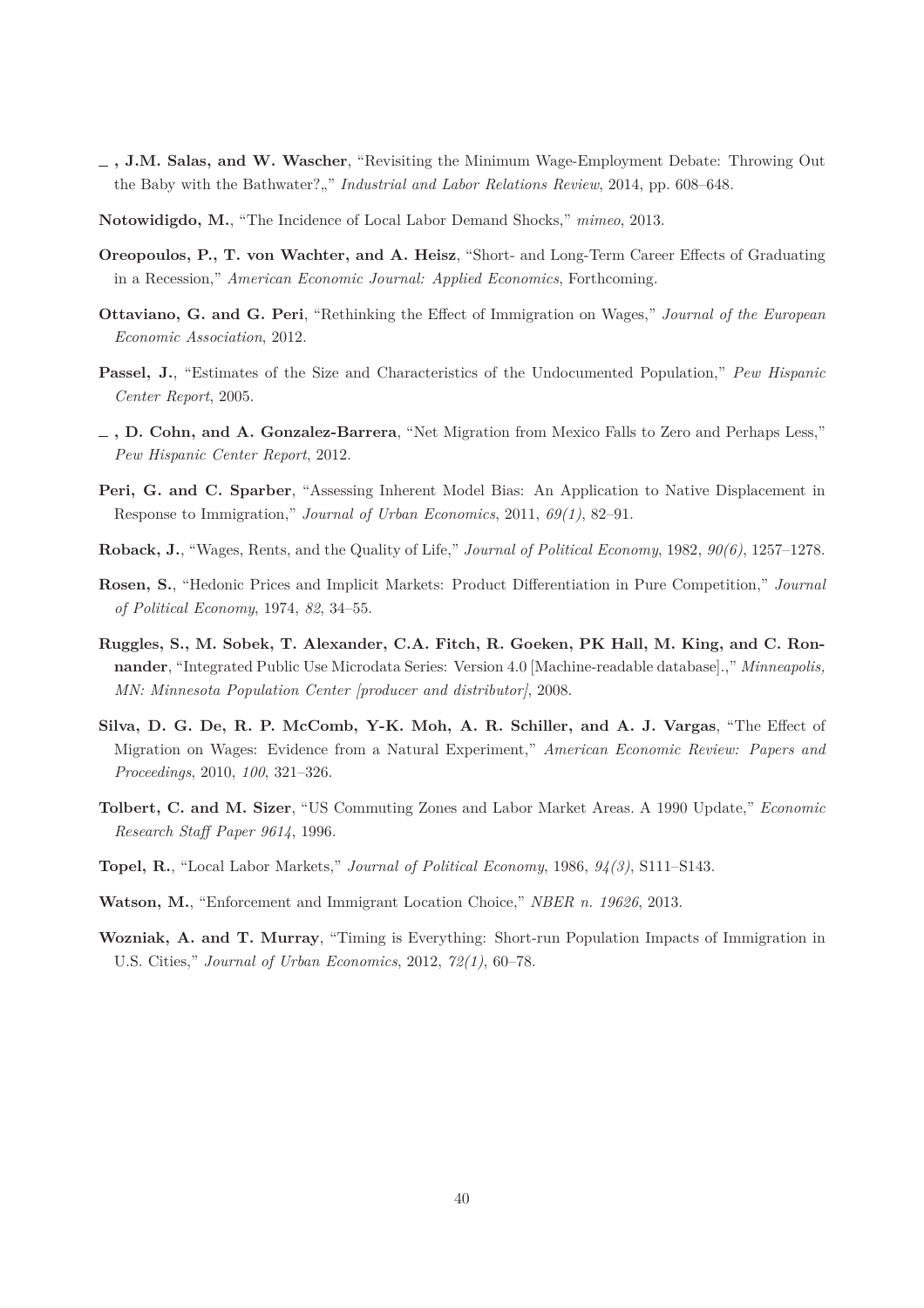**—, J.M. Salas, and W. Wascher**, "Revisiting the Minimum Wage-Employment Debate: Throwing Out the Baby with the Bathwater?,," *Industrial and Labor Relations Review*, 2014, pp. 608–648.

**Notowidigdo, M.**, "The Incidence of Local Labor Demand Shocks," *mimeo*, 2013.

**Oreopoulos, P., T. von Wachter, and A. Heisz**, "Short- and Long-Term Career Effects of Graduating in a Recession," *American Economic Journal: Applied Economics*, Forthcoming.

**Ottaviano, G. and G. Peri**, "Rethinking the Effect of Immigration on Wages," *Journal of the European Economic Association*, 2012.

**Passel, J.**, "Estimates of the Size and Characteristics of the Undocumented Population," *Pew Hispanic Center Report*, 2005.

**—, D. Cohn, and A. Gonzalez-Barrera**, "Net Migration from Mexico Falls to Zero and Perhaps Less," *Pew Hispanic Center Report*, 2012.

**Peri, G. and C. Sparber**, "Assessing Inherent Model Bias: An Application to Native Displacement in Response to Immigration," *Journal of Urban Economics*, 2011, *69(1)*, 82–91.

**Roback, J.**, "Wages, Rents, and the Quality of Life," *Journal of Political Economy*, 1982, *90(6)*, 1257–1278.

**Rosen, S.**, "Hedonic Prices and Implicit Markets: Product Differentiation in Pure Competition," *Journal of Political Economy*, 1974, *82*, 34–55.

**Ruggles, S., M. Sobek, T. Alexander, C.A. Fitch, R. Goeken, PK Hall, M. King, and C. Ronnander**, "Integrated Public Use Microdata Series: Version 4.0 [Machine-readable database].," *Minneapolis, MN: Minnesota Population Center [producer and distributor]*, 2008.

**Silva, D. G. De, R. P. McComb, Y-K. Moh, A. R. Schiller, and A. J. Vargas**, "The Effect of Migration on Wages: Evidence from a Natural Experiment," *American Economic Review: Papers and Proceedings*, 2010, *100*, 321–326.

**Tolbert, C. and M. Sizer**, "US Commuting Zones and Labor Market Areas. A 1990 Update," *Economic Research Staff Paper 9614*, 1996.

**Topel, R.**, "Local Labor Markets," *Journal of Political Economy*, 1986, *94(3)*, S111–S143.

**Watson, M.**, "Enforcement and Immigrant Location Choice," *NBER n. 19626*, 2013.

**Wozniak, A. and T. Murray**, "Timing is Everything: Short-run Population Impacts of Immigration in U.S. Cities," *Journal of Urban Economics*, 2012, *72(1)*, 60–78.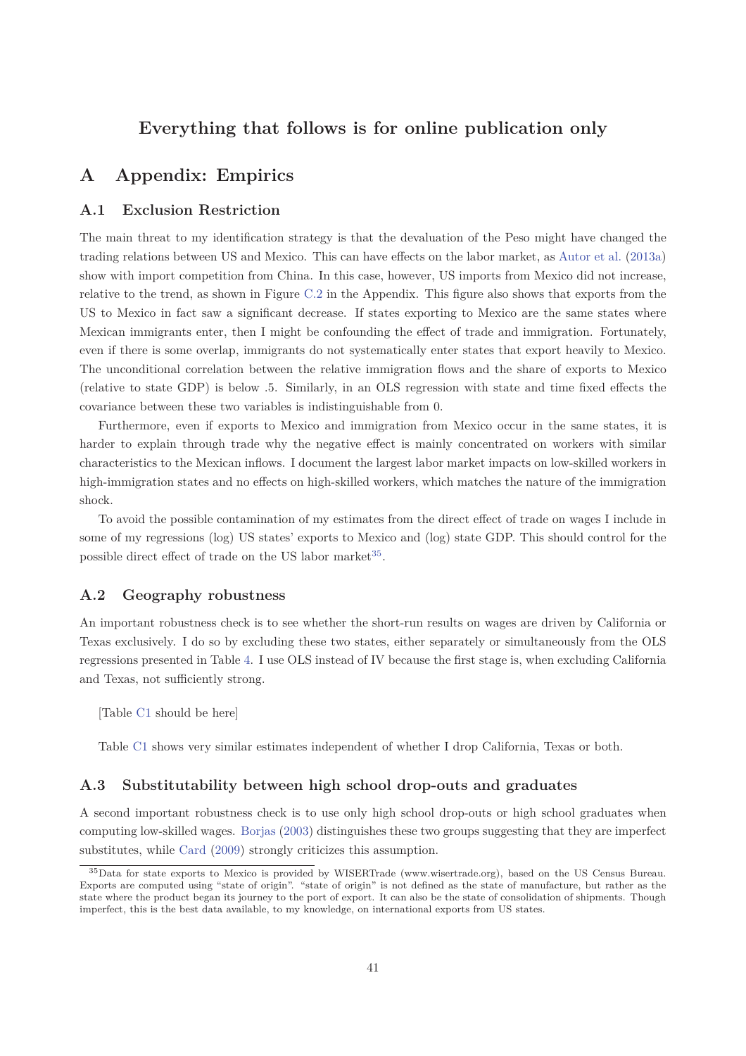## Everything that follows is for online publication only

# A Appendix: Empirics

## A.1 Exclusion Restriction

The main threat to my identification strategy is that the devaluation of the Peso might have changed the trading relations between US and Mexico. This can have effects on the labor market, as Autor et al. (2013a) show with import competition from China. In this case, however, US imports from Mexico did not increase, relative to the trend, as shown in Figure C.2 in the Appendix. This figure also shows that exports from the US to Mexico in fact saw a significant decrease. If states exporting to Mexico are the same states where Mexican immigrants enter, then I might be confounding the effect of trade and immigration. Fortunately, even if there is some overlap, immigrants do not systematically enter states that export heavily to Mexico. The unconditional correlation between the relative immigration flows and the share of exports to Mexico (relative to state GDP) is below .5. Similarly, in an OLS regression with state and time fixed effects the covariance between these two variables is indistinguishable from 0.

Furthermore, even if exports to Mexico and immigration from Mexico occur in the same states, it is harder to explain through trade why the negative effect is mainly concentrated on workers with similar characteristics to the Mexican inflows. I document the largest labor market impacts on low-skilled workers in high-immigration states and no effects on high-skilled workers, which matches the nature of the immigration shock.

To avoid the possible contamination of my estimates from the direct effect of trade on wages I include in some of my regressions (log) US states' exports to Mexico and (log) state GDP. This should control for the possible direct effect of trade on the US labor market[35].

## A.2 Geography robustness

An important robustness check is to see whether the short-run results on wages are driven by California or Texas exclusively. I do so by excluding these two states, either separately or simultaneously from the OLS regressions presented in Table 4. I use OLS instead of IV because the first stage is, when excluding California and Texas, not sufficiently strong.

[Table C1 should be here]

Table C1 shows very similar estimates independent of whether I drop California, Texas or both.

## A.3 Substitutability between high school drop-outs and graduates

A second important robustness check is to use only high school drop-outs or high school graduates when computing low-skilled wages. Borjas (2003) distinguishes these two groups suggesting that they are imperfect substitutes, while Card (2009) strongly criticizes this assumption.

[35]Data for state exports to Mexico is provided by WISERTrade (www.wisertrade.org), based on the US Census Bureau. Exports are computed using "state of origin". "state of origin" is not defined as the state of manufacture, but rather as the state where the product began its journey to the port of export. It can also be the state of consolidation of shipments. Though imperfect, this is the best data available, to my knowledge, on international exports from US states.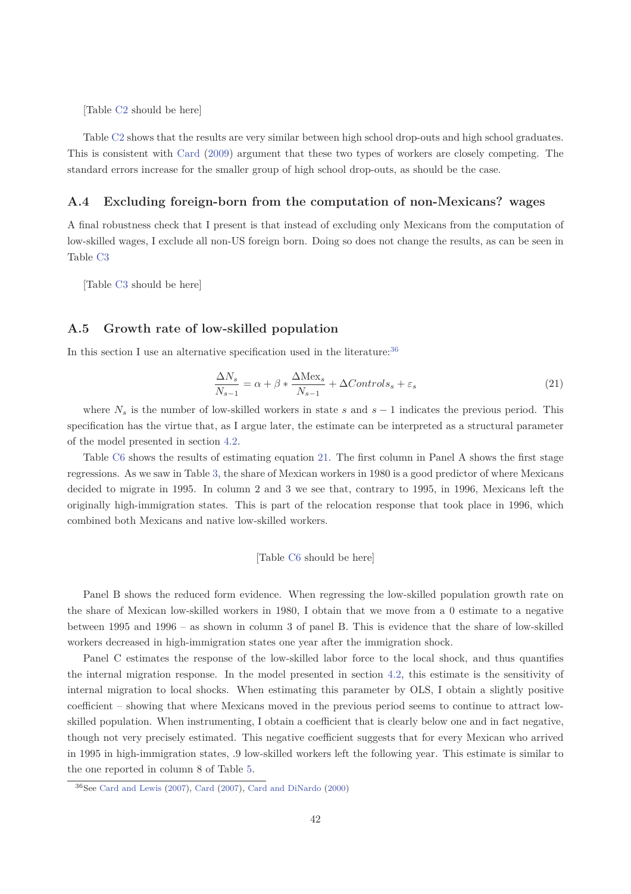[Table C2 should be here]

Table C2 shows that the results are very similar between high school drop-outs and high school graduates. This is consistent with Card (2009) argument that these two types of workers are closely competing. The standard errors increase for the smaller group of high school drop-outs, as should be the case.

## A.4 Excluding foreign-born from the computation of non-Mexicans? wages

A final robustness check that I present is that instead of excluding only Mexicans from the computation of low-skilled wages, I exclude all non-US foreign born. Doing so does not change the results, as can be seen in Table C3

[Table C3 should be here]

## A.5 Growth rate of low-skilled population

In this section I use an alternative specification used in the literature:[36]

$$\frac{\Delta N_s}{N_{s-1}} = \alpha + \beta * \frac{\Delta \text{Mex}_s}{N_{s-1}} + \Delta Controls_s + \varepsilon_s \tag{21}$$

where $N_s$ is the number of low-skilled workers in state $s$ and $s-1$ indicates the previous period. This specification has the virtue that, as I argue later, the estimate can be interpreted as a structural parameter of the model presented in section 4.2.

Table C6 shows the results of estimating equation 21. The first column in Panel A shows the first stage regressions. As we saw in Table 3, the share of Mexican workers in 1980 is a good predictor of where Mexicans decided to migrate in 1995. In column 2 and 3 we see that, contrary to 1995, in 1996, Mexicans left the originally high-immigration states. This is part of the relocation response that took place in 1996, which combined both Mexicans and native low-skilled workers.

[Table C6 should be here]

Panel B shows the reduced form evidence. When regressing the low-skilled population growth rate on the share of Mexican low-skilled workers in 1980, I obtain that we move from a 0 estimate to a negative between 1995 and 1996 – as shown in column 3 of panel B. This is evidence that the share of low-skilled workers decreased in high-immigration states one year after the immigration shock.

Panel C estimates the response of the low-skilled labor force to the local shock, and thus quantifies the internal migration response. In the model presented in section 4.2, this estimate is the sensitivity of internal migration to local shocks. When estimating this parameter by OLS, I obtain a slightly positive coefficient – showing that where Mexicans moved in the previous period seems to continue to attract low-skilled population. When instrumenting, I obtain a coefficient that is clearly below one and in fact negative, though not very precisely estimated. This negative coefficient suggests that for every Mexican who arrived in 1995 in high-immigration states, .9 low-skilled workers left the following year. This estimate is similar to the one reported in column 8 of Table 5.

[36] See Card and Lewis (2007), Card (2007), Card and DiNardo (2000)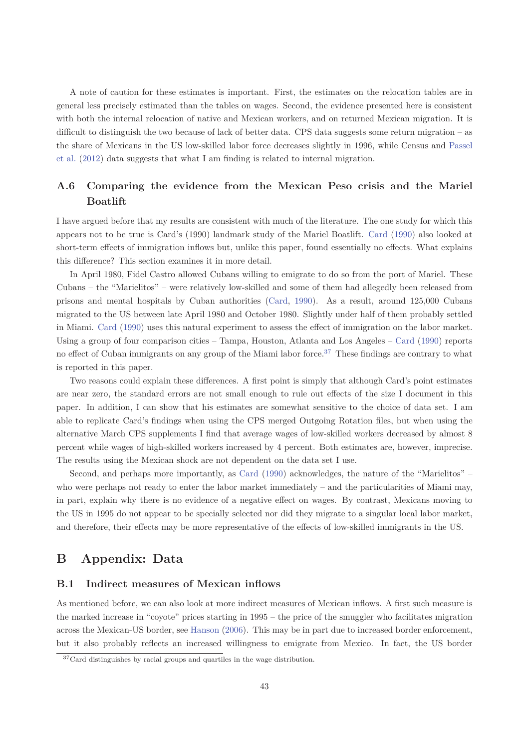A note of caution for these estimates is important. First, the estimates on the relocation tables are in general less precisely estimated than the tables on wages. Second, the evidence presented here is consistent with both the internal relocation of native and Mexican workers, and on returned Mexican migration. It is difficult to distinguish the two because of lack of better data. CPS data suggests some return migration – as the share of Mexicans in the US low-skilled labor force decreases slightly in 1996, while Census and Passel et al. (2012) data suggests that what I am finding is related to internal migration.

### A.6 Comparing the evidence from the Mexican Peso crisis and the Mariel Boatlift

I have argued before that my results are consistent with much of the literature. The one study for which this appears not to be true is Card's (1990) landmark study of the Mariel Boatlift. Card (1990) also looked at short-term effects of immigration inflows but, unlike this paper, found essentially no effects. What explains this difference? This section examines it in more detail.

In April 1980, Fidel Castro allowed Cubans willing to emigrate to do so from the port of Mariel. These Cubans – the "Marielitos" – were relatively low-skilled and some of them had allegedly been released from prisons and mental hospitals by Cuban authorities (Card, 1990). As a result, around 125,000 Cubans migrated to the US between late April 1980 and October 1980. Slightly under half of them probably settled in Miami. Card (1990) uses this natural experiment to assess the effect of immigration on the labor market. Using a group of four comparison cities – Tampa, Houston, Atlanta and Los Angeles – Card (1990) reports no effect of Cuban immigrants on any group of the Miami labor force.[37] These findings are contrary to what is reported in this paper.

Two reasons could explain these differences. A first point is simply that although Card's point estimates are near zero, the standard errors are not small enough to rule out effects of the size I document in this paper. In addition, I can show that his estimates are somewhat sensitive to the choice of data set. I am able to replicate Card's findings when using the CPS merged Outgoing Rotation files, but when using the alternative March CPS supplements I find that average wages of low-skilled workers decreased by almost 8 percent while wages of high-skilled workers increased by 4 percent. Both estimates are, however, imprecise. The results using the Mexican shock are not dependent on the data set I use.

Second, and perhaps more importantly, as Card (1990) acknowledges, the nature of the "Marielitos" – who were perhaps not ready to enter the labor market immediately – and the particularities of Miami may, in part, explain why there is no evidence of a negative effect on wages. By contrast, Mexicans moving to the US in 1995 do not appear to be specially selected nor did they migrate to a singular local labor market, and therefore, their effects may be more representative of the effects of low-skilled immigrants in the US.

## B Appendix: Data

### B.1 Indirect measures of Mexican inflows

As mentioned before, we can also look at more indirect measures of Mexican inflows. A first such measure is the marked increase in "coyote" prices starting in 1995 – the price of the smuggler who facilitates migration across the Mexican-US border, see Hanson (2006). This may be in part due to increased border enforcement, but it also probably reflects an increased willingness to emigrate from Mexico. In fact, the US border

[37] Card distinguishes by racial groups and quartiles in the wage distribution.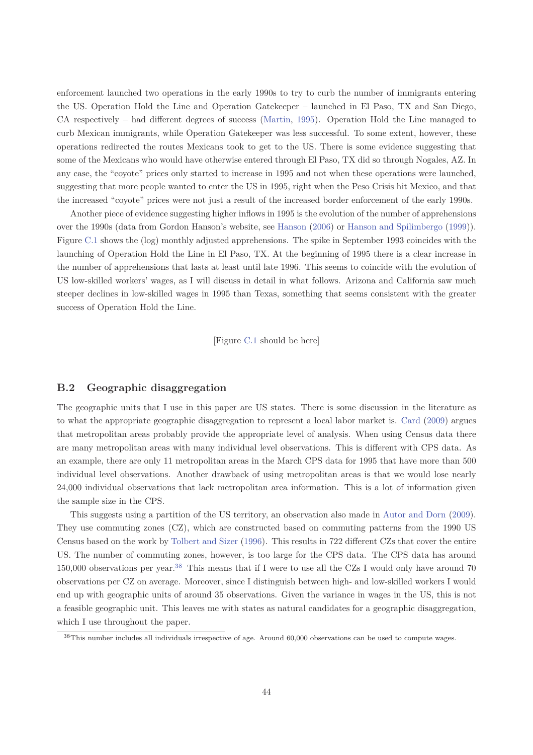enforcement launched two operations in the early 1990s to try to curb the number of immigrants entering the US. Operation Hold the Line and Operation Gatekeeper – launched in El Paso, TX and San Diego, CA respectively – had different degrees of success (Martin, 1995). Operation Hold the Line managed to curb Mexican immigrants, while Operation Gatekeeper was less successful. To some extent, however, these operations redirected the routes Mexicans took to get to the US. There is some evidence suggesting that some of the Mexicans who would have otherwise entered through El Paso, TX did so through Nogales, AZ. In any case, the "coyote" prices only started to increase in 1995 and not when these operations were launched, suggesting that more people wanted to enter the US in 1995, right when the Peso Crisis hit Mexico, and that the increased "coyote" prices were not just a result of the increased border enforcement of the early 1990s.

Another piece of evidence suggesting higher inflows in 1995 is the evolution of the number of apprehensions over the 1990s (data from Gordon Hanson's website, see Hanson (2006) or Hanson and Spilimbergo (1999)). Figure C.1 shows the (log) monthly adjusted apprehensions. The spike in September 1993 coincides with the launching of Operation Hold the Line in El Paso, TX. At the beginning of 1995 there is a clear increase in the number of apprehensions that lasts at least until late 1996. This seems to coincide with the evolution of US low-skilled workers' wages, as I will discuss in detail in what follows. Arizona and California saw much steeper declines in low-skilled wages in 1995 than Texas, something that seems consistent with the greater success of Operation Hold the Line.

[Figure C.1 should be here]

## B.2 Geographic disaggregation

The geographic units that I use in this paper are US states. There is some discussion in the literature as to what the appropriate geographic disaggregation to represent a local labor market is. Card (2009) argues that metropolitan areas probably provide the appropriate level of analysis. When using Census data there are many metropolitan areas with many individual level observations. This is different with CPS data. As an example, there are only 11 metropolitan areas in the March CPS data for 1995 that have more than 500 individual level observations. Another drawback of using metropolitan areas is that we would lose nearly 24,000 individual observations that lack metropolitan area information. This is a lot of information given the sample size in the CPS.

This suggests using a partition of the US territory, an observation also made in Autor and Dorn (2009). They use commuting zones (CZ), which are constructed based on commuting patterns from the 1990 US Census based on the work by Tolbert and Sizer (1996). This results in 722 different CZs that cover the entire US. The number of commuting zones, however, is too large for the CPS data. The CPS data has around 150,000 observations per year.[38] This means that if I were to use all the CZs I would only have around 70 observations per CZ on average. Moreover, since I distinguish between high- and low-skilled workers I would end up with geographic units of around 35 observations. Given the variance in wages in the US, this is not a feasible geographic unit. This leaves me with states as natural candidates for a geographic disaggregation, which I use throughout the paper.

[38] This number includes all individuals irrespective of age. Around 60,000 observations can be used to compute wages.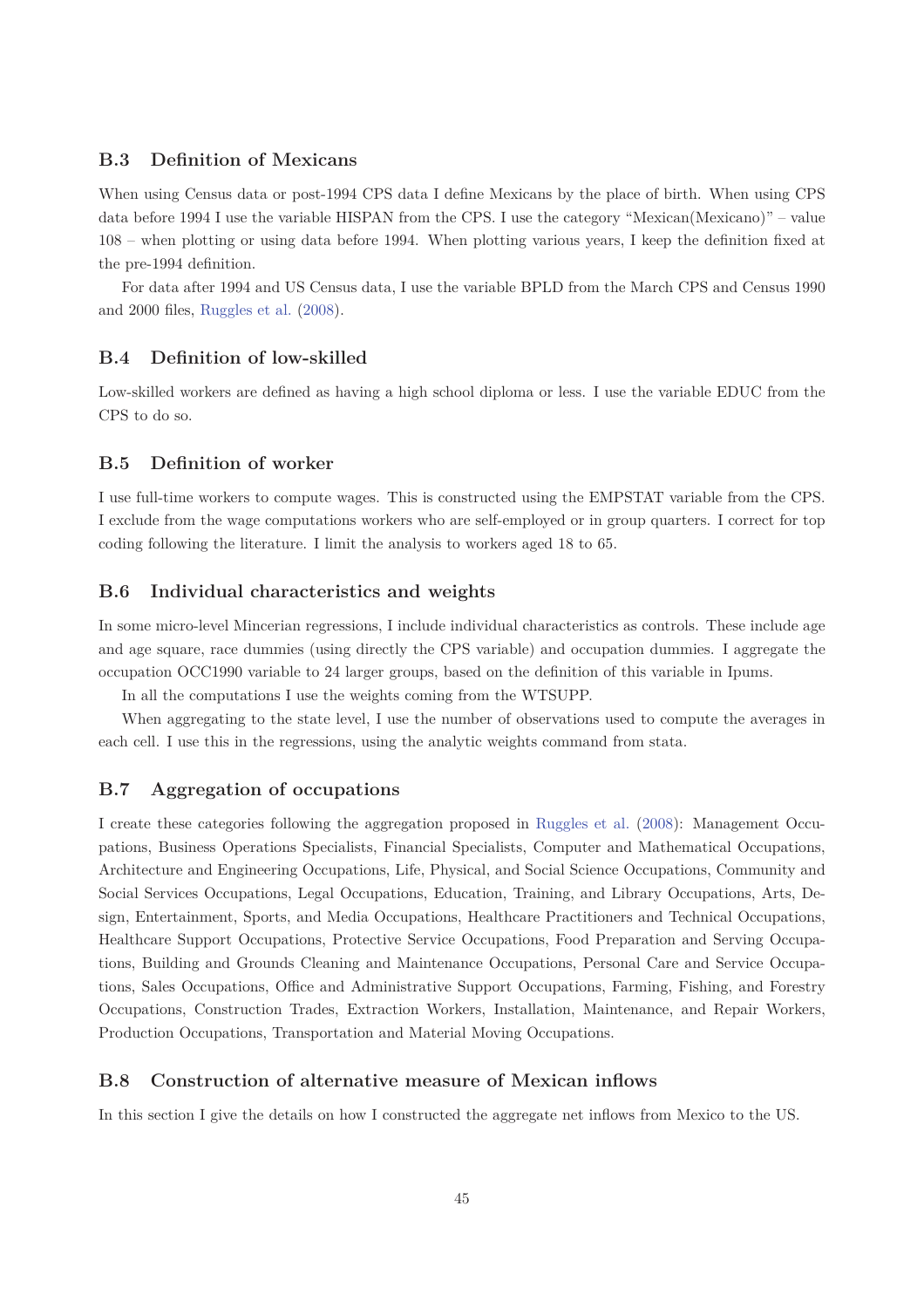### B.3 Definition of Mexicans

When using Census data or post-1994 CPS data I define Mexicans by the place of birth. When using CPS data before 1994 I use the variable HISPAN from the CPS. I use the category "Mexican(Mexicano)" – value 108 – when plotting or using data before 1994. When plotting various years, I keep the definition fixed at the pre-1994 definition.

For data after 1994 and US Census data, I use the variable BPLD from the March CPS and Census 1990 and 2000 files, Ruggles et al. (2008).

### B.4 Definition of low-skilled

Low-skilled workers are defined as having a high school diploma or less. I use the variable EDUC from the CPS to do so.

### B.5 Definition of worker

I use full-time workers to compute wages. This is constructed using the EMPSTAT variable from the CPS. I exclude from the wage computations workers who are self-employed or in group quarters. I correct for top coding following the literature. I limit the analysis to workers aged 18 to 65.

### B.6 Individual characteristics and weights

In some micro-level Mincerian regressions, I include individual characteristics as controls. These include age and age square, race dummies (using directly the CPS variable) and occupation dummies. I aggregate the occupation OCC1990 variable to 24 larger groups, based on the definition of this variable in Ipums.

In all the computations I use the weights coming from the WTSUPP.

When aggregating to the state level, I use the number of observations used to compute the averages in each cell. I use this in the regressions, using the analytic weights command from stata.

### B.7 Aggregation of occupations

I create these categories following the aggregation proposed in Ruggles et al. (2008): Management Occupations, Business Operations Specialists, Financial Specialists, Computer and Mathematical Occupations, Architecture and Engineering Occupations, Life, Physical, and Social Science Occupations, Community and Social Services Occupations, Legal Occupations, Education, Training, and Library Occupations, Arts, Design, Entertainment, Sports, and Media Occupations, Healthcare Practitioners and Technical Occupations, Healthcare Support Occupations, Protective Service Occupations, Food Preparation and Serving Occupations, Building and Grounds Cleaning and Maintenance Occupations, Personal Care and Service Occupations, Sales Occupations, Office and Administrative Support Occupations, Farming, Fishing, and Forestry Occupations, Construction Trades, Extraction Workers, Installation, Maintenance, and Repair Workers, Production Occupations, Transportation and Material Moving Occupations.

### B.8 Construction of alternative measure of Mexican inflows

In this section I give the details on how I constructed the aggregate net inflows from Mexico to the US.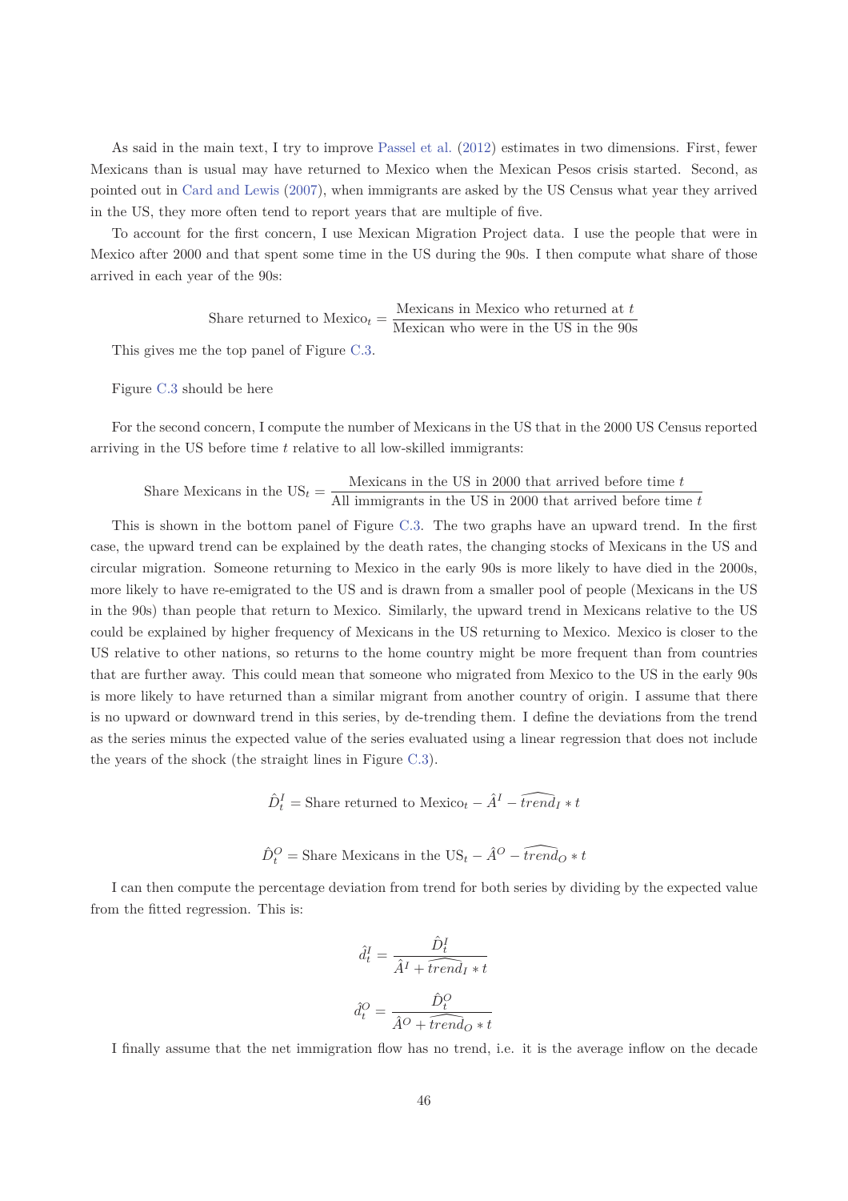As said in the main text, I try to improve Passel et al. (2012) estimates in two dimensions. First, fewer Mexicans than is usual may have returned to Mexico when the Mexican Pesos crisis started. Second, as pointed out in Card and Lewis (2007), when immigrants are asked by the US Census what year they arrived in the US, they more often tend to report years that are multiple of five.

To account for the first concern, I use Mexican Migration Project data. I use the people that were in Mexico after 2000 and that spent some time in the US during the 90s. I then compute what share of those arrived in each year of the 90s:

$$\text{Share returned to Mexico}_t = \frac{\text{Mexicans in Mexico who returned at } t}{\text{Mexican who were in the US in the 90s}}$$

This gives me the top panel of Figure C.3.

Figure C.3 should be here

For the second concern, I compute the number of Mexicans in the US that in the 2000 US Census reported arriving in the US before time $t$ relative to all low-skilled immigrants:

$$\text{Share Mexicans in the US}_t = \frac{\text{Mexicans in the US in 2000 that arrived before time } t}{\text{All immigrants in the US in 2000 that arrived before time } t}$$

This is shown in the bottom panel of Figure C.3. The two graphs have an upward trend. In the first case, the upward trend can be explained by the death rates, the changing stocks of Mexicans in the US and circular migration. Someone returning to Mexico in the early 90s is more likely to have died in the 2000s, more likely to have re-emigrated to the US and is drawn from a smaller pool of people (Mexicans in the US in the 90s) than people that return to Mexico. Similarly, the upward trend in Mexicans relative to the US could be explained by higher frequency of Mexicans in the US returning to Mexico. Mexico is closer to the US relative to other nations, so returns to the home country might be more frequent than from countries that are further away. This could mean that someone who migrated from Mexico to the US in the early 90s is more likely to have returned than a similar migrant from another country of origin. I assume that there is no upward or downward trend in this series, by de-trending them. I define the deviations from the trend as the series minus the expected value of the series evaluated using a linear regression that does not include the years of the shock (the straight lines in Figure C.3).

$$\hat{D}_t^I = \text{Share returned to Mexico}_t - \hat{A}^I - \widehat{trend}_I * t$$

$$\hat{D}_t^O = \text{Share Mexicans in the US}_t - \hat{A}^O - \widehat{trend}_O * t$$

I can then compute the percentage deviation from trend for both series by dividing by the expected value from the fitted regression. This is:

$$\hat{d}_t^I = \frac{\hat{D}_t^I}{\hat{A}^I + \widehat{trend}_I * t}$$

$$\hat{d}_t^O = \frac{\hat{D}_t^O}{\hat{A}^O + \widehat{trend}_O * t}$$

I finally assume that the net immigration flow has no trend, i.e. it is the average inflow on the decade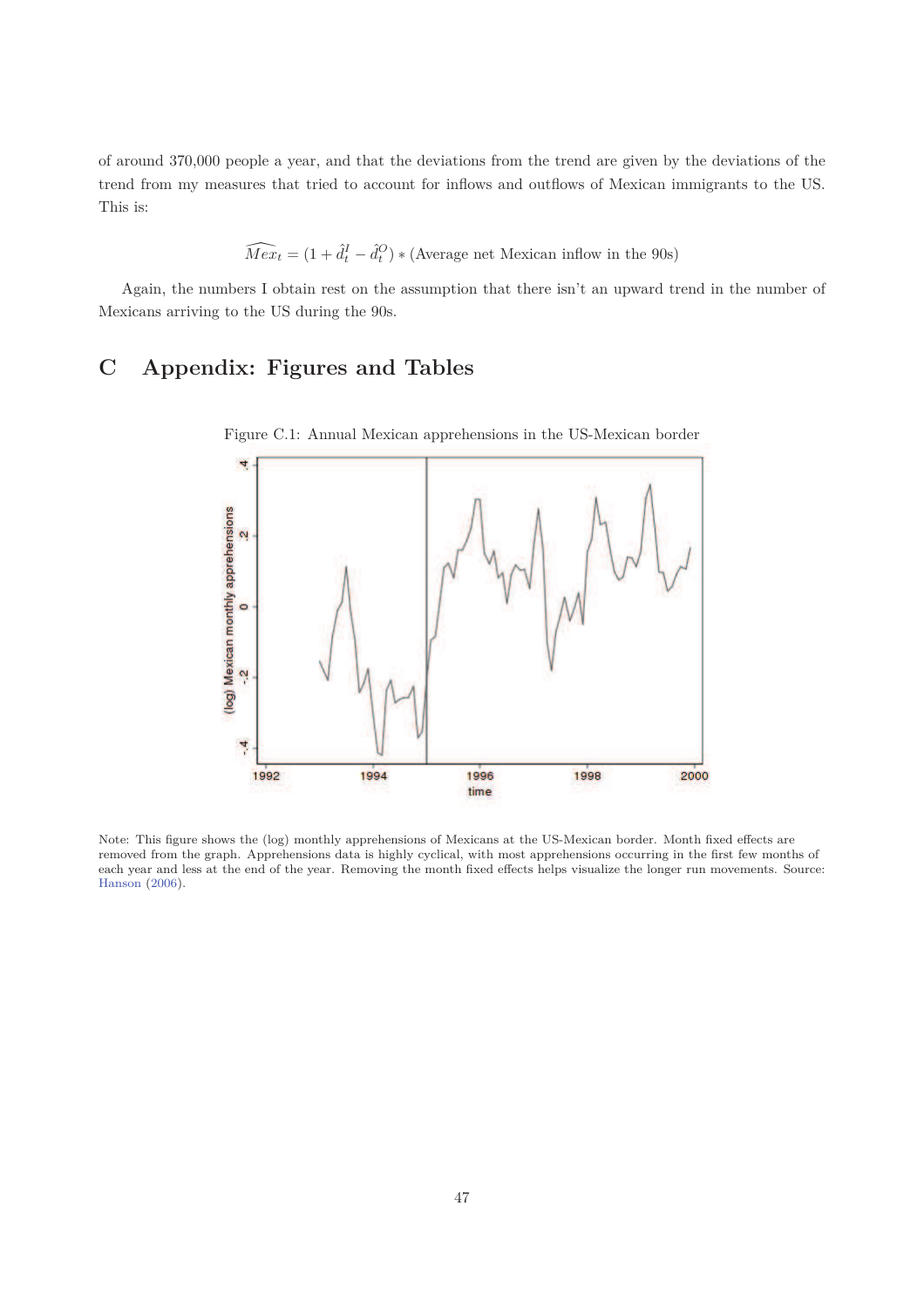of around 370,000 people a year, and that the deviations from the trend are given by the deviations of the trend from my measures that tried to account for inflows and outflows of Mexican immigrants to the US. This is:

$$\widehat{Mex}_t = (1 + \hat{d}_t^I - \hat{d}_t^O) * (\text{Average net Mexican inflow in the 90s})$$

Again, the numbers I obtain rest on the assumption that there isn't an upward trend in the number of Mexicans arriving to the US during the 90s.

# C Appendix: Figures and Tables

Figure C.1: Annual Mexican apprehensions in the US-Mexican border

Note: This figure shows the (log) monthly apprehensions of Mexicans at the US-Mexican border. Month fixed effects are removed from the graph. Apprehensions data is highly cyclical, with most apprehensions occurring in the first few months of each year and less at the end of the year. Removing the month fixed effects helps visualize the longer run movements. Source: Hanson (2006).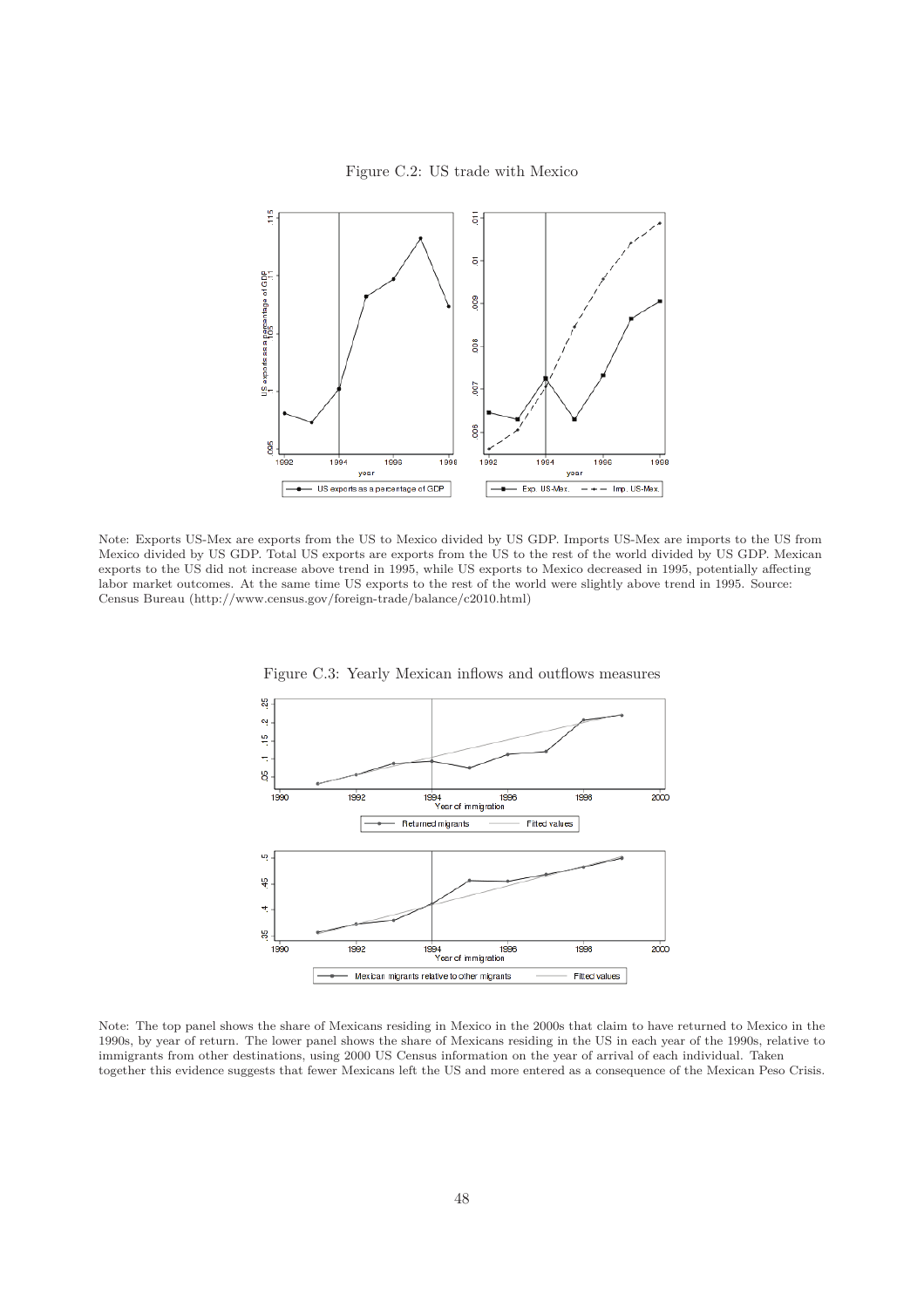Figure C.2: US trade with Mexico

Note: Exports US-Mex are exports from the US to Mexico divided by US GDP. Imports US-Mex are imports to the US from Mexico divided by US GDP. Total US exports are exports from the US to the rest of the world divided by US GDP. Mexican exports to the US did not increase above trend in 1995, while US exports to Mexico decreased in 1995, potentially affecting labor market outcomes. At the same time US exports to the rest of the world were slightly above trend in 1995. Source: Census Bureau (http://www.census.gov/foreign-trade/balance/c2010.html)

Figure C.3: Yearly Mexican inflows and outflows measures

Note: The top panel shows the share of Mexicans residing in Mexico in the 2000s that claim to have returned to Mexico in the 1990s, by year of return. The lower panel shows the share of Mexicans residing in the US in each year of the 1990s, relative to immigrants from other destinations, using 2000 US Census information on the year of arrival of each individual. Taken together this evidence suggests that fewer Mexicans left the US and more entered as a consequence of the Mexican Peso Crisis.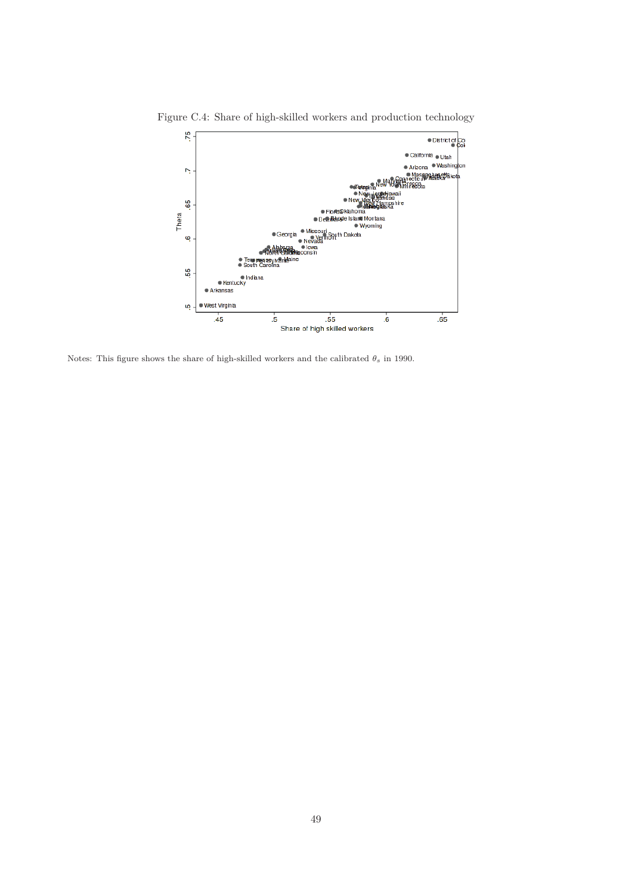Figure C.4: Share of high-skilled workers and production technology

Notes: This figure shows the share of high-skilled workers and the calibrated $\theta_s$ in 1990.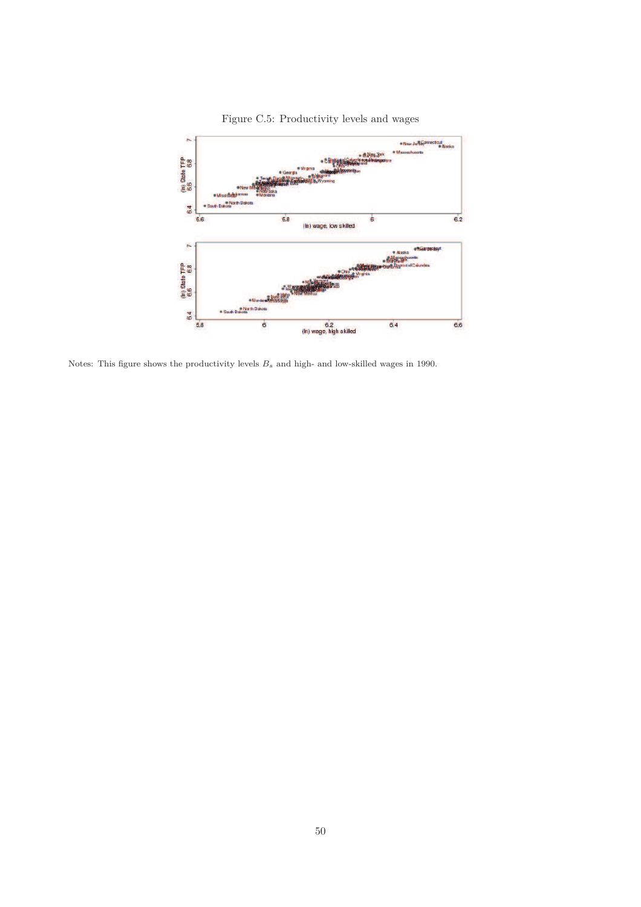Figure C.5: Productivity levels and wages

Notes: This figure shows the productivity levels $B_s$ and high- and low-skilled wages in 1990.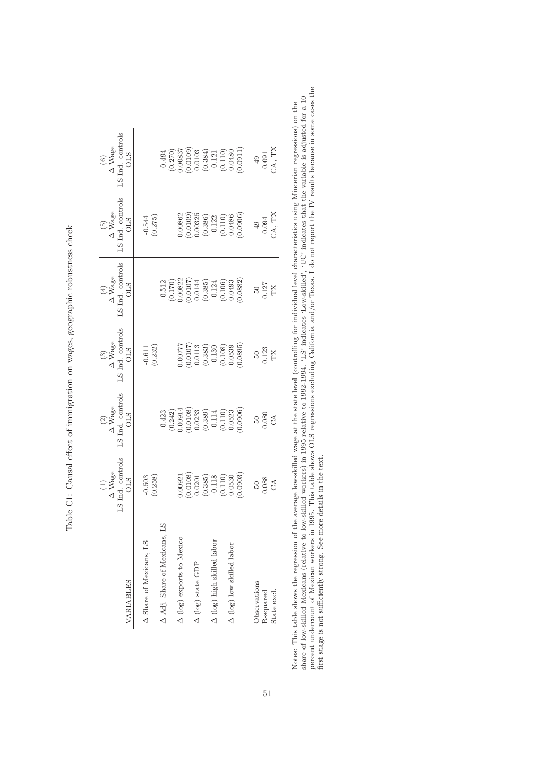Table C1: Causal effect of immigration on wages, geographic robustness check

| VARIABLES | (1)<br>Δ Wage<br>LS Ind. controls<br>OLS | (2)<br>Δ Wage<br>LS Ind. controls<br>OLS | (3)<br>Δ Wage<br>LS Ind. controls<br>OLS | (4)<br>Δ Wage<br>LS Ind. controls<br>OLS | (5)<br>Δ Wage<br>LS Ind. controls<br>OLS | (6)<br>Δ Wage<br>LS Ind. controls<br>OLS |
|---|---|---|---|---|---|---|
| Δ Share of Mexicans, LS | -0.503 | | -0.611 | | -0.544 | |
| | (0.258) | | (0.232) | | (0.275) | |
| Δ Adj. Share of Mexicans, LS | | -0.423 | | -0.512 | | -0.494 |
| | | (0.242) | | (0.170) | | (0.270) |
| Δ (log) exports to Mexico | 0.00921 | 0.00914 | 0.00777 | 0.00822 | 0.00862 | 0.00837 |
| | (0.0108) | (0.0108) | (0.0107) | (0.0107) | (0.0109) | (0.0109) |
| Δ (log) state GDP | 0.0201 | 0.0233 | 0.0113 | 0.0144 | 0.00325 | 0.0103 |
| | (0.385) | (0.389) | (0.383) | (0.385) | (0.386) | (0.384) |
| Δ (log) high skilled labor | -0.118 | -0.114 | -0.130 | -0.124 | -0.122 | -0.121 |
| | (0.110) | (0.110) | (0.108) | (0.106) | (0.110) | (0.110) |
| Δ (log) low skilled labor | 0.0530 | 0.0523 | 0.0539 | 0.0493 | 0.0486 | 0.0480 |
| | (0.0903) | (0.0906) | (0.0895) | (0.0882) | (0.0906) | (0.0911) |
| Observations | 50 | 50 | 50 | 50 | 49 | 49 |
| R-squared | 0.088 | 0.080 | 0.123 | 0.127 | 0.094 | 0.091 |
| State excl. | CA | CA | TX | TX | CA, TX | CA, TX |

Notes: This table shows the regression of the average low-skilled wage at the state level (controlling for individual level characteristics using Mincerian regressions) on the share of low-skilled Mexicans (relative to low-skilled workers) in 1995 relative to 1992-1994. 'LS' indicates 'Low-skilled', 'UC' indicates that the variable is adjusted for a 10 percent undercount of Mexican workers in 1995. This table shows OLS regressions excluding California and/or Texas. I do not report the IV results because in some cases the first stage is not sufficiently strong. See more details in the text.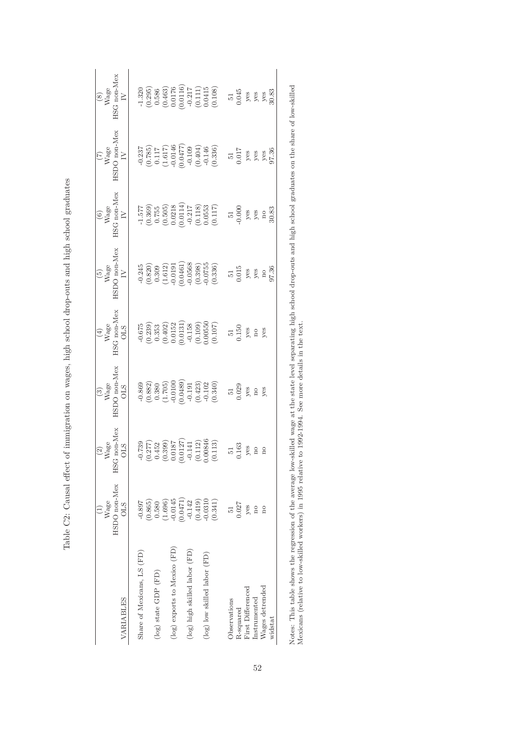Table C2: Causal effect of immigration on wages, high school drop-outs and high school graduates

| VARIABLES | (1) Wage HSDO non-Mex OLS | (2) Wage HSG non-Mex OLS | (3) Wage HSDO non-Mex OLS | (4) Wage HSG non-Mex OLS | (5) Wage HSDO non-Mex IV | (6) Wage HSG non-Mex IV | (7) Wage HSDO non-Mex IV | (8) Wage HSG non-Mex IV |
|---|---|---|---|---|---|---|---|---|
| Share of Mexicans, LS (FD) | -0.897 | -0.739 | -0.869 | -0.675 | -0.245 | -1.577 | -0.237 | -1.320 |
| | (0.865) | (0.277) | (0.882) | (0.239) | (0.820) | (0.369) | (0.785) | (0.295) |
| (log) state GDP (FD) | 0.580 | 0.452 | 0.380 | 0.353 | 0.309 | 0.755 | 0.117 | 0.586 |
| | (1.696) | (0.399) | (1.705) | (0.402) | (1.612) | (0.505) | (1.617) | (0.463) |
| (log) exports to Mexico (FD) | -0.0145 | 0.0187 | -0.0100 | 0.0152 | -0.0191 | 0.0218 | -0.0146 | 0.0176 |
| | (0.0471) | (0.0127) | (0.0489) | (0.0131) | (0.0461) | (0.0114) | (0.0477) | (0.0116) |
| (log) high skilled labor (FD) | -0.142 | -0.141 | -0.191 | -0.158 | -0.0568 | -0.217 | -0.109 | -0.217 |
| | (0.419) | (0.112) | (0.423) | (0.109) | (0.398) | (0.118) | (0.404) | (0.111) |
| (log) low skilled labor (FD) | -0.0310 | 0.00846 | -0.102 | 0.00550 | -0.0755 | 0.0553 | -0.146 | 0.0415 |
| | (0.341) | (0.113) | (0.340) | (0.107) | (0.336) | (0.117) | (0.336) | (0.108) |
| | | | | | | | | |
| Observations | 51 | 51 | 51 | 51 | 51 | 51 | 51 | 51 |
| R-squared | 0.027 | 0.163 | 0.029 | 0.150 | 0.015 | -0.000 | 0.017 | 0.045 |
| First Differenced | yes | yes | yes | yes | yes | yes | yes | yes |
| Instrumented | no | no | no | no | yes | yes | yes | yes |
| Wages detrended | no | no | yes | yes | no | no | yes | yes |
| widstat | | | | | 97.36 | 30.83 | 97.36 | 30.83 |

Notes: This table shows the regression of the average low-skilled wage at the state level separating high school drop-outs and high school graduates on the share of low-skilled Mexicans (relative to low-skilled workers) in 1995 relative to 1992-1994. See more details in the text.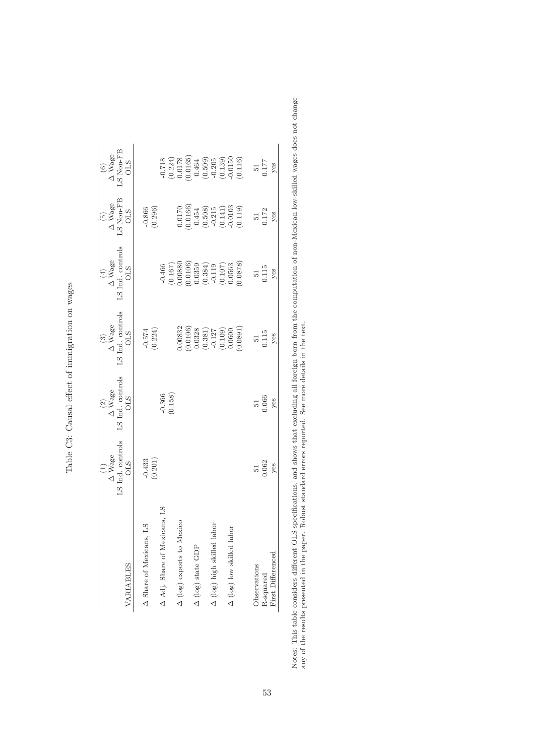Table C3: Causal effect of immigration on wages

| VARIABLES | (1)<br>Δ Wage<br>LS Ind. controls<br>OLS | (2)<br>Δ Wage<br>LS Ind. controls<br>OLS | (3)<br>Δ Wage<br>LS Ind. controls<br>OLS | (4)<br>Δ Wage<br>LS Ind. controls<br>OLS | (5)<br>Δ Wage<br>LS Non-FB<br>OLS | (6)<br>Δ Wage<br>LS Non-FB<br>OLS |
|---|---|---|---|---|---|---|
| Δ Share of Mexicans, LS | -0.433 | | -0.574 | | -0.866 | |
| | (0.201) | | (0.224) | | (0.296) | |
| Δ Adj. Share of Mexicans, LS | | -0.366 | | -0.466 | | -0.718 |
| | | (0.158) | | (0.167) | | (0.224) |
| Δ (log) exports to Mexico | | | 0.00832 | 0.00880 | 0.0170 | 0.0178 |
| | | | (0.0106) | (0.0106) | (0.0166) | (0.0165) |
| Δ (log) state GDP | | | 0.0328 | 0.0359 | 0.454 | 0.464 |
| | | | (0.381) | (0.384) | (0.508) | (0.509) |
| Δ (log) high skilled labor | | | -0.127 | -0.119 | -0.215 | -0.205 |
| | | | (0.109) | (0.107) | (0.141) | (0.139) |
| Δ (log) low skilled labor | | | 0.0600 | 0.0563 | -0.0103 | -0.0150 |
| | | | (0.0891) | (0.0878) | (0.119) | (0.116) |
| Observations | 51 | 51 | 51 | 51 | 51 | 51 |
| R-squared | 0.062 | 0.066 | 0.115 | 0.115 | 0.172 | 0.177 |
| First Differenced | yes | yes | yes | yes | yes | yes |

Notes: This table considers different OLS specifications, and shows that excluding all foreign born from the computation of non-Mexican low-skilled wages does not change any of the results presented in the paper. Robust standard errors reported. See more details in the text.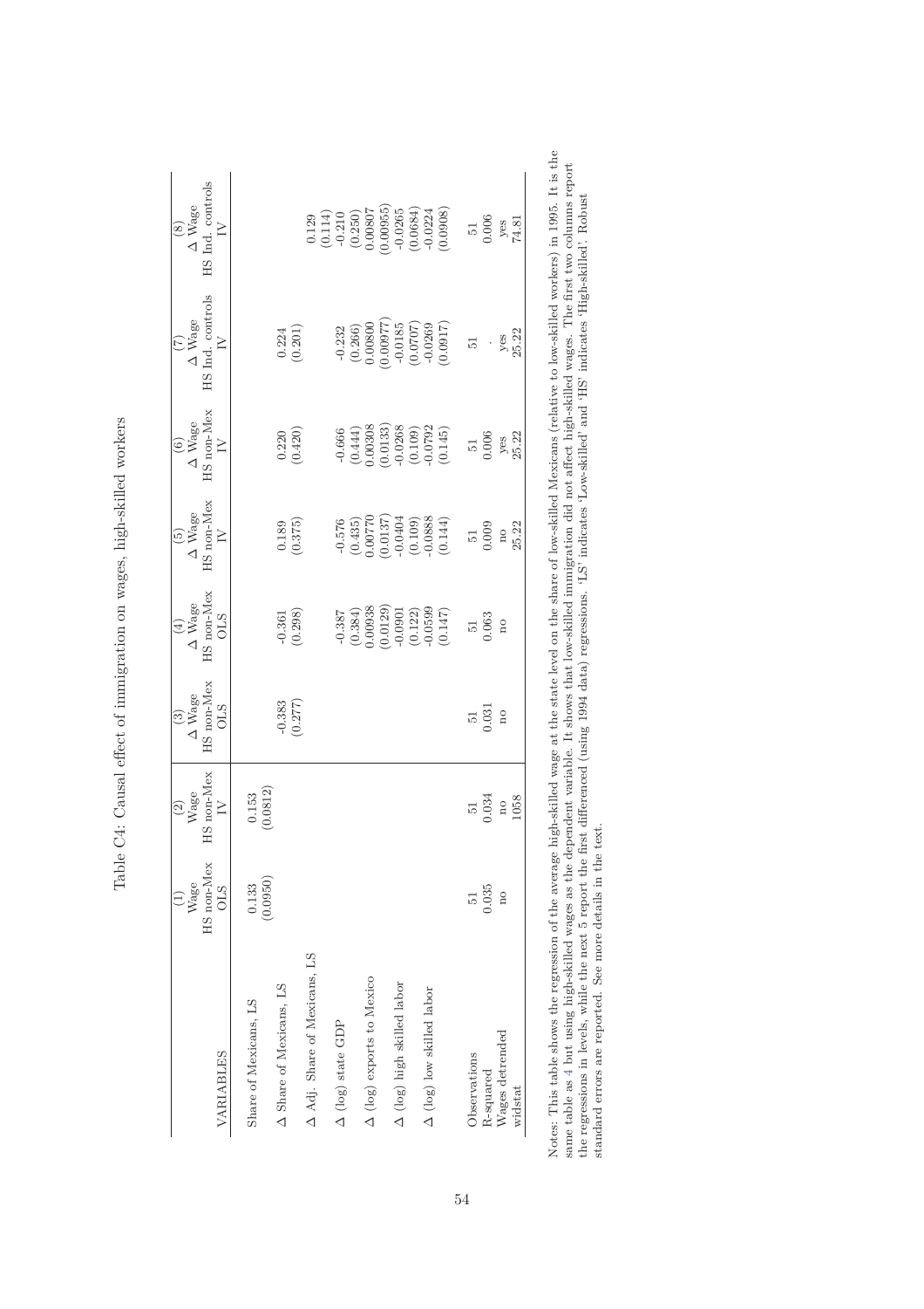Table C4: Causal effect of immigration on wages, high-skilled workers

| VARIABLES | (1) Wage HS non-Mex OLS | (2) Wage HS non-Mex IV | (3) Δ Wage HS non-Mex OLS | (4) Δ Wage HS non-Mex OLS | (5) Δ Wage HS non-Mex IV | (6) Δ Wage HS non-Mex IV | (7) Δ Wage HS Ind. controls IV | (8) Δ Wage HS Ind. controls IV |
|---|---|---|---|---|---|---|---|---|
| Share of Mexicans, LS | 0.133 | 0.153 | | | | | | |
| | (0.0950) | (0.0812) | | | | | | |
| Δ Share of Mexicans, LS | | | -0.383 | -0.361 | 0.189 | 0.220 | 0.224 | |
| | | | (0.277) | (0.298) | (0.375) | (0.420) | (0.201) | |
| Δ Adj. Share of Mexicans, LS | | | | | | | | 0.129 |
| | | | | | | | | (0.114) |
| Δ (log) state GDP | | | | -0.387 | -0.576 | -0.666 | -0.232 | -0.210 |
| | | | | (0.384) | (0.435) | (0.444) | (0.266) | (0.250) |
| Δ (log) exports to Mexico | | | | 0.00938 | 0.00770 | 0.00308 | 0.00800 | 0.00807 |
| | | | | (0.0129) | (0.0137) | (0.0133) | (0.00977) | (0.00955) |
| Δ (log) high skilled labor | | | | -0.0901 | -0.0404 | -0.0268 | -0.0185 | -0.0265 |
| | | | | (0.122) | (0.109) | (0.109) | (0.0707) | (0.0684) |
| Δ (log) low skilled labor | | | | -0.0599 | -0.0888 | -0.0792 | -0.0269 | -0.0224 |
| | | | | (0.147) | (0.144) | (0.145) | (0.0917) | (0.0908) |
| Observations | 51 | 51 | 51 | 51 | 51 | 51 | 51 | 51 |
| R-squared | 0.035 | 0.034 | 0.031 | 0.063 | 0.009 | 0.006 | . | 0.006 |
| Wages detrended | no | no | no | no | no | yes | yes | yes |
| widstat | | 1058 | | | 25.22 | 25.22 | 25.22 | 74.81 |

Notes: This table shows the regression of the average high-skilled wage at the state level on the share of low-skilled Mexicans (relative to low-skilled workers) in 1995. It is the same table as 4 but using high-skilled wages as the dependent variable. It shows that low-skilled immigration did not affect high-skilled wages. The first two columns report the regressions in levels, while the next 5 report the first differenced (using 1994 data) regressions. 'LS' indicates 'Low-skilled' and 'HS' indicates 'High-skilled'. Robust standard errors are reported. See more details in the text.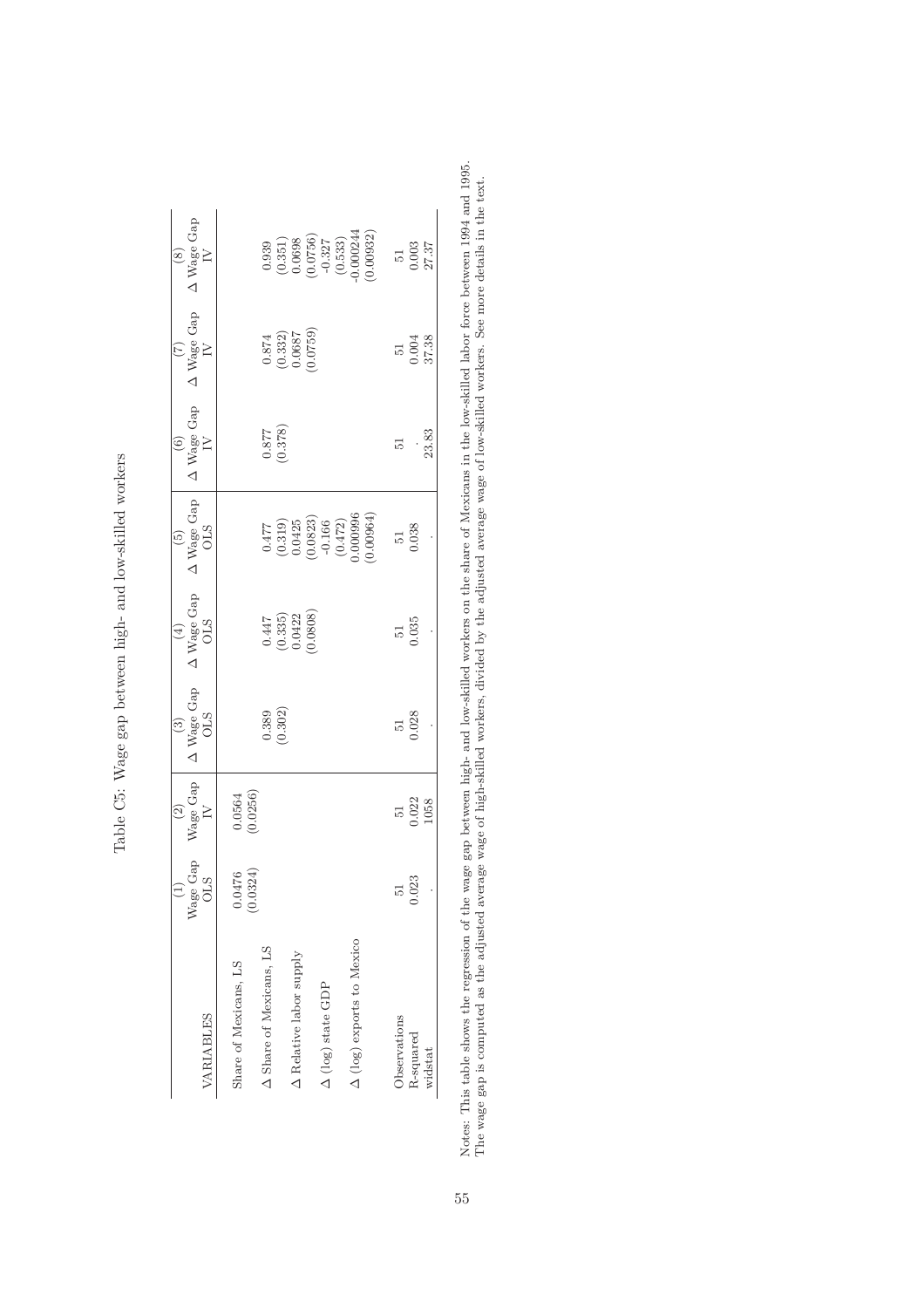Table C5: Wage gap between high- and low-skilled workers

| VARIABLES | (1) Wage Gap OLS | (2) Wage Gap IV | (3) Δ Wage Gap OLS | (4) Δ Wage Gap OLS | (5) Δ Wage Gap OLS | (6) Δ Wage Gap IV | (7) Δ Wage Gap IV | (8) Δ Wage Gap IV |
|---|---|---|---|---|---|---|---|---|
| Share of Mexicans, LS | 0.0476 | 0.0564 | | | | | | |
| | (0.0324) | (0.0256) | | | | | | |
| Δ Share of Mexicans, LS | | | 0.389 | 0.447 | 0.477 | 0.877 | 0.874 | 0.939 |
| | | | (0.302) | (0.335) | (0.319) | (0.378) | (0.332) | (0.351) |
| Δ Relative labor supply | | | | 0.0422 | 0.0425 | | 0.0687 | 0.0698 |
| | | | | (0.0808) | (0.0823) | | (0.0759) | (0.0756) |
| Δ (log) state GDP | | | | | -0.166 | | | -0.327 |
| | | | | | (0.472) | | | (0.533) |
| Δ (log) exports to Mexico | | | | | 0.000996 | | | -0.000244 |
| | | | | | (0.00964) | | | (0.00932) |
| Observations | 51 | 51 | 51 | 51 | 51 | 51 | 51 | 51 |
| R-squared | 0.023 | 0.022 | 0.028 | 0.035 | 0.038 | . | 0.004 | 0.003 |
| widstat | . | 1058 | . | . | . | 23.83 | 37.38 | 27.37 |

Notes: This table shows the regression of the wage gap between high- and low-skilled workers on the share of Mexicans in the low-skilled labor force between 1994 and 1995. The wage gap is computed as the adjusted average wage of high-skilled workers, divided by the adjusted average wage of low-skilled workers. See more details in the text.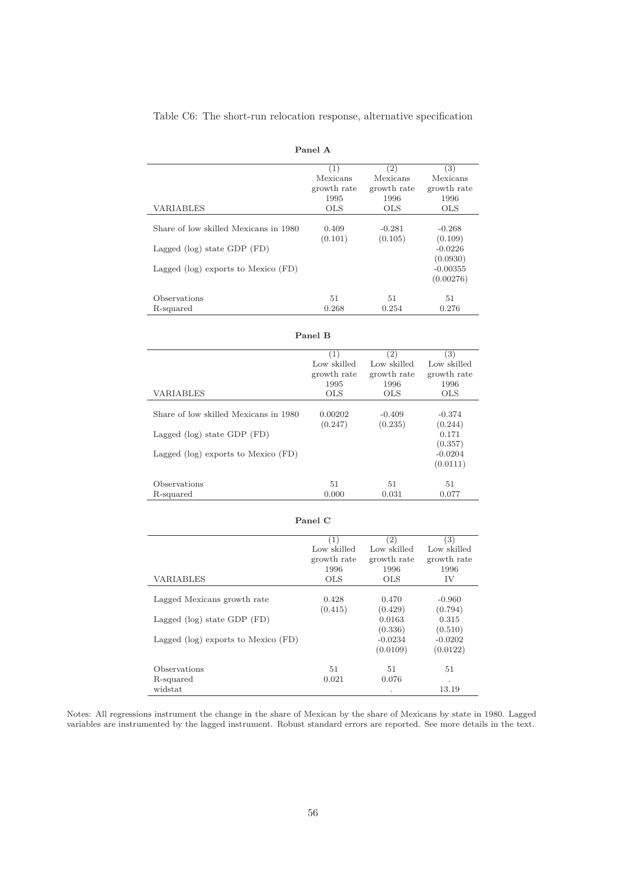Table C6: The short-run relocation response, alternative specification

**Panel A**

| VARIABLES | (1) Mexicans growth rate 1995 OLS | (2) Mexicans growth rate 1996 OLS | (3) Mexicans growth rate 1996 OLS |
|---|---|---|---|
| Share of low skilled Mexicans in 1980 | 0.409 | -0.281 | -0.268 |
| | (0.101) | (0.105) | (0.109) |
| Lagged (log) state GDP (FD) | | | -0.0226 |
| | | | (0.0930) |
| Lagged (log) exports to Mexico (FD) | | | -0.00355 |
| | | | (0.00276) |
| Observations | 51 | 51 | 51 |
| R-squared | 0.268 | 0.254 | 0.276 |

**Panel B**

| VARIABLES | (1) Low skilled growth rate 1995 OLS | (2) Low skilled growth rate 1996 OLS | (3) Low skilled growth rate 1996 OLS |
|---|---|---|---|
| Share of low skilled Mexicans in 1980 | 0.00202 | -0.409 | -0.374 |
| | (0.247) | (0.235) | (0.244) |
| Lagged (log) state GDP (FD) | | | 0.171 |
| | | | (0.357) |
| Lagged (log) exports to Mexico (FD) | | | -0.0204 |
| | | | (0.0111) |
| Observations | 51 | 51 | 51 |
| R-squared | 0.000 | 0.031 | 0.077 |

**Panel C**

| VARIABLES | (1) Low skilled growth rate 1996 OLS | (2) Low skilled growth rate 1996 OLS | (3) Low skilled growth rate 1996 IV |
|---|---|---|---|
| Lagged Mexicans growth rate | 0.428 | 0.470 | -0.960 |
| | (0.415) | (0.429) | (0.794) |
| Lagged (log) state GDP (FD) | | 0.0163 | 0.315 |
| | | (0.336) | (0.510) |
| Lagged (log) exports to Mexico (FD) | | -0.0234 | -0.0202 |
| | | (0.0109) | (0.0122) |
| Observations | 51 | 51 | 51 |
| R-squared | 0.021 | 0.076 | . |
| widstat | | . | 13.19 |

Notes: All regressions instrument the change in the share of Mexican by the share of Mexicans by state in 1980. Lagged variables are instrumented by the lagged instrument. Robust standard errors are reported. See more details in the text.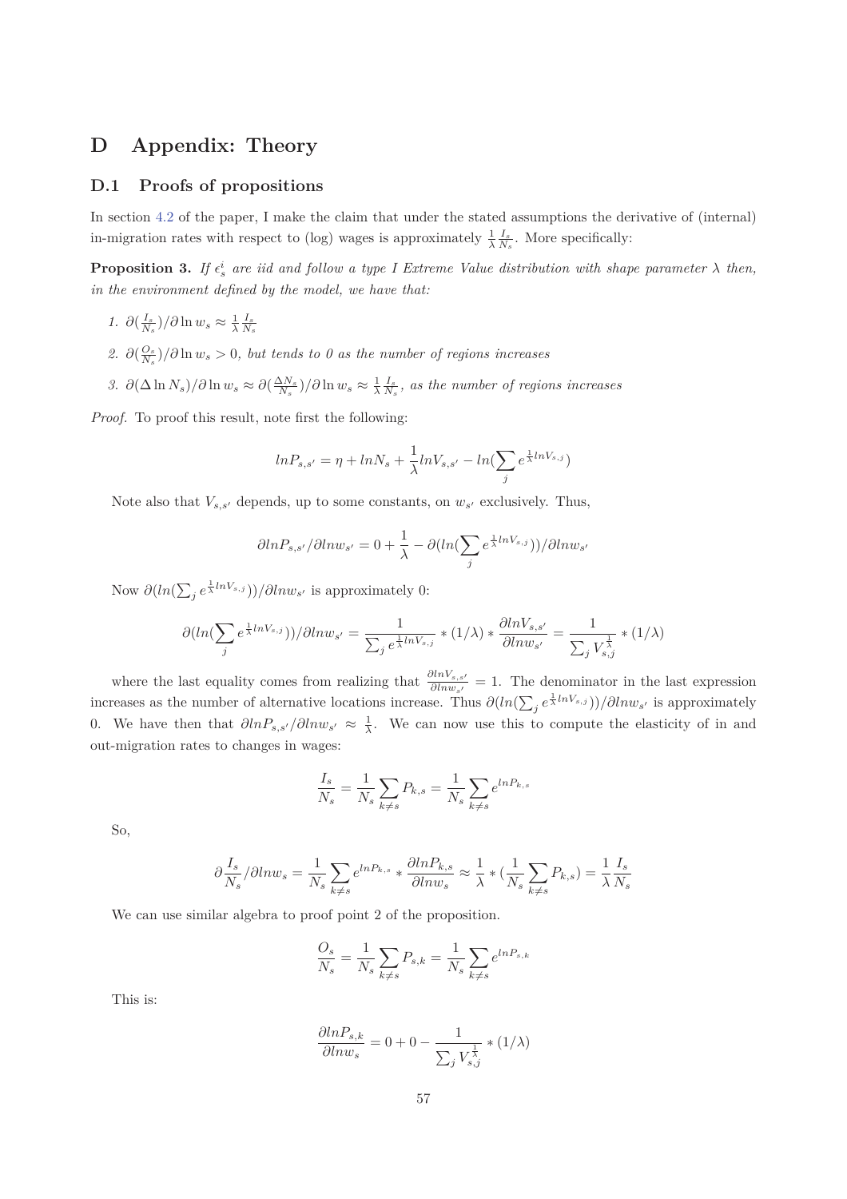# D Appendix: Theory

## D.1 Proofs of propositions

In section 4.2 of the paper, I make the claim that under the stated assumptions the derivative of (internal) in-migration rates with respect to (log) wages is approximately $\frac{1}{\lambda}\frac{I_s}{N_s}$. More specifically:

**Proposition 3.** *If $\epsilon_s^i$ are iid and follow a type I Extreme Value distribution with shape parameter $\lambda$ then, in the environment defined by the model, we have that:*

1. $\partial(\frac{I_s}{N_s})/\partial \ln w_s \approx \frac{1}{\lambda}\frac{I_s}{N_s}$
2. $\partial(\frac{O_s}{N_s})/\partial \ln w_s > 0$, *but tends to 0 as the number of regions increases*
3. $\partial(\Delta \ln N_s)/\partial \ln w_s \approx \partial(\frac{\Delta N_s}{N_s})/\partial \ln w_s \approx \frac{1}{\lambda}\frac{I_s}{N_s}$, *as the number of regions increases*

*Proof.* To proof this result, note first the following:

$$lnP_{s,s'} = \eta + lnN_s + \frac{1}{\lambda}lnV_{s,s'} - ln(\sum_j e^{\frac{1}{\lambda}lnV_{s,j}})$$

Note also that $V_{s,s'}$ depends, up to some constants, on $w_{s'}$ exclusively. Thus,

$$\partial lnP_{s,s'}/\partial lnw_{s'} = 0 + \frac{1}{\lambda} - \partial(ln(\sum_j e^{\frac{1}{\lambda}lnV_{s,j}}))/\partial lnw_{s'}$$

Now $\partial(ln(\sum_j e^{\frac{1}{\lambda}lnV_{s,j}}))/\partial lnw_{s'}$ is approximately 0:

$$\partial(ln(\sum_j e^{\frac{1}{\lambda}lnV_{s,j}}))/\partial lnw_{s'} = \frac{1}{\sum_j e^{\frac{1}{\lambda}lnV_{s,j}}} * (1/\lambda) * \frac{\partial lnV_{s,s'}}{\partial lnw_{s'}} = \frac{1}{\sum_j V_{s,j}^{\frac{1}{\lambda}}} * (1/\lambda)$$

where the last equality comes from realizing that $\frac{\partial lnV_{s,s'}}{\partial lnw_{s'}} = 1$. The denominator in the last expression increases as the number of alternative locations increase. Thus $\partial(ln(\sum_j e^{\frac{1}{\lambda}lnV_{s,j}}))/\partial lnw_{s'}$ is approximately 0. We have then that $\partial lnP_{s,s'}/\partial lnw_{s'} \approx \frac{1}{\lambda}$. We can now use this to compute the elasticity of in and out-migration rates to changes in wages:

$$\frac{I_s}{N_s} = \frac{1}{N_s}\sum_{k \neq s} P_{k,s} = \frac{1}{N_s}\sum_{k \neq s} e^{lnP_{k,s}}$$

So,

$$\partial\frac{I_s}{N_s}/\partial lnw_s = \frac{1}{N_s}\sum_{k \neq s} e^{lnP_{k,s}} * \frac{\partial lnP_{k,s}}{\partial lnw_s} \approx \frac{1}{\lambda} * (\frac{1}{N_s}\sum_{k \neq s} P_{k,s}) = \frac{1}{\lambda}\frac{I_s}{N_s}$$

We can use similar algebra to proof point 2 of the proposition.

$$\frac{O_s}{N_s} = \frac{1}{N_s}\sum_{k \neq s} P_{s,k} = \frac{1}{N_s}\sum_{k \neq s} e^{lnP_{s,k}}$$

This is:

$$\frac{\partial lnP_{s,k}}{\partial lnw_s} = 0 + 0 - \frac{1}{\sum_j V_{s,j}^{\frac{1}{\lambda}}} * (1/\lambda)$$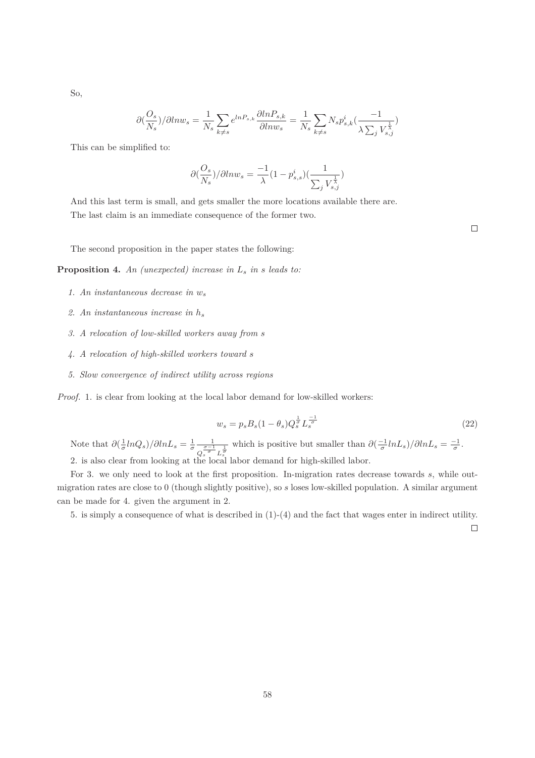So,

$$\partial(\frac{O_s}{N_s})/\partial lnw_s = \frac{1}{N_s}\sum_{k\neq s} e^{lnP_{s,k}}\frac{\partial lnP_{s,k}}{\partial lnw_s} = \frac{1}{N_s}\sum_{k\neq s} N_s p^i_{s,k}(\frac{-1}{\lambda\sum_j V_{s,j}^{\frac{1}{\lambda}}})$$

This can be simplified to:

$$\partial(\frac{O_s}{N_s})/\partial lnw_s = \frac{-1}{\lambda}(1-p^i_{s,s})(\frac{1}{\sum_j V_{s,j}^{\frac{1}{\lambda}}})$$

And this last term is small, and gets smaller the more locations available there are.

The last claim is an immediate consequence of the former two. □

The second proposition in the paper states the following:

**Proposition 4.** *An (unexpected) increase in $L_s$ in $s$ leads to:*

1. *An instantaneous decrease in $w_s$*
2. *An instantaneous increase in $h_s$*
3. *A relocation of low-skilled workers away from $s$*
4. *A relocation of high-skilled workers toward $s$*
5. *Slow convergence of indirect utility across regions*

*Proof.* 1. is clear from looking at the local labor demand for low-skilled workers:

$$w_s = p_s B_s(1-\theta_s)Q_s^{\frac{1}{\sigma}} L_s^{\frac{-1}{\sigma}} \tag{22}$$

Note that $\partial(\frac{1}{\sigma}lnQ_s)/\partial lnL_s = \frac{1}{\sigma}\frac{1}{Q_s^{\frac{\sigma-1}{\sigma}}L_s^{\frac{1}{\sigma}}}$ which is positive but smaller than $\partial(\frac{-1}{\sigma}lnL_s)/\partial lnL_s = \frac{-1}{\sigma}$.

2. is also clear from looking at the local labor demand for high-skilled labor.

For 3. we only need to look at the first proposition. In-migration rates decrease towards $s$, while out-migration rates are close to 0 (though slightly positive), so $s$ loses low-skilled population. A similar argument can be made for 4. given the argument in 2.

5. is simply a consequence of what is described in (1)-(4) and the fact that wages enter in indirect utility. □